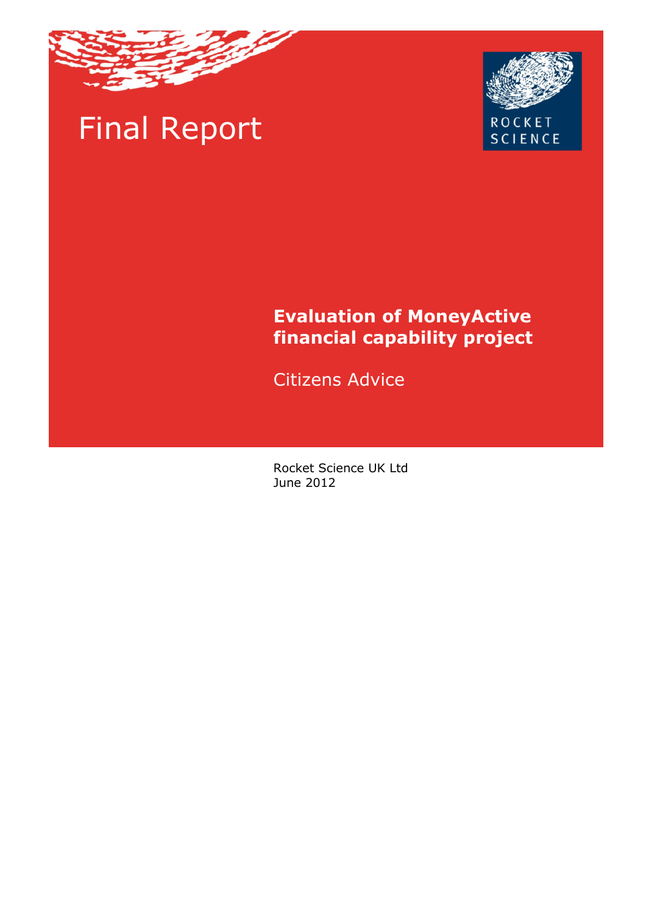# Final Report

ROCKET SCIENCE

## Evaluation of MoneyActive financial capability project

Citizens Advice

Rocket Science UK Ltd
June 2012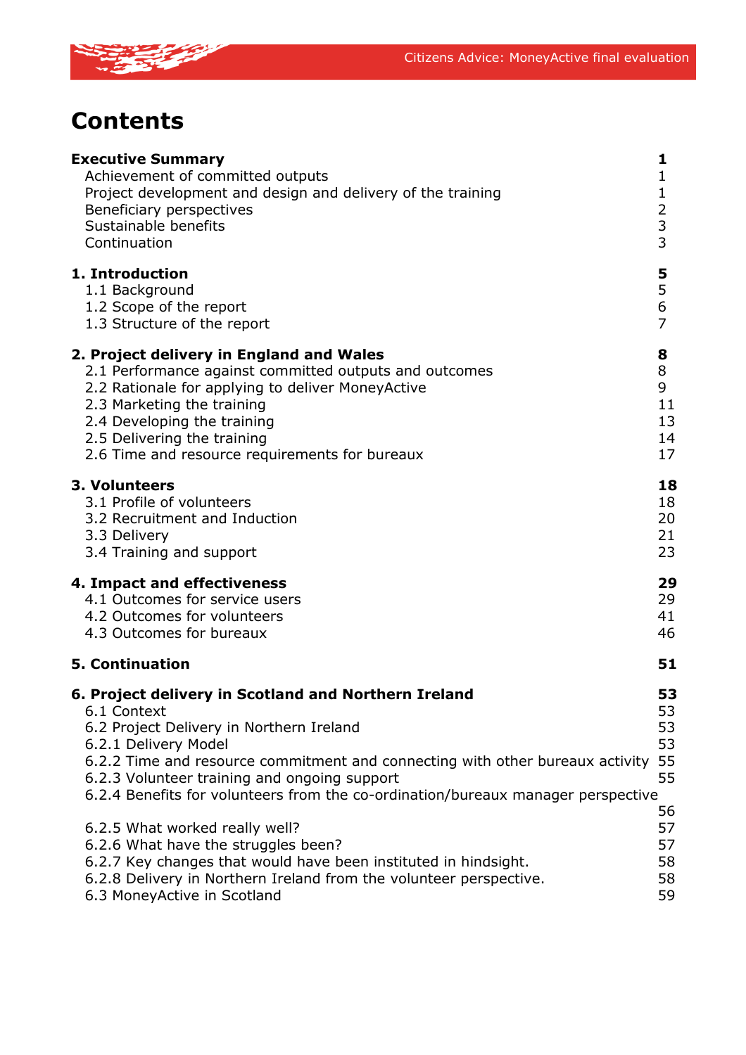# Contents

| | |
|---|---|
| **Executive Summary** | **1** |
| Achievement of committed outputs | 1 |
| Project development and design and delivery of the training | 1 |
| Beneficiary perspectives | 2 |
| Sustainable benefits | 3 |
| Continuation | 3 |
| **1. Introduction** | **5** |
| 1.1 Background | 5 |
| 1.2 Scope of the report | 6 |
| 1.3 Structure of the report | 7 |
| **2. Project delivery in England and Wales** | **8** |
| 2.1 Performance against committed outputs and outcomes | 8 |
| 2.2 Rationale for applying to deliver MoneyActive | 9 |
| 2.3 Marketing the training | 11 |
| 2.4 Developing the training | 13 |
| 2.5 Delivering the training | 14 |
| 2.6 Time and resource requirements for bureaux | 17 |
| **3. Volunteers** | **18** |
| 3.1 Profile of volunteers | 18 |
| 3.2 Recruitment and Induction | 20 |
| 3.3 Delivery | 21 |
| 3.4 Training and support | 23 |
| **4. Impact and effectiveness** | **29** |
| 4.1 Outcomes for service users | 29 |
| 4.2 Outcomes for volunteers | 41 |
| 4.3 Outcomes for bureaux | 46 |
| **5. Continuation** | **51** |
| **6. Project delivery in Scotland and Northern Ireland** | **53** |
| 6.1 Context | 53 |
| 6.2 Project Delivery in Northern Ireland | 53 |
| 6.2.1 Delivery Model | 53 |
| 6.2.2 Time and resource commitment and connecting with other bureaux activity | 55 |
| 6.2.3 Volunteer training and ongoing support | 55 |
| 6.2.4 Benefits for volunteers from the co-ordination/bureaux manager perspective | 56 |
| 6.2.5 What worked really well? | 57 |
| 6.2.6 What have the struggles been? | 57 |
| 6.2.7 Key changes that would have been instituted in hindsight. | 58 |
| 6.2.8 Delivery in Northern Ireland from the volunteer perspective. | 58 |
| 6.3 MoneyActive in Scotland | 59 |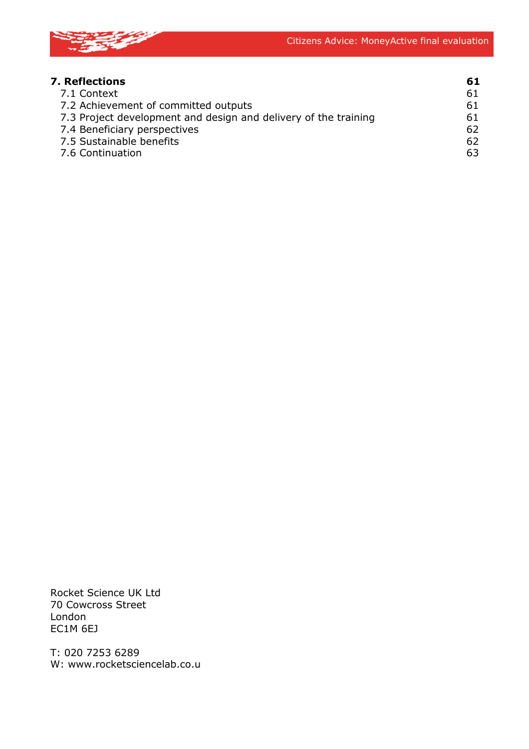| | |
|---|---|
| **7. Reflections** | **61** |
| 7.1 Context | 61 |
| 7.2 Achievement of committed outputs | 61 |
| 7.3 Project development and design and delivery of the training | 61 |
| 7.4 Beneficiary perspectives | 62 |
| 7.5 Sustainable benefits | 62 |
| 7.6 Continuation | 63 |

Rocket Science UK Ltd
70 Cowcross Street
London
EC1M 6EJ

T: 020 7253 6289
W: www.rocketsciencelab.co.u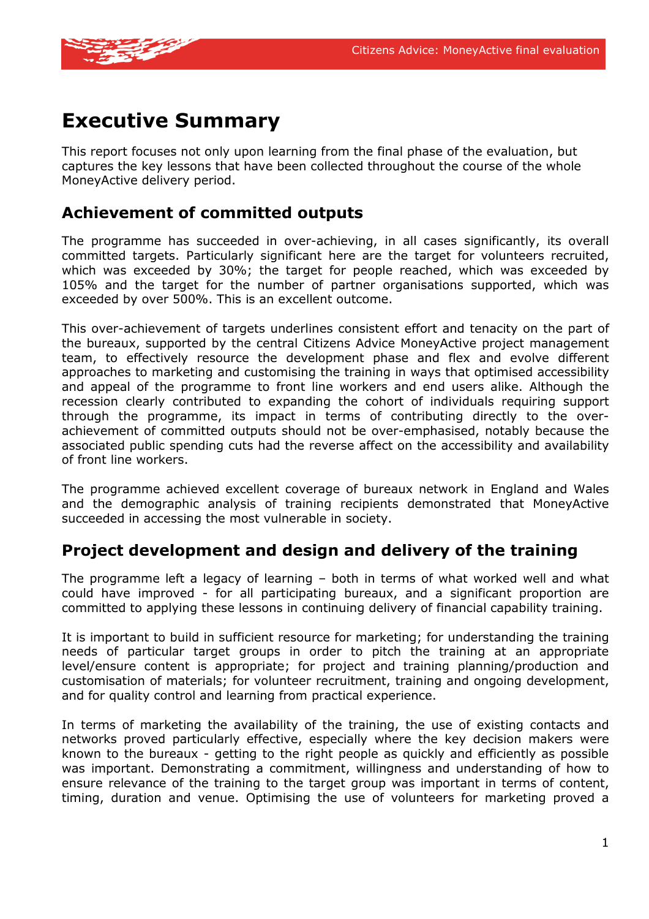# Executive Summary

This report focuses not only upon learning from the final phase of the evaluation, but captures the key lessons that have been collected throughout the course of the whole MoneyActive delivery period.

## Achievement of committed outputs

The programme has succeeded in over-achieving, in all cases significantly, its overall committed targets. Particularly significant here are the target for volunteers recruited, which was exceeded by 30%; the target for people reached, which was exceeded by 105% and the target for the number of partner organisations supported, which was exceeded by over 500%. This is an excellent outcome.

This over-achievement of targets underlines consistent effort and tenacity on the part of the bureaux, supported by the central Citizens Advice MoneyActive project management team, to effectively resource the development phase and flex and evolve different approaches to marketing and customising the training in ways that optimised accessibility and appeal of the programme to front line workers and end users alike. Although the recession clearly contributed to expanding the cohort of individuals requiring support through the programme, its impact in terms of contributing directly to the over-achievement of committed outputs should not be over-emphasised, notably because the associated public spending cuts had the reverse affect on the accessibility and availability of front line workers.

The programme achieved excellent coverage of bureaux network in England and Wales and the demographic analysis of training recipients demonstrated that MoneyActive succeeded in accessing the most vulnerable in society.

## Project development and design and delivery of the training

The programme left a legacy of learning – both in terms of what worked well and what could have improved - for all participating bureaux, and a significant proportion are committed to applying these lessons in continuing delivery of financial capability training.

It is important to build in sufficient resource for marketing; for understanding the training needs of particular target groups in order to pitch the training at an appropriate level/ensure content is appropriate; for project and training planning/production and customisation of materials; for volunteer recruitment, training and ongoing development, and for quality control and learning from practical experience.

In terms of marketing the availability of the training, the use of existing contacts and networks proved particularly effective, especially where the key decision makers were known to the bureaux - getting to the right people as quickly and efficiently as possible was important. Demonstrating a commitment, willingness and understanding of how to ensure relevance of the training to the target group was important in terms of content, timing, duration and venue. Optimising the use of volunteers for marketing proved a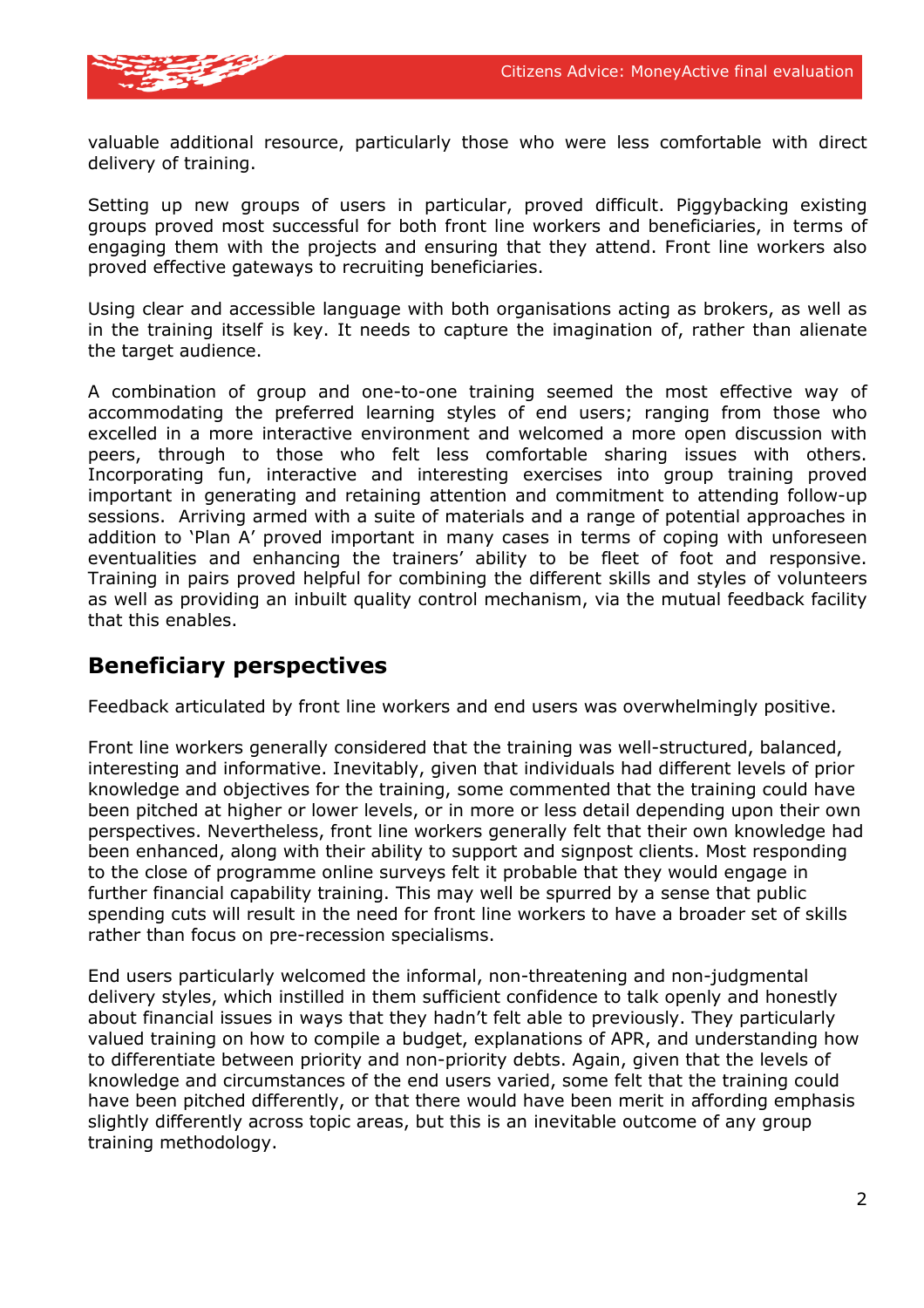valuable additional resource, particularly those who were less comfortable with direct delivery of training.

Setting up new groups of users in particular, proved difficult. Piggybacking existing groups proved most successful for both front line workers and beneficiaries, in terms of engaging them with the projects and ensuring that they attend. Front line workers also proved effective gateways to recruiting beneficiaries.

Using clear and accessible language with both organisations acting as brokers, as well as in the training itself is key. It needs to capture the imagination of, rather than alienate the target audience.

A combination of group and one-to-one training seemed the most effective way of accommodating the preferred learning styles of end users; ranging from those who excelled in a more interactive environment and welcomed a more open discussion with peers, through to those who felt less comfortable sharing issues with others. Incorporating fun, interactive and interesting exercises into group training proved important in generating and retaining attention and commitment to attending follow-up sessions. Arriving armed with a suite of materials and a range of potential approaches in addition to 'Plan A' proved important in many cases in terms of coping with unforeseen eventualities and enhancing the trainers' ability to be fleet of foot and responsive. Training in pairs proved helpful for combining the different skills and styles of volunteers as well as providing an inbuilt quality control mechanism, via the mutual feedback facility that this enables.

## Beneficiary perspectives

Feedback articulated by front line workers and end users was overwhelmingly positive.

Front line workers generally considered that the training was well-structured, balanced, interesting and informative. Inevitably, given that individuals had different levels of prior knowledge and objectives for the training, some commented that the training could have been pitched at higher or lower levels, or in more or less detail depending upon their own perspectives. Nevertheless, front line workers generally felt that their own knowledge had been enhanced, along with their ability to support and signpost clients. Most responding to the close of programme online surveys felt it probable that they would engage in further financial capability training. This may well be spurred by a sense that public spending cuts will result in the need for front line workers to have a broader set of skills rather than focus on pre-recession specialisms.

End users particularly welcomed the informal, non-threatening and non-judgmental delivery styles, which instilled in them sufficient confidence to talk openly and honestly about financial issues in ways that they hadn't felt able to previously. They particularly valued training on how to compile a budget, explanations of APR, and understanding how to differentiate between priority and non-priority debts. Again, given that the levels of knowledge and circumstances of the end users varied, some felt that the training could have been pitched differently, or that there would have been merit in affording emphasis slightly differently across topic areas, but this is an inevitable outcome of any group training methodology.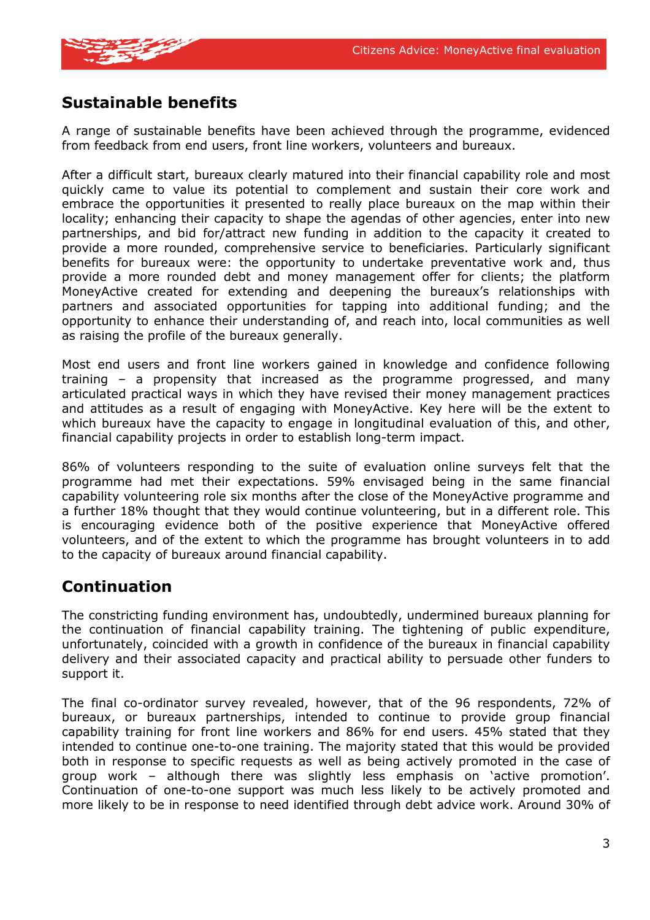## Sustainable benefits

A range of sustainable benefits have been achieved through the programme, evidenced from feedback from end users, front line workers, volunteers and bureaux.

After a difficult start, bureaux clearly matured into their financial capability role and most quickly came to value its potential to complement and sustain their core work and embrace the opportunities it presented to really place bureaux on the map within their locality; enhancing their capacity to shape the agendas of other agencies, enter into new partnerships, and bid for/attract new funding in addition to the capacity it created to provide a more rounded, comprehensive service to beneficiaries. Particularly significant benefits for bureaux were: the opportunity to undertake preventative work and, thus provide a more rounded debt and money management offer for clients; the platform MoneyActive created for extending and deepening the bureaux's relationships with partners and associated opportunities for tapping into additional funding; and the opportunity to enhance their understanding of, and reach into, local communities as well as raising the profile of the bureaux generally.

Most end users and front line workers gained in knowledge and confidence following training – a propensity that increased as the programme progressed, and many articulated practical ways in which they have revised their money management practices and attitudes as a result of engaging with MoneyActive. Key here will be the extent to which bureaux have the capacity to engage in longitudinal evaluation of this, and other, financial capability projects in order to establish long-term impact.

86% of volunteers responding to the suite of evaluation online surveys felt that the programme had met their expectations. 59% envisaged being in the same financial capability volunteering role six months after the close of the MoneyActive programme and a further 18% thought that they would continue volunteering, but in a different role. This is encouraging evidence both of the positive experience that MoneyActive offered volunteers, and of the extent to which the programme has brought volunteers in to add to the capacity of bureaux around financial capability.

## Continuation

The constricting funding environment has, undoubtedly, undermined bureaux planning for the continuation of financial capability training. The tightening of public expenditure, unfortunately, coincided with a growth in confidence of the bureaux in financial capability delivery and their associated capacity and practical ability to persuade other funders to support it.

The final co-ordinator survey revealed, however, that of the 96 respondents, 72% of bureaux, or bureaux partnerships, intended to continue to provide group financial capability training for front line workers and 86% for end users. 45% stated that they intended to continue one-to-one training. The majority stated that this would be provided both in response to specific requests as well as being actively promoted in the case of group work – although there was slightly less emphasis on 'active promotion'. Continuation of one-to-one support was much less likely to be actively promoted and more likely to be in response to need identified through debt advice work. Around 30% of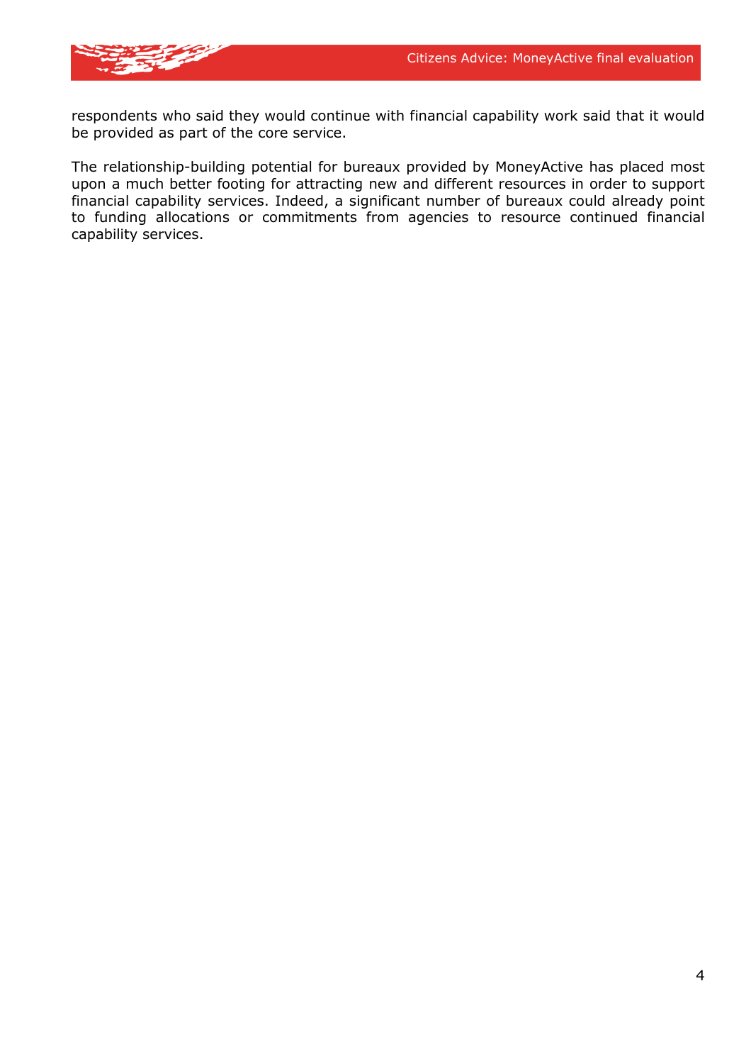respondents who said they would continue with financial capability work said that it would be provided as part of the core service.

The relationship-building potential for bureaux provided by MoneyActive has placed most upon a much better footing for attracting new and different resources in order to support financial capability services. Indeed, a significant number of bureaux could already point to funding allocations or commitments from agencies to resource continued financial capability services.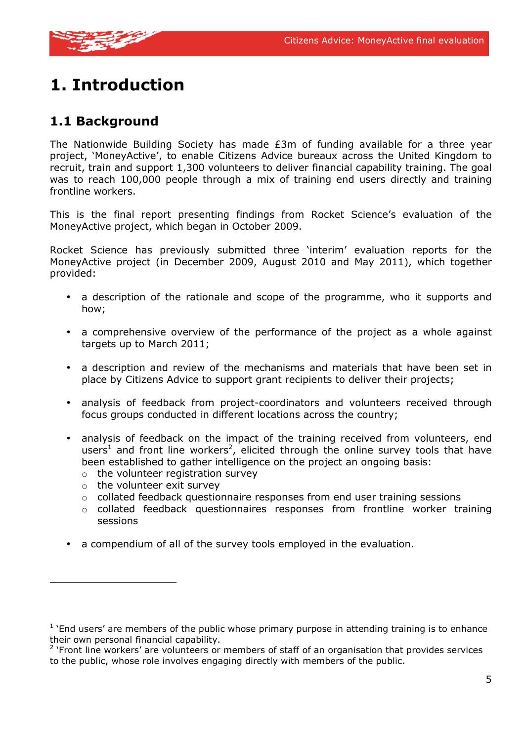# 1. Introduction

## 1.1 Background

The Nationwide Building Society has made £3m of funding available for a three year project, 'MoneyActive', to enable Citizens Advice bureaux across the United Kingdom to recruit, train and support 1,300 volunteers to deliver financial capability training. The goal was to reach 100,000 people through a mix of training end users directly and training frontline workers.

This is the final report presenting findings from Rocket Science's evaluation of the MoneyActive project, which began in October 2009.

Rocket Science has previously submitted three 'interim' evaluation reports for the MoneyActive project (in December 2009, August 2010 and May 2011), which together provided:

- a description of the rationale and scope of the programme, who it supports and how;
- a comprehensive overview of the performance of the project as a whole against targets up to March 2011;
- a description and review of the mechanisms and materials that have been set in place by Citizens Advice to support grant recipients to deliver their projects;
- analysis of feedback from project-coordinators and volunteers received through focus groups conducted in different locations across the country;
- analysis of feedback on the impact of the training received from volunteers, end users[1] and front line workers[2], elicited through the online survey tools that have been established to gather intelligence on the project an ongoing basis:
  - the volunteer registration survey
  - the volunteer exit survey
  - collated feedback questionnaire responses from end user training sessions
  - collated feedback questionnaires responses from frontline worker training sessions
- a compendium of all of the survey tools employed in the evaluation.

[1] 'End users' are members of the public whose primary purpose in attending training is to enhance their own personal financial capability.

[2] 'Front line workers' are volunteers or members of staff of an organisation that provides services to the public, whose role involves engaging directly with members of the public.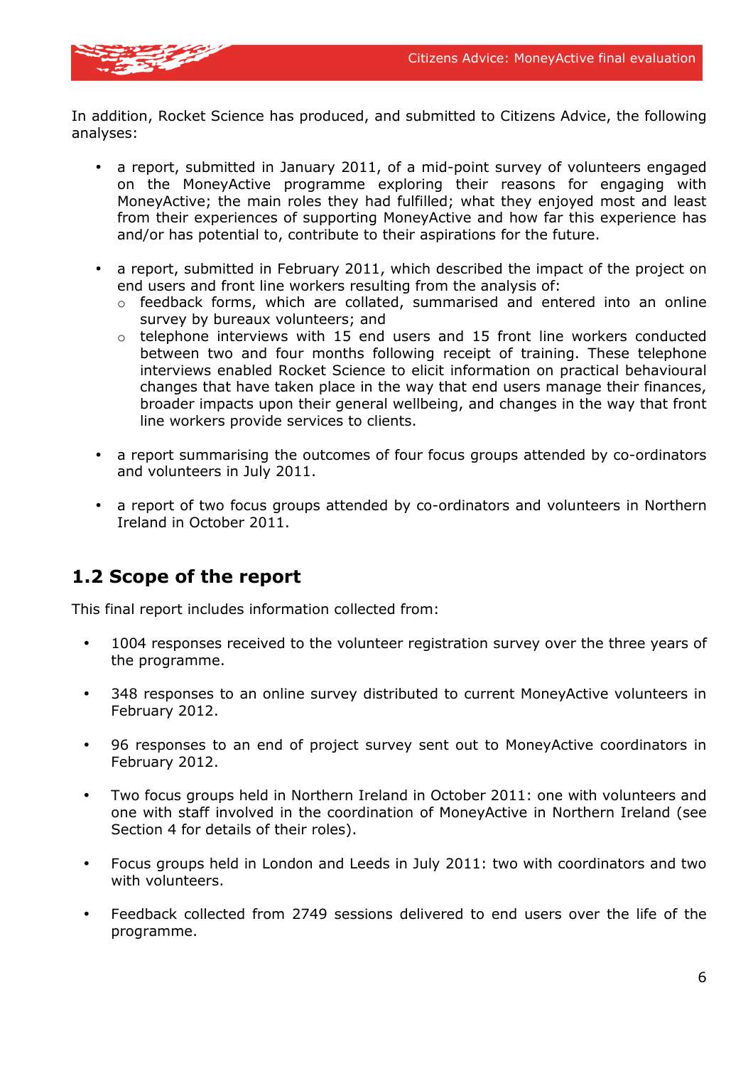In addition, Rocket Science has produced, and submitted to Citizens Advice, the following analyses:

- a report, submitted in January 2011, of a mid-point survey of volunteers engaged on the MoneyActive programme exploring their reasons for engaging with MoneyActive; the main roles they had fulfilled; what they enjoyed most and least from their experiences of supporting MoneyActive and how far this experience has and/or has potential to, contribute to their aspirations for the future.

- a report, submitted in February 2011, which described the impact of the project on end users and front line workers resulting from the analysis of:
  - feedback forms, which are collated, summarised and entered into an online survey by bureaux volunteers; and
  - telephone interviews with 15 end users and 15 front line workers conducted between two and four months following receipt of training. These telephone interviews enabled Rocket Science to elicit information on practical behavioural changes that have taken place in the way that end users manage their finances, broader impacts upon their general wellbeing, and changes in the way that front line workers provide services to clients.

- a report summarising the outcomes of four focus groups attended by co-ordinators and volunteers in July 2011.

- a report of two focus groups attended by co-ordinators and volunteers in Northern Ireland in October 2011.

## 1.2 Scope of the report

This final report includes information collected from:

- 1004 responses received to the volunteer registration survey over the three years of the programme.

- 348 responses to an online survey distributed to current MoneyActive volunteers in February 2012.

- 96 responses to an end of project survey sent out to MoneyActive coordinators in February 2012.

- Two focus groups held in Northern Ireland in October 2011: one with volunteers and one with staff involved in the coordination of MoneyActive in Northern Ireland (see Section 4 for details of their roles).

- Focus groups held in London and Leeds in July 2011: two with coordinators and two with volunteers.

- Feedback collected from 2749 sessions delivered to end users over the life of the programme.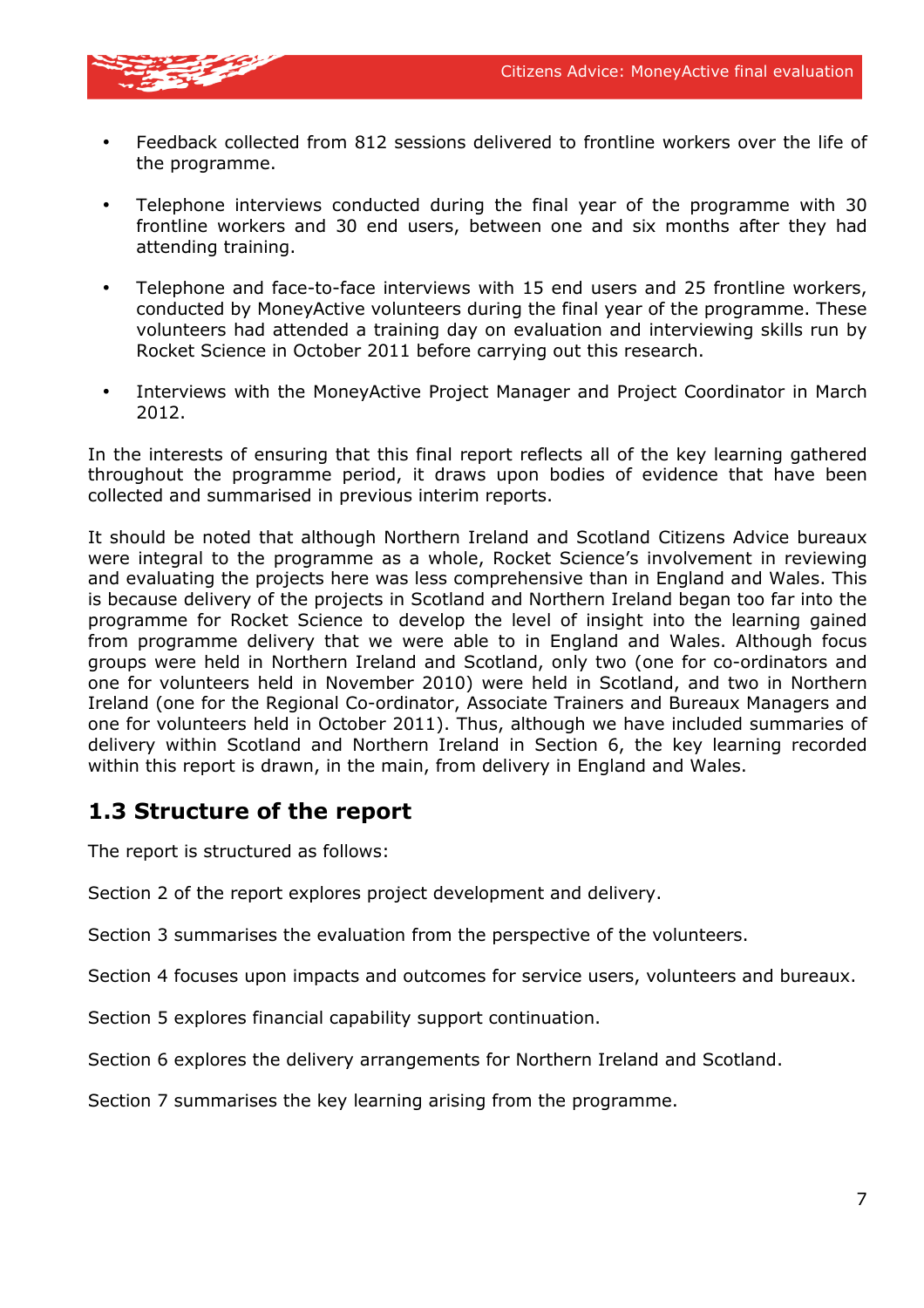- Feedback collected from 812 sessions delivered to frontline workers over the life of the programme.
- Telephone interviews conducted during the final year of the programme with 30 frontline workers and 30 end users, between one and six months after they had attending training.
- Telephone and face-to-face interviews with 15 end users and 25 frontline workers, conducted by MoneyActive volunteers during the final year of the programme. These volunteers had attended a training day on evaluation and interviewing skills run by Rocket Science in October 2011 before carrying out this research.
- Interviews with the MoneyActive Project Manager and Project Coordinator in March 2012.

In the interests of ensuring that this final report reflects all of the key learning gathered throughout the programme period, it draws upon bodies of evidence that have been collected and summarised in previous interim reports.

It should be noted that although Northern Ireland and Scotland Citizens Advice bureaux were integral to the programme as a whole, Rocket Science's involvement in reviewing and evaluating the projects here was less comprehensive than in England and Wales. This is because delivery of the projects in Scotland and Northern Ireland began too far into the programme for Rocket Science to develop the level of insight into the learning gained from programme delivery that we were able to in England and Wales. Although focus groups were held in Northern Ireland and Scotland, only two (one for co-ordinators and one for volunteers held in November 2010) were held in Scotland, and two in Northern Ireland (one for the Regional Co-ordinator, Associate Trainers and Bureaux Managers and one for volunteers held in October 2011). Thus, although we have included summaries of delivery within Scotland and Northern Ireland in Section 6, the key learning recorded within this report is drawn, in the main, from delivery in England and Wales.

## 1.3 Structure of the report

The report is structured as follows:

Section 2 of the report explores project development and delivery.

Section 3 summarises the evaluation from the perspective of the volunteers.

Section 4 focuses upon impacts and outcomes for service users, volunteers and bureaux.

Section 5 explores financial capability support continuation.

Section 6 explores the delivery arrangements for Northern Ireland and Scotland.

Section 7 summarises the key learning arising from the programme.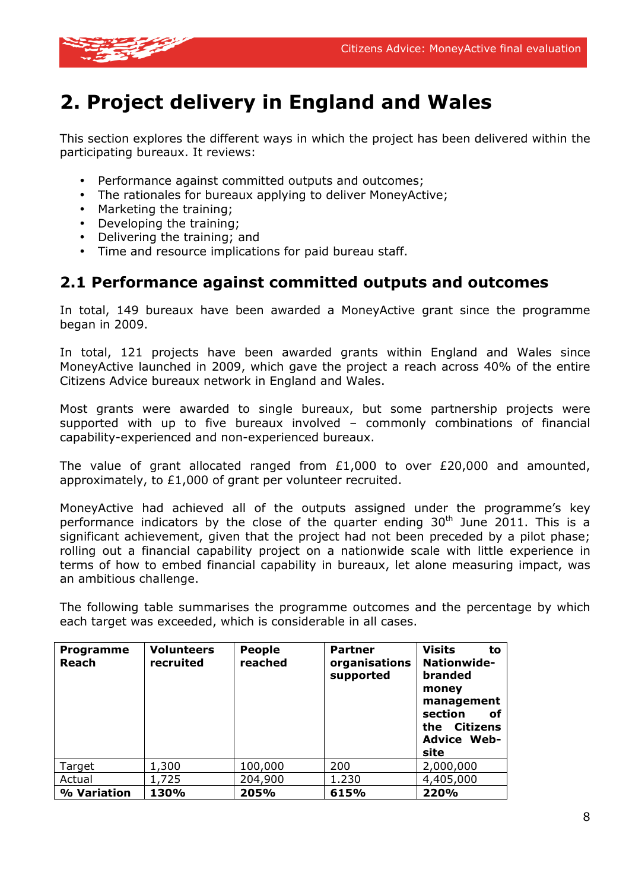# 2. Project delivery in England and Wales

This section explores the different ways in which the project has been delivered within the participating bureaux. It reviews:

- Performance against committed outputs and outcomes;
- The rationales for bureaux applying to deliver MoneyActive;
- Marketing the training;
- Developing the training;
- Delivering the training; and
- Time and resource implications for paid bureau staff.

## 2.1 Performance against committed outputs and outcomes

In total, 149 bureaux have been awarded a MoneyActive grant since the programme began in 2009.

In total, 121 projects have been awarded grants within England and Wales since MoneyActive launched in 2009, which gave the project a reach across 40% of the entire Citizens Advice bureaux network in England and Wales.

Most grants were awarded to single bureaux, but some partnership projects were supported with up to five bureaux involved – commonly combinations of financial capability-experienced and non-experienced bureaux.

The value of grant allocated ranged from £1,000 to over £20,000 and amounted, approximately, to £1,000 of grant per volunteer recruited.

MoneyActive had achieved all of the outputs assigned under the programme's key performance indicators by the close of the quarter ending 30th June 2011. This is a significant achievement, given that the project had not been preceded by a pilot phase; rolling out a financial capability project on a nationwide scale with little experience in terms of how to embed financial capability in bureaux, let alone measuring impact, was an ambitious challenge.

The following table summarises the programme outcomes and the percentage by which each target was exceeded, which is considerable in all cases.

| **Programme Reach** | **Volunteers recruited** | **People reached** | **Partner organisations supported** | **Visits to Nationwide-branded money management section of the Citizens Advice Web-site** |
|---|---|---|---|---|
| Target | 1,300 | 100,000 | 200 | 2,000,000 |
| Actual | 1,725 | 204,900 | 1.230 | 4,405,000 |
| **% Variation** | **130%** | **205%** | **615%** | **220%** |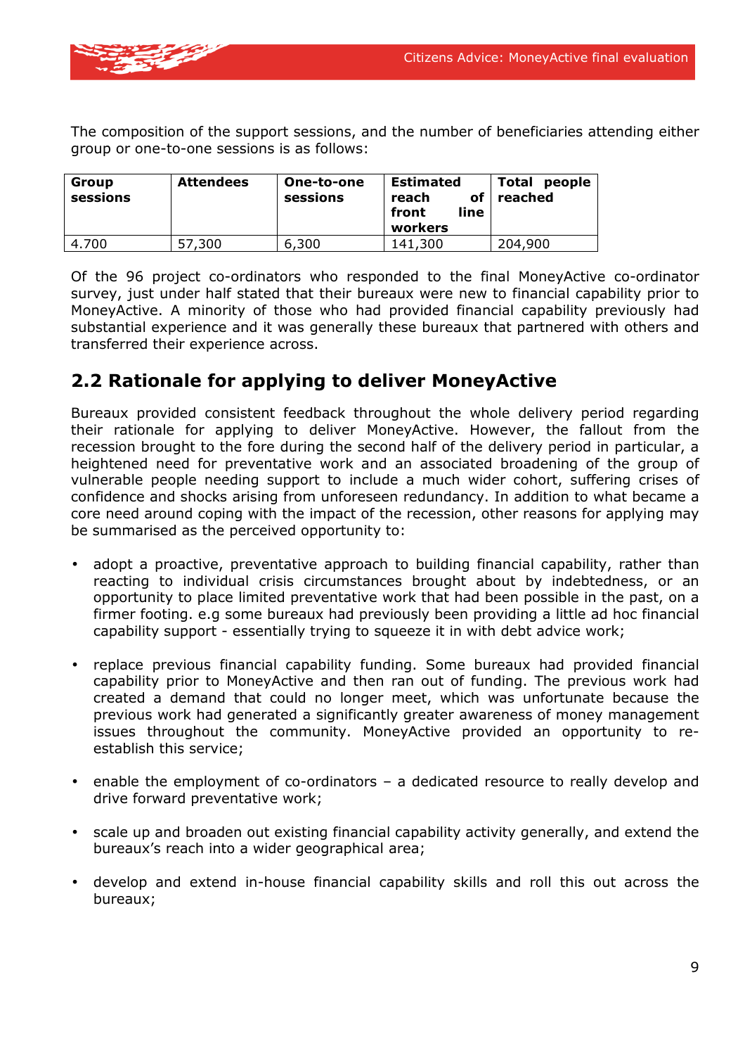The composition of the support sessions, and the number of beneficiaries attending either group or one-to-one sessions is as follows:

| Group sessions | Attendees | One-to-one sessions | Estimated reach of front line workers | Total people reached |
|---|---|---|---|---|
| 4.700 | 57,300 | 6,300 | 141,300 | 204,900 |

Of the 96 project co-ordinators who responded to the final MoneyActive co-ordinator survey, just under half stated that their bureaux were new to financial capability prior to MoneyActive. A minority of those who had provided financial capability previously had substantial experience and it was generally these bureaux that partnered with others and transferred their experience across.

## 2.2 Rationale for applying to deliver MoneyActive

Bureaux provided consistent feedback throughout the whole delivery period regarding their rationale for applying to deliver MoneyActive. However, the fallout from the recession brought to the fore during the second half of the delivery period in particular, a heightened need for preventative work and an associated broadening of the group of vulnerable people needing support to include a much wider cohort, suffering crises of confidence and shocks arising from unforeseen redundancy. In addition to what became a core need around coping with the impact of the recession, other reasons for applying may be summarised as the perceived opportunity to:

- adopt a proactive, preventative approach to building financial capability, rather than reacting to individual crisis circumstances brought about by indebtedness, or an opportunity to place limited preventative work that had been possible in the past, on a firmer footing. e.g some bureaux had previously been providing a little ad hoc financial capability support - essentially trying to squeeze it in with debt advice work;

- replace previous financial capability funding. Some bureaux had provided financial capability prior to MoneyActive and then ran out of funding. The previous work had created a demand that could no longer meet, which was unfortunate because the previous work had generated a significantly greater awareness of money management issues throughout the community. MoneyActive provided an opportunity to re-establish this service;

- enable the employment of co-ordinators – a dedicated resource to really develop and drive forward preventative work;

- scale up and broaden out existing financial capability activity generally, and extend the bureaux's reach into a wider geographical area;

- develop and extend in-house financial capability skills and roll this out across the bureaux;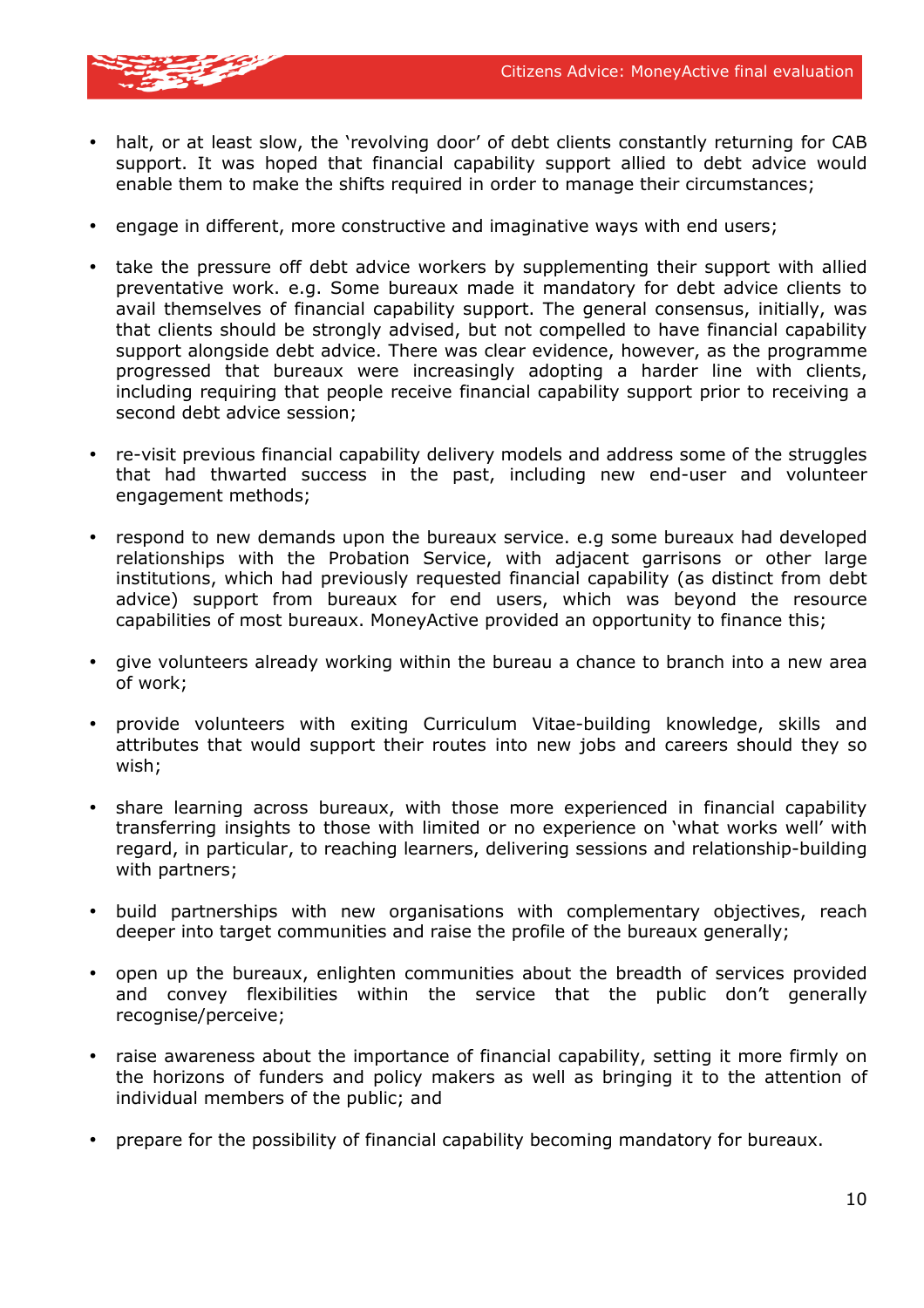- halt, or at least slow, the 'revolving door' of debt clients constantly returning for CAB support. It was hoped that financial capability support allied to debt advice would enable them to make the shifts required in order to manage their circumstances;

- engage in different, more constructive and imaginative ways with end users;

- take the pressure off debt advice workers by supplementing their support with allied preventative work. e.g. Some bureaux made it mandatory for debt advice clients to avail themselves of financial capability support. The general consensus, initially, was that clients should be strongly advised, but not compelled to have financial capability support alongside debt advice. There was clear evidence, however, as the programme progressed that bureaux were increasingly adopting a harder line with clients, including requiring that people receive financial capability support prior to receiving a second debt advice session;

- re-visit previous financial capability delivery models and address some of the struggles that had thwarted success in the past, including new end-user and volunteer engagement methods;

- respond to new demands upon the bureaux service. e.g some bureaux had developed relationships with the Probation Service, with adjacent garrisons or other large institutions, which had previously requested financial capability (as distinct from debt advice) support from bureaux for end users, which was beyond the resource capabilities of most bureaux. MoneyActive provided an opportunity to finance this;

- give volunteers already working within the bureau a chance to branch into a new area of work;

- provide volunteers with exiting Curriculum Vitae-building knowledge, skills and attributes that would support their routes into new jobs and careers should they so wish;

- share learning across bureaux, with those more experienced in financial capability transferring insights to those with limited or no experience on 'what works well' with regard, in particular, to reaching learners, delivering sessions and relationship-building with partners;

- build partnerships with new organisations with complementary objectives, reach deeper into target communities and raise the profile of the bureaux generally;

- open up the bureaux, enlighten communities about the breadth of services provided and convey flexibilities within the service that the public don't generally recognise/perceive;

- raise awareness about the importance of financial capability, setting it more firmly on the horizons of funders and policy makers as well as bringing it to the attention of individual members of the public; and

- prepare for the possibility of financial capability becoming mandatory for bureaux.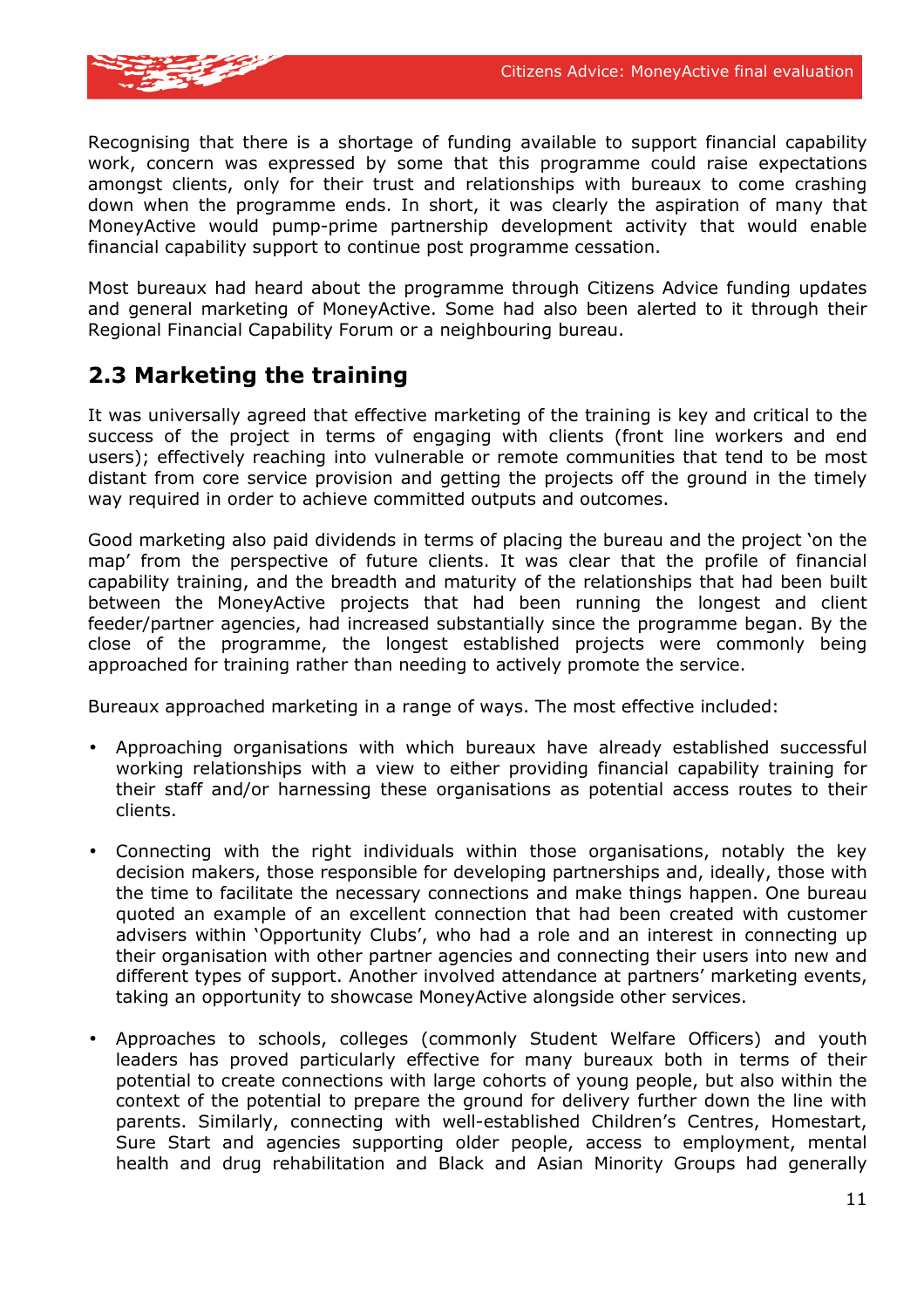Recognising that there is a shortage of funding available to support financial capability work, concern was expressed by some that this programme could raise expectations amongst clients, only for their trust and relationships with bureaux to come crashing down when the programme ends. In short, it was clearly the aspiration of many that MoneyActive would pump-prime partnership development activity that would enable financial capability support to continue post programme cessation.

Most bureaux had heard about the programme through Citizens Advice funding updates and general marketing of MoneyActive. Some had also been alerted to it through their Regional Financial Capability Forum or a neighbouring bureau.

## 2.3 Marketing the training

It was universally agreed that effective marketing of the training is key and critical to the success of the project in terms of engaging with clients (front line workers and end users); effectively reaching into vulnerable or remote communities that tend to be most distant from core service provision and getting the projects off the ground in the timely way required in order to achieve committed outputs and outcomes.

Good marketing also paid dividends in terms of placing the bureau and the project 'on the map' from the perspective of future clients. It was clear that the profile of financial capability training, and the breadth and maturity of the relationships that had been built between the MoneyActive projects that had been running the longest and client feeder/partner agencies, had increased substantially since the programme began. By the close of the programme, the longest established projects were commonly being approached for training rather than needing to actively promote the service.

Bureaux approached marketing in a range of ways. The most effective included:

- Approaching organisations with which bureaux have already established successful working relationships with a view to either providing financial capability training for their staff and/or harnessing these organisations as potential access routes to their clients.

- Connecting with the right individuals within those organisations, notably the key decision makers, those responsible for developing partnerships and, ideally, those with the time to facilitate the necessary connections and make things happen. One bureau quoted an example of an excellent connection that had been created with customer advisers within 'Opportunity Clubs', who had a role and an interest in connecting up their organisation with other partner agencies and connecting their users into new and different types of support. Another involved attendance at partners' marketing events, taking an opportunity to showcase MoneyActive alongside other services.

- Approaches to schools, colleges (commonly Student Welfare Officers) and youth leaders has proved particularly effective for many bureaux both in terms of their potential to create connections with large cohorts of young people, but also within the context of the potential to prepare the ground for delivery further down the line with parents. Similarly, connecting with well-established Children's Centres, Homestart, Sure Start and agencies supporting older people, access to employment, mental health and drug rehabilitation and Black and Asian Minority Groups had generally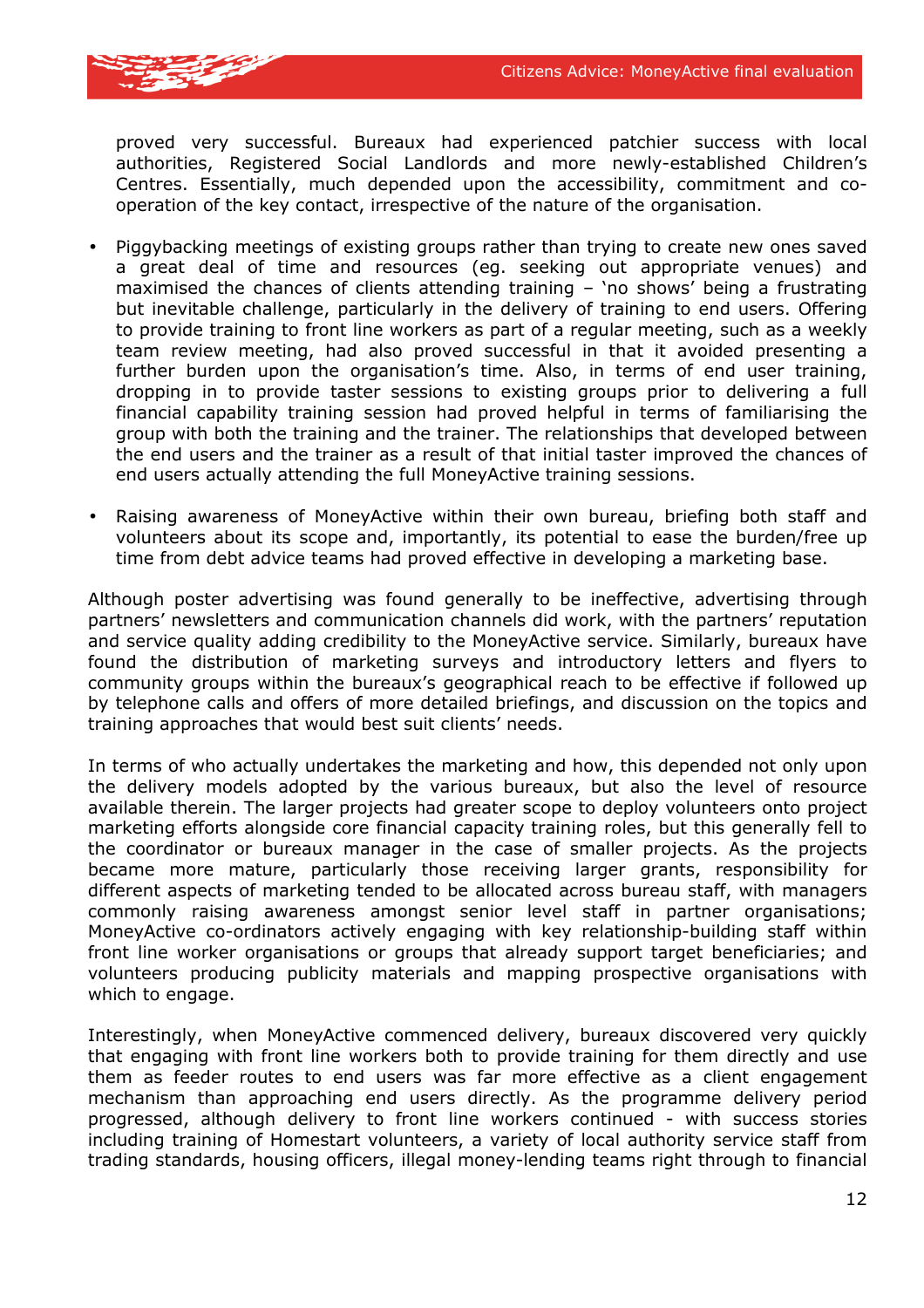proved very successful. Bureaux had experienced patchier success with local authorities, Registered Social Landlords and more newly-established Children's Centres. Essentially, much depended upon the accessibility, commitment and co-operation of the key contact, irrespective of the nature of the organisation.

- Piggybacking meetings of existing groups rather than trying to create new ones saved a great deal of time and resources (eg. seeking out appropriate venues) and maximised the chances of clients attending training – 'no shows' being a frustrating but inevitable challenge, particularly in the delivery of training to end users. Offering to provide training to front line workers as part of a regular meeting, such as a weekly team review meeting, had also proved successful in that it avoided presenting a further burden upon the organisation's time. Also, in terms of end user training, dropping in to provide taster sessions to existing groups prior to delivering a full financial capability training session had proved helpful in terms of familiarising the group with both the training and the trainer. The relationships that developed between the end users and the trainer as a result of that initial taster improved the chances of end users actually attending the full MoneyActive training sessions.

- Raising awareness of MoneyActive within their own bureau, briefing both staff and volunteers about its scope and, importantly, its potential to ease the burden/free up time from debt advice teams had proved effective in developing a marketing base.

Although poster advertising was found generally to be ineffective, advertising through partners' newsletters and communication channels did work, with the partners' reputation and service quality adding credibility to the MoneyActive service. Similarly, bureaux have found the distribution of marketing surveys and introductory letters and flyers to community groups within the bureaux's geographical reach to be effective if followed up by telephone calls and offers of more detailed briefings, and discussion on the topics and training approaches that would best suit clients' needs.

In terms of who actually undertakes the marketing and how, this depended not only upon the delivery models adopted by the various bureaux, but also the level of resource available therein. The larger projects had greater scope to deploy volunteers onto project marketing efforts alongside core financial capacity training roles, but this generally fell to the coordinator or bureaux manager in the case of smaller projects. As the projects became more mature, particularly those receiving larger grants, responsibility for different aspects of marketing tended to be allocated across bureau staff, with managers commonly raising awareness amongst senior level staff in partner organisations; MoneyActive co-ordinators actively engaging with key relationship-building staff within front line worker organisations or groups that already support target beneficiaries; and volunteers producing publicity materials and mapping prospective organisations with which to engage.

Interestingly, when MoneyActive commenced delivery, bureaux discovered very quickly that engaging with front line workers both to provide training for them directly and use them as feeder routes to end users was far more effective as a client engagement mechanism than approaching end users directly. As the programme delivery period progressed, although delivery to front line workers continued - with success stories including training of Homestart volunteers, a variety of local authority service staff from trading standards, housing officers, illegal money-lending teams right through to financial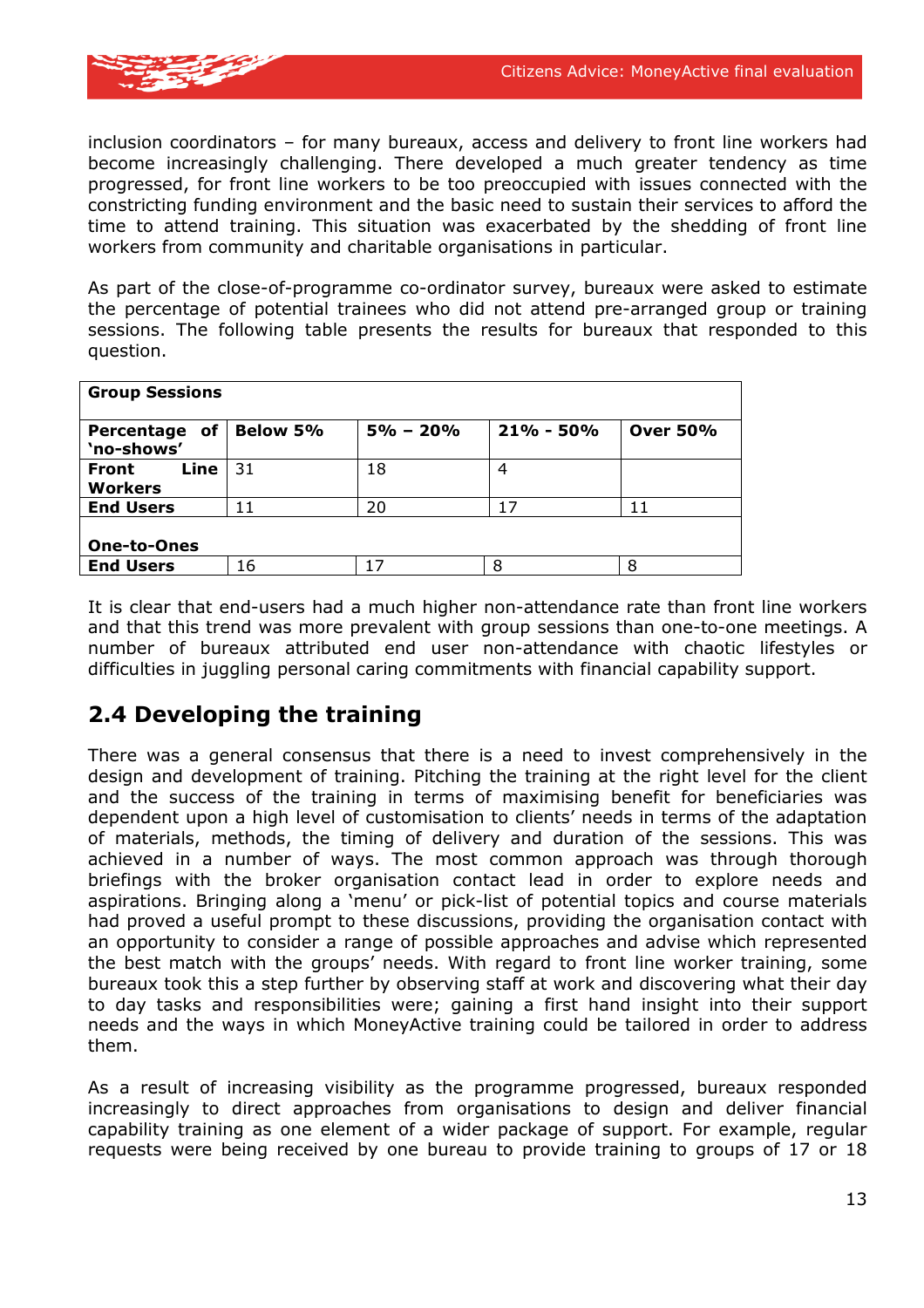inclusion coordinators – for many bureaux, access and delivery to front line workers had become increasingly challenging. There developed a much greater tendency as time progressed, for front line workers to be too preoccupied with issues connected with the constricting funding environment and the basic need to sustain their services to afford the time to attend training. This situation was exacerbated by the shedding of front line workers from community and charitable organisations in particular.

As part of the close-of-programme co-ordinator survey, bureaux were asked to estimate the percentage of potential trainees who did not attend pre-arranged group or training sessions. The following table presents the results for bureaux that responded to this question.

| **Group Sessions** | | | | |
|---|---|---|---|---|
| **Percentage of 'no-shows'** | **Below 5%** | **5% – 20%** | **21% - 50%** | **Over 50%** |
| **Front Line Workers** | 31 | 18 | 4 | |
| **End Users** | 11 | 20 | 17 | 11 |
| **One-to-Ones** | | | | |
| **End Users** | 16 | 17 | 8 | 8 |

It is clear that end-users had a much higher non-attendance rate than front line workers and that this trend was more prevalent with group sessions than one-to-one meetings. A number of bureaux attributed end user non-attendance with chaotic lifestyles or difficulties in juggling personal caring commitments with financial capability support.

## 2.4 Developing the training

There was a general consensus that there is a need to invest comprehensively in the design and development of training. Pitching the training at the right level for the client and the success of the training in terms of maximising benefit for beneficiaries was dependent upon a high level of customisation to clients' needs in terms of the adaptation of materials, methods, the timing of delivery and duration of the sessions. This was achieved in a number of ways. The most common approach was through thorough briefings with the broker organisation contact lead in order to explore needs and aspirations. Bringing along a 'menu' or pick-list of potential topics and course materials had proved a useful prompt to these discussions, providing the organisation contact with an opportunity to consider a range of possible approaches and advise which represented the best match with the groups' needs. With regard to front line worker training, some bureaux took this a step further by observing staff at work and discovering what their day to day tasks and responsibilities were; gaining a first hand insight into their support needs and the ways in which MoneyActive training could be tailored in order to address them.

As a result of increasing visibility as the programme progressed, bureaux responded increasingly to direct approaches from organisations to design and deliver financial capability training as one element of a wider package of support. For example, regular requests were being received by one bureau to provide training to groups of 17 or 18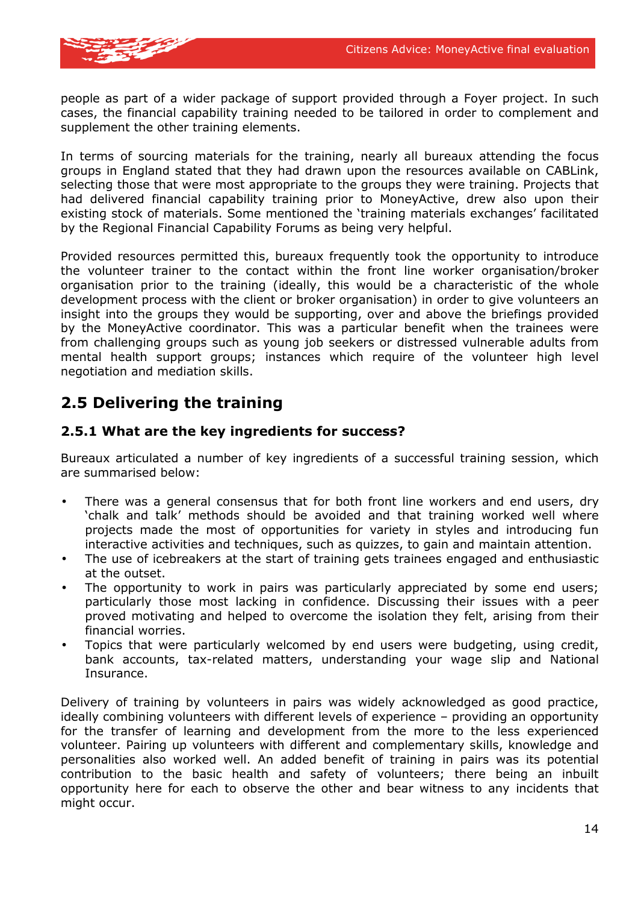people as part of a wider package of support provided through a Foyer project. In such cases, the financial capability training needed to be tailored in order to complement and supplement the other training elements.

In terms of sourcing materials for the training, nearly all bureaux attending the focus groups in England stated that they had drawn upon the resources available on CABLink, selecting those that were most appropriate to the groups they were training. Projects that had delivered financial capability training prior to MoneyActive, drew also upon their existing stock of materials. Some mentioned the 'training materials exchanges' facilitated by the Regional Financial Capability Forums as being very helpful.

Provided resources permitted this, bureaux frequently took the opportunity to introduce the volunteer trainer to the contact within the front line worker organisation/broker organisation prior to the training (ideally, this would be a characteristic of the whole development process with the client or broker organisation) in order to give volunteers an insight into the groups they would be supporting, over and above the briefings provided by the MoneyActive coordinator. This was a particular benefit when the trainees were from challenging groups such as young job seekers or distressed vulnerable adults from mental health support groups; instances which require of the volunteer high level negotiation and mediation skills.

## 2.5 Delivering the training

### 2.5.1 What are the key ingredients for success?

Bureaux articulated a number of key ingredients of a successful training session, which are summarised below:

- There was a general consensus that for both front line workers and end users, dry 'chalk and talk' methods should be avoided and that training worked well where projects made the most of opportunities for variety in styles and introducing fun interactive activities and techniques, such as quizzes, to gain and maintain attention.
- The use of icebreakers at the start of training gets trainees engaged and enthusiastic at the outset.
- The opportunity to work in pairs was particularly appreciated by some end users; particularly those most lacking in confidence. Discussing their issues with a peer proved motivating and helped to overcome the isolation they felt, arising from their financial worries.
- Topics that were particularly welcomed by end users were budgeting, using credit, bank accounts, tax-related matters, understanding your wage slip and National Insurance.

Delivery of training by volunteers in pairs was widely acknowledged as good practice, ideally combining volunteers with different levels of experience – providing an opportunity for the transfer of learning and development from the more to the less experienced volunteer. Pairing up volunteers with different and complementary skills, knowledge and personalities also worked well. An added benefit of training in pairs was its potential contribution to the basic health and safety of volunteers; there being an inbuilt opportunity here for each to observe the other and bear witness to any incidents that might occur.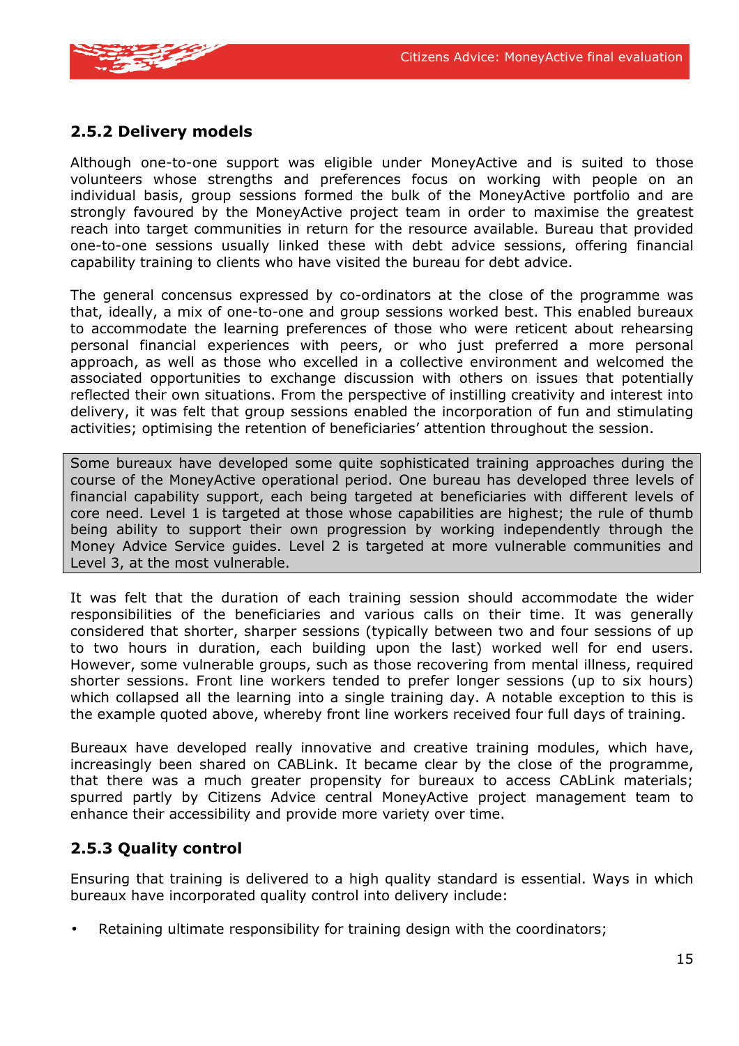### 2.5.2 Delivery models

Although one-to-one support was eligible under MoneyActive and is suited to those volunteers whose strengths and preferences focus on working with people on an individual basis, group sessions formed the bulk of the MoneyActive portfolio and are strongly favoured by the MoneyActive project team in order to maximise the greatest reach into target communities in return for the resource available. Bureau that provided one-to-one sessions usually linked these with debt advice sessions, offering financial capability training to clients who have visited the bureau for debt advice.

The general concensus expressed by co-ordinators at the close of the programme was that, ideally, a mix of one-to-one and group sessions worked best. This enabled bureaux to accommodate the learning preferences of those who were reticent about rehearsing personal financial experiences with peers, or who just preferred a more personal approach, as well as those who excelled in a collective environment and welcomed the associated opportunities to exchange discussion with others on issues that potentially reflected their own situations. From the perspective of instilling creativity and interest into delivery, it was felt that group sessions enabled the incorporation of fun and stimulating activities; optimising the retention of beneficiaries' attention throughout the session.

> Some bureaux have developed some quite sophisticated training approaches during the course of the MoneyActive operational period. One bureau has developed three levels of financial capability support, each being targeted at beneficiaries with different levels of core need. Level 1 is targeted at those whose capabilities are highest; the rule of thumb being ability to support their own progression by working independently through the Money Advice Service guides. Level 2 is targeted at more vulnerable communities and Level 3, at the most vulnerable.

It was felt that the duration of each training session should accommodate the wider responsibilities of the beneficiaries and various calls on their time. It was generally considered that shorter, sharper sessions (typically between two and four sessions of up to two hours in duration, each building upon the last) worked well for end users. However, some vulnerable groups, such as those recovering from mental illness, required shorter sessions. Front line workers tended to prefer longer sessions (up to six hours) which collapsed all the learning into a single training day. A notable exception to this is the example quoted above, whereby front line workers received four full days of training.

Bureaux have developed really innovative and creative training modules, which have, increasingly been shared on CABLink. It became clear by the close of the programme, that there was a much greater propensity for bureaux to access CAbLink materials; spurred partly by Citizens Advice central MoneyActive project management team to enhance their accessibility and provide more variety over time.

### 2.5.3 Quality control

Ensuring that training is delivered to a high quality standard is essential. Ways in which bureaux have incorporated quality control into delivery include:

- Retaining ultimate responsibility for training design with the coordinators;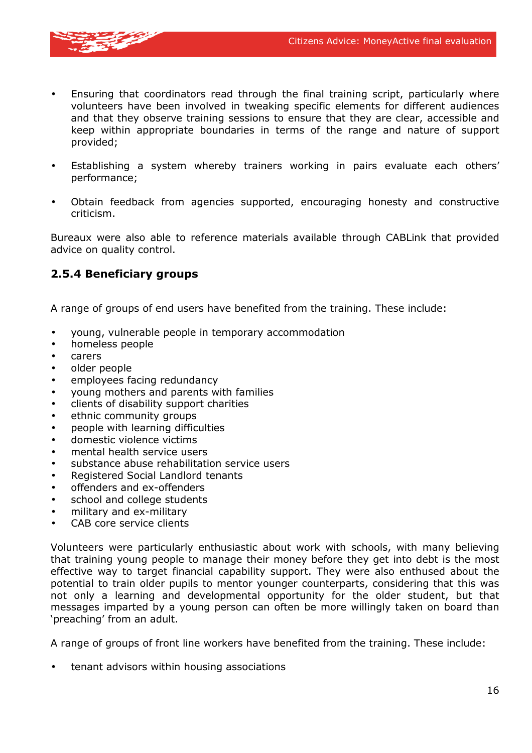- Ensuring that coordinators read through the final training script, particularly where volunteers have been involved in tweaking specific elements for different audiences and that they observe training sessions to ensure that they are clear, accessible and keep within appropriate boundaries in terms of the range and nature of support provided;

- Establishing a system whereby trainers working in pairs evaluate each others' performance;

- Obtain feedback from agencies supported, encouraging honesty and constructive criticism.

Bureaux were also able to reference materials available through CABLink that provided advice on quality control.

### 2.5.4 Beneficiary groups

A range of groups of end users have benefited from the training. These include:

- young, vulnerable people in temporary accommodation
- homeless people
- carers
- older people
- employees facing redundancy
- young mothers and parents with families
- clients of disability support charities
- ethnic community groups
- people with learning difficulties
- domestic violence victims
- mental health service users
- substance abuse rehabilitation service users
- Registered Social Landlord tenants
- offenders and ex-offenders
- school and college students
- military and ex-military
- CAB core service clients

Volunteers were particularly enthusiastic about work with schools, with many believing that training young people to manage their money before they get into debt is the most effective way to target financial capability support. They were also enthused about the potential to train older pupils to mentor younger counterparts, considering that this was not only a learning and developmental opportunity for the older student, but that messages imparted by a young person can often be more willingly taken on board than 'preaching' from an adult.

A range of groups of front line workers have benefited from the training. These include:

- tenant advisors within housing associations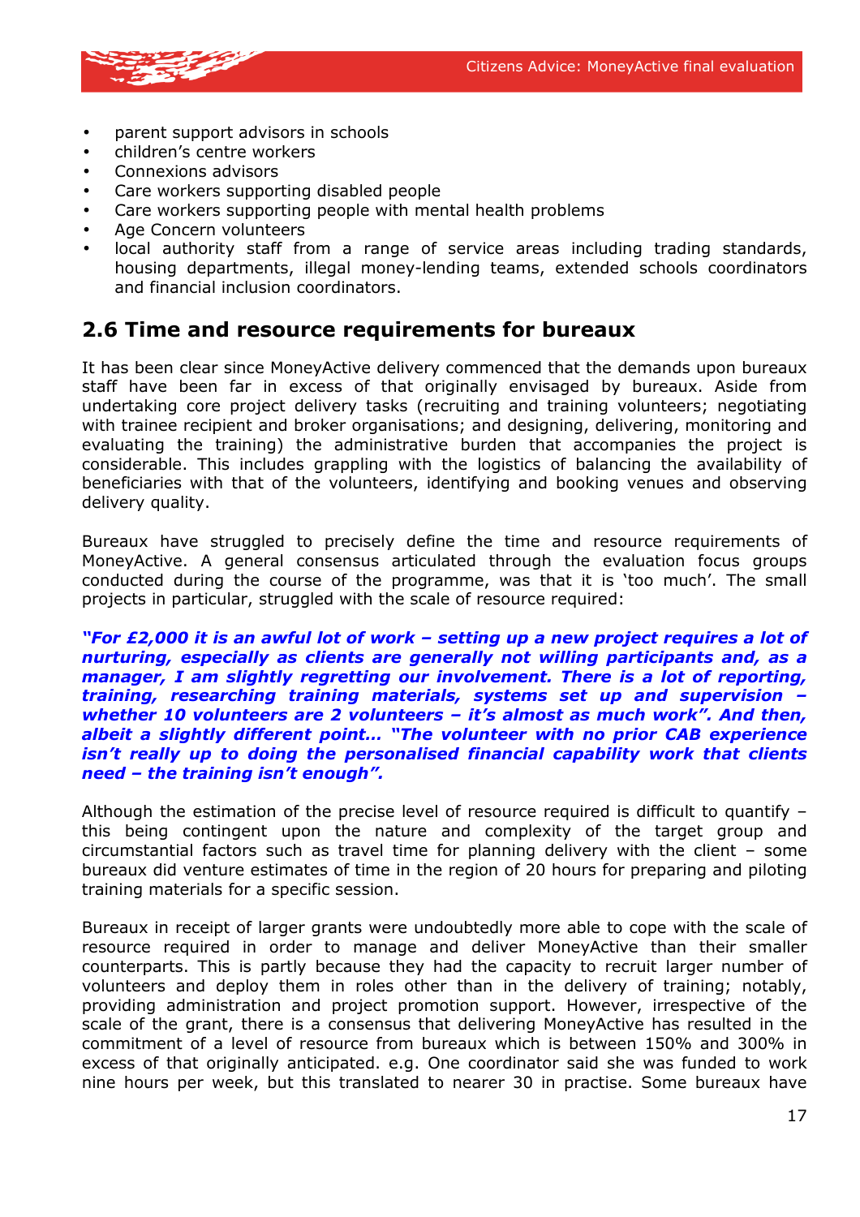- parent support advisors in schools
- children's centre workers
- Connexions advisors
- Care workers supporting disabled people
- Care workers supporting people with mental health problems
- Age Concern volunteers
- local authority staff from a range of service areas including trading standards, housing departments, illegal money-lending teams, extended schools coordinators and financial inclusion coordinators.

## 2.6 Time and resource requirements for bureaux

It has been clear since MoneyActive delivery commenced that the demands upon bureaux staff have been far in excess of that originally envisaged by bureaux. Aside from undertaking core project delivery tasks (recruiting and training volunteers; negotiating with trainee recipient and broker organisations; and designing, delivering, monitoring and evaluating the training) the administrative burden that accompanies the project is considerable. This includes grappling with the logistics of balancing the availability of beneficiaries with that of the volunteers, identifying and booking venues and observing delivery quality.

Bureaux have struggled to precisely define the time and resource requirements of MoneyActive. A general consensus articulated through the evaluation focus groups conducted during the course of the programme, was that it is 'too much'. The small projects in particular, struggled with the scale of resource required:

***"For £2,000 it is an awful lot of work – setting up a new project requires a lot of nurturing, especially as clients are generally not willing participants and, as a manager, I am slightly regretting our involvement. There is a lot of reporting, training, researching training materials, systems set up and supervision – whether 10 volunteers are 2 volunteers – it's almost as much work". And then, albeit a slightly different point… "The volunteer with no prior CAB experience isn't really up to doing the personalised financial capability work that clients need – the training isn't enough".***

Although the estimation of the precise level of resource required is difficult to quantify – this being contingent upon the nature and complexity of the target group and circumstantial factors such as travel time for planning delivery with the client – some bureaux did venture estimates of time in the region of 20 hours for preparing and piloting training materials for a specific session.

Bureaux in receipt of larger grants were undoubtedly more able to cope with the scale of resource required in order to manage and deliver MoneyActive than their smaller counterparts. This is partly because they had the capacity to recruit larger number of volunteers and deploy them in roles other than in the delivery of training; notably, providing administration and project promotion support. However, irrespective of the scale of the grant, there is a consensus that delivering MoneyActive has resulted in the commitment of a level of resource from bureaux which is between 150% and 300% in excess of that originally anticipated. e.g. One coordinator said she was funded to work nine hours per week, but this translated to nearer 30 in practise. Some bureaux have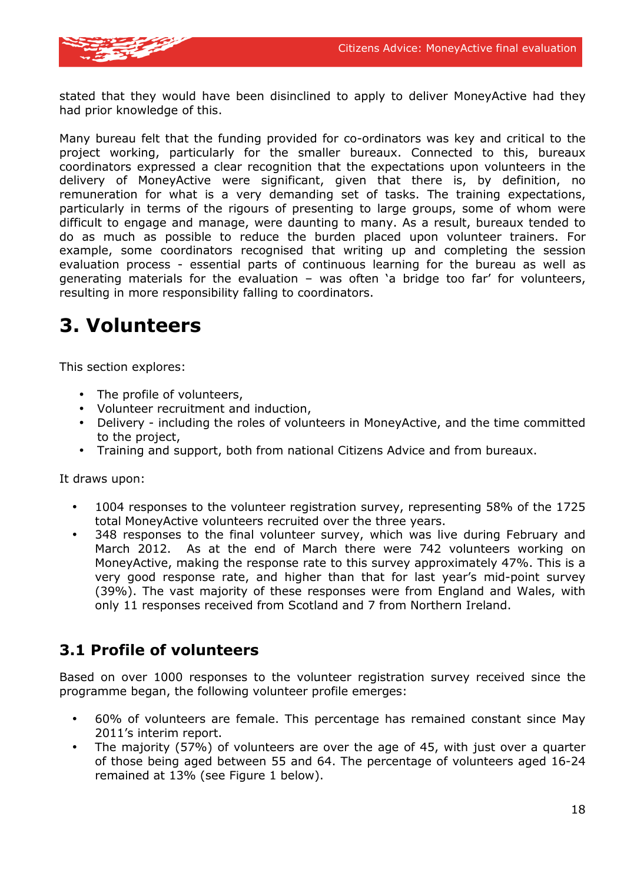stated that they would have been disinclined to apply to deliver MoneyActive had they had prior knowledge of this.

Many bureau felt that the funding provided for co-ordinators was key and critical to the project working, particularly for the smaller bureaux. Connected to this, bureaux coordinators expressed a clear recognition that the expectations upon volunteers in the delivery of MoneyActive were significant, given that there is, by definition, no remuneration for what is a very demanding set of tasks. The training expectations, particularly in terms of the rigours of presenting to large groups, some of whom were difficult to engage and manage, were daunting to many. As a result, bureaux tended to do as much as possible to reduce the burden placed upon volunteer trainers. For example, some coordinators recognised that writing up and completing the session evaluation process - essential parts of continuous learning for the bureau as well as generating materials for the evaluation – was often 'a bridge too far' for volunteers, resulting in more responsibility falling to coordinators.

# 3. Volunteers

This section explores:

- The profile of volunteers,
- Volunteer recruitment and induction,
- Delivery - including the roles of volunteers in MoneyActive, and the time committed to the project,
- Training and support, both from national Citizens Advice and from bureaux.

It draws upon:

- 1004 responses to the volunteer registration survey, representing 58% of the 1725 total MoneyActive volunteers recruited over the three years.
- 348 responses to the final volunteer survey, which was live during February and March 2012. As at the end of March there were 742 volunteers working on MoneyActive, making the response rate to this survey approximately 47%. This is a very good response rate, and higher than that for last year's mid-point survey (39%). The vast majority of these responses were from England and Wales, with only 11 responses received from Scotland and 7 from Northern Ireland.

## 3.1 Profile of volunteers

Based on over 1000 responses to the volunteer registration survey received since the programme began, the following volunteer profile emerges:

- 60% of volunteers are female. This percentage has remained constant since May 2011's interim report.
- The majority (57%) of volunteers are over the age of 45, with just over a quarter of those being aged between 55 and 64. The percentage of volunteers aged 16-24 remained at 13% (see Figure 1 below).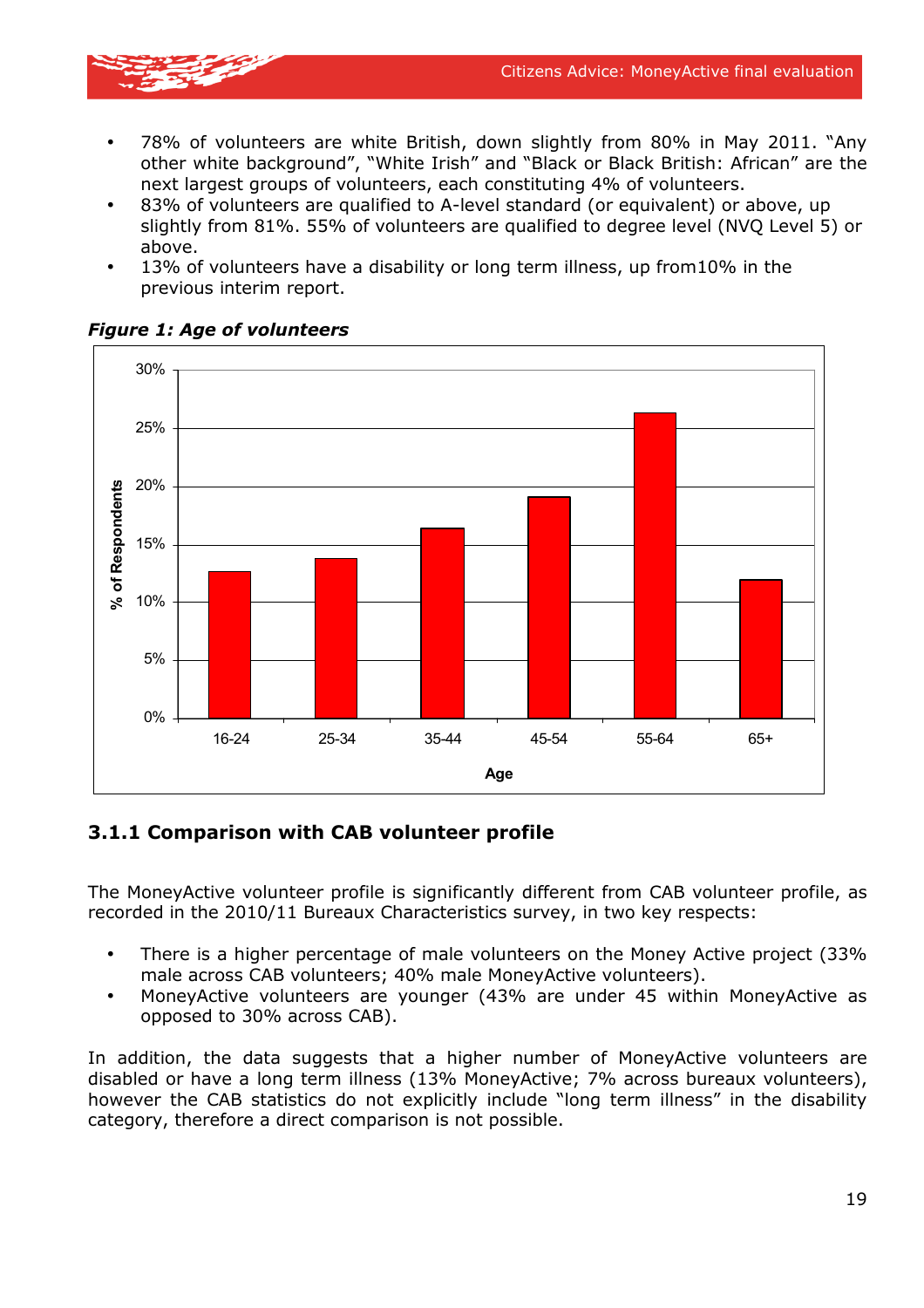- 78% of volunteers are white British, down slightly from 80% in May 2011. "Any other white background", "White Irish" and "Black or Black British: African" are the next largest groups of volunteers, each constituting 4% of volunteers.
- 83% of volunteers are qualified to A-level standard (or equivalent) or above, up slightly from 81%. 55% of volunteers are qualified to degree level (NVQ Level 5) or above.
- 13% of volunteers have a disability or long term illness, up from10% in the previous interim report.

***Figure 1: Age of volunteers***

### 3.1.1 Comparison with CAB volunteer profile

The MoneyActive volunteer profile is significantly different from CAB volunteer profile, as recorded in the 2010/11 Bureaux Characteristics survey, in two key respects:

- There is a higher percentage of male volunteers on the Money Active project (33% male across CAB volunteers; 40% male MoneyActive volunteers).
- MoneyActive volunteers are younger (43% are under 45 within MoneyActive as opposed to 30% across CAB).

In addition, the data suggests that a higher number of MoneyActive volunteers are disabled or have a long term illness (13% MoneyActive; 7% across bureaux volunteers), however the CAB statistics do not explicitly include "long term illness" in the disability category, therefore a direct comparison is not possible.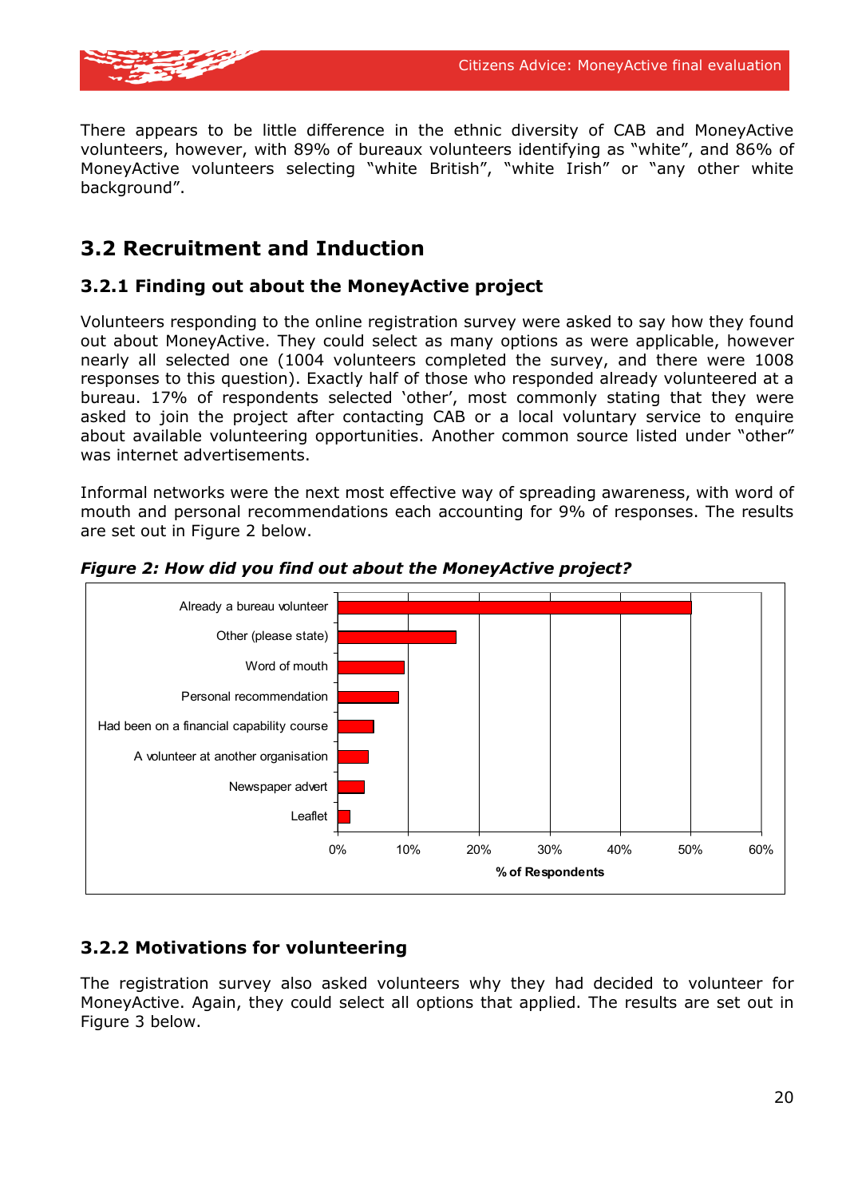There appears to be little difference in the ethnic diversity of CAB and MoneyActive volunteers, however, with 89% of bureaux volunteers identifying as "white", and 86% of MoneyActive volunteers selecting "white British", "white Irish" or "any other white background".

## 3.2 Recruitment and Induction

### 3.2.1 Finding out about the MoneyActive project

Volunteers responding to the online registration survey were asked to say how they found out about MoneyActive. They could select as many options as were applicable, however nearly all selected one (1004 volunteers completed the survey, and there were 1008 responses to this question). Exactly half of those who responded already volunteered at a bureau. 17% of respondents selected 'other', most commonly stating that they were asked to join the project after contacting CAB or a local voluntary service to enquire about available volunteering opportunities. Another common source listed under "other" was internet advertisements.

Informal networks were the next most effective way of spreading awareness, with word of mouth and personal recommendations each accounting for 9% of responses. The results are set out in Figure 2 below.

***Figure 2: How did you find out about the MoneyActive project?***

Already a bureau volunteer
Other (please state)
Word of mouth
Personal recommendation
Had been on a financial capability course
A volunteer at another organisation
Newspaper advert
Leaflet

0% 10% 20% 30% 40% 50% 60%

% of Respondents

### 3.2.2 Motivations for volunteering

The registration survey also asked volunteers why they had decided to volunteer for MoneyActive. Again, they could select all options that applied. The results are set out in Figure 3 below.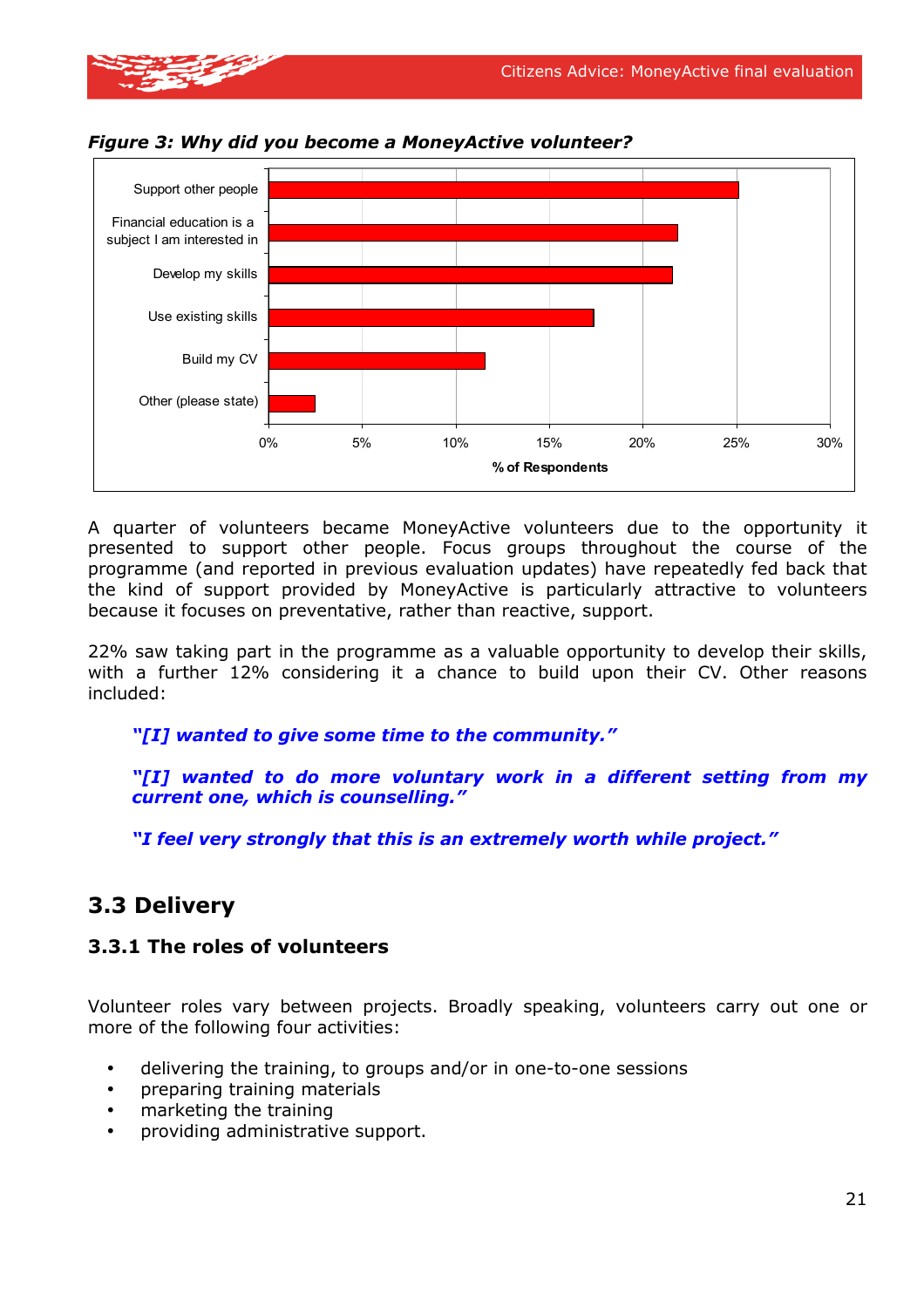***Figure 3: Why did you become a MoneyActive volunteer?***

A quarter of volunteers became MoneyActive volunteers due to the opportunity it presented to support other people. Focus groups throughout the course of the programme (and reported in previous evaluation updates) have repeatedly fed back that the kind of support provided by MoneyActive is particularly attractive to volunteers because it focuses on preventative, rather than reactive, support.

22% saw taking part in the programme as a valuable opportunity to develop their skills, with a further 12% considering it a chance to build upon their CV. Other reasons included:

> ***"[I] wanted to give some time to the community."***
>
> ***"[I] wanted to do more voluntary work in a different setting from my current one, which is counselling."***
>
> ***"I feel very strongly that this is an extremely worth while project."***

## 3.3 Delivery

### 3.3.1 The roles of volunteers

Volunteer roles vary between projects. Broadly speaking, volunteers carry out one or more of the following four activities:

- delivering the training, to groups and/or in one-to-one sessions
- preparing training materials
- marketing the training
- providing administrative support.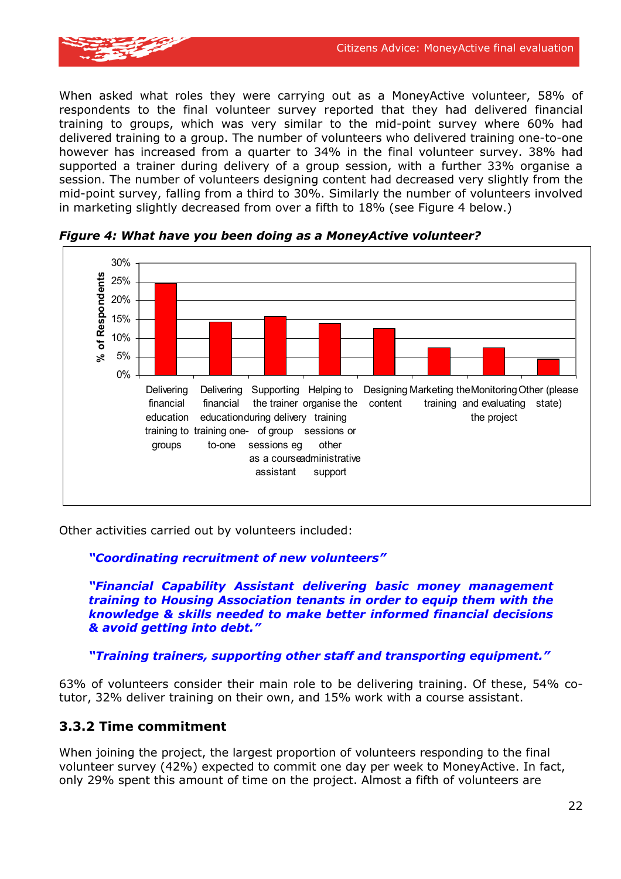When asked what roles they were carrying out as a MoneyActive volunteer, 58% of respondents to the final volunteer survey reported that they had delivered financial training to groups, which was very similar to the mid-point survey where 60% had delivered training to a group. The number of volunteers who delivered training one-to-one however has increased from a quarter to 34% in the final volunteer survey. 38% had supported a trainer during delivery of a group session, with a further 33% organise a session. The number of volunteers designing content had decreased very slightly from the mid-point survey, falling from a third to 30%. Similarly the number of volunteers involved in marketing slightly decreased from over a fifth to 18% (see Figure 4 below.)

***Figure 4: What have you been doing as a MoneyActive volunteer?***

| Activity | % of Respondents |
|---|---|
| Delivering financial education training to groups | ~25% |
| Delivering financial education training one-to-one | ~14% |
| Supporting the trainer during delivery of group sessions eg as a course assistant | ~16% |
| Helping to organise the training sessions or other administrative support | ~14% |
| Designing content | ~12% |
| Marketing the training | ~7% |
| Monitoring and evaluating the project | ~7% |
| Other (please state) | ~4% |

Other activities carried out by volunteers included:

> ***"Coordinating recruitment of new volunteers"***
>
> ***"Financial Capability Assistant delivering basic money management training to Housing Association tenants in order to equip them with the knowledge & skills needed to make better informed financial decisions & avoid getting into debt."***
>
> ***"Training trainers, supporting other staff and transporting equipment."***

63% of volunteers consider their main role to be delivering training. Of these, 54% co-tutor, 32% deliver training on their own, and 15% work with a course assistant.

### 3.3.2 Time commitment

When joining the project, the largest proportion of volunteers responding to the final volunteer survey (42%) expected to commit one day per week to MoneyActive. In fact, only 29% spent this amount of time on the project. Almost a fifth of volunteers are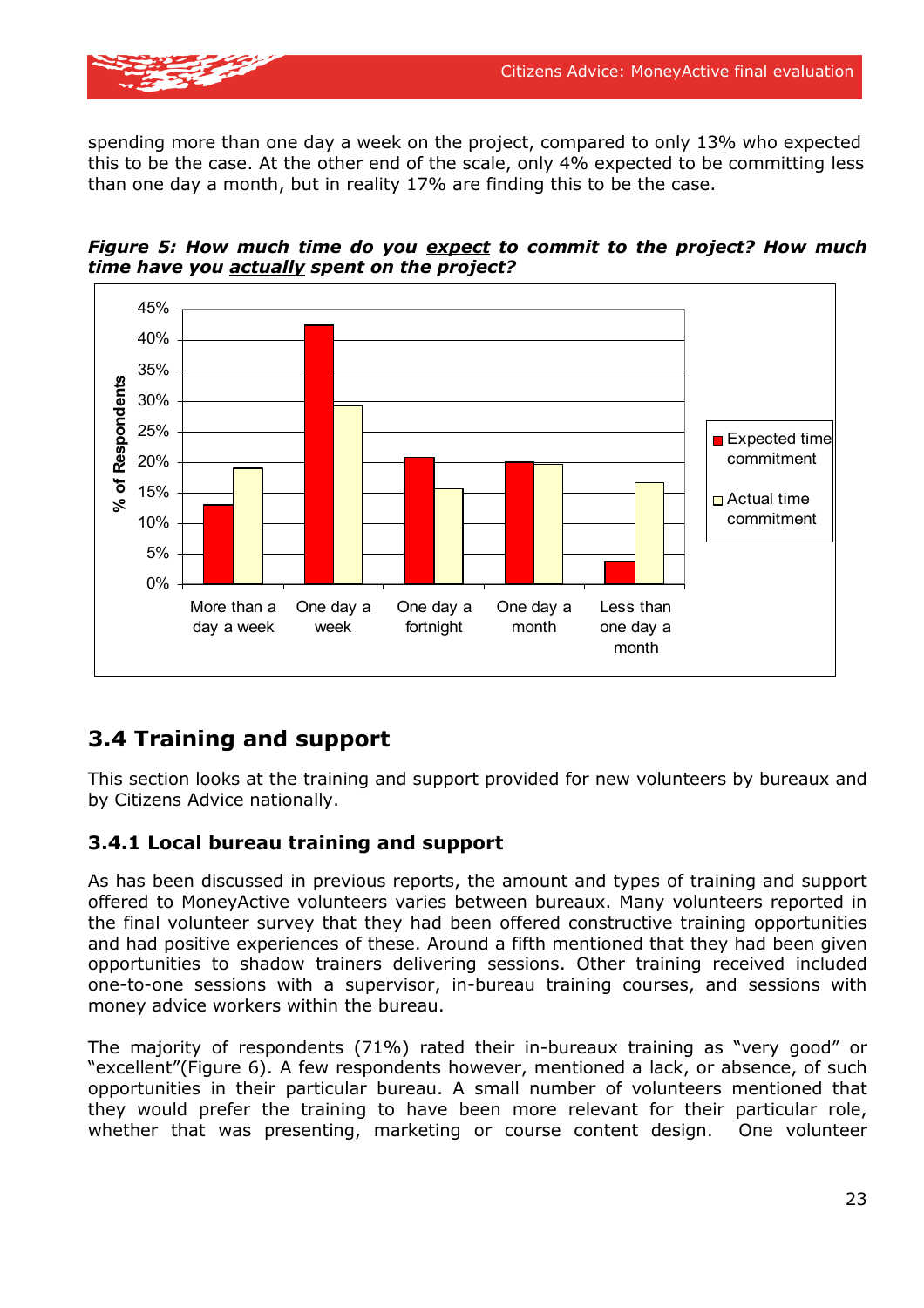spending more than one day a week on the project, compared to only 13% who expected this to be the case. At the other end of the scale, only 4% expected to be committing less than one day a month, but in reality 17% are finding this to be the case.

***Figure 5: How much time do you <u>expect</u> to commit to the project? How much time have you <u>actually</u> spent on the project?***

## 3.4 Training and support

This section looks at the training and support provided for new volunteers by bureaux and by Citizens Advice nationally.

### 3.4.1 Local bureau training and support

As has been discussed in previous reports, the amount and types of training and support offered to MoneyActive volunteers varies between bureaux. Many volunteers reported in the final volunteer survey that they had been offered constructive training opportunities and had positive experiences of these. Around a fifth mentioned that they had been given opportunities to shadow trainers delivering sessions. Other training received included one-to-one sessions with a supervisor, in-bureau training courses, and sessions with money advice workers within the bureau.

The majority of respondents (71%) rated their in-bureaux training as "very good" or "excellent"(Figure 6). A few respondents however, mentioned a lack, or absence, of such opportunities in their particular bureau. A small number of volunteers mentioned that they would prefer the training to have been more relevant for their particular role, whether that was presenting, marketing or course content design. One volunteer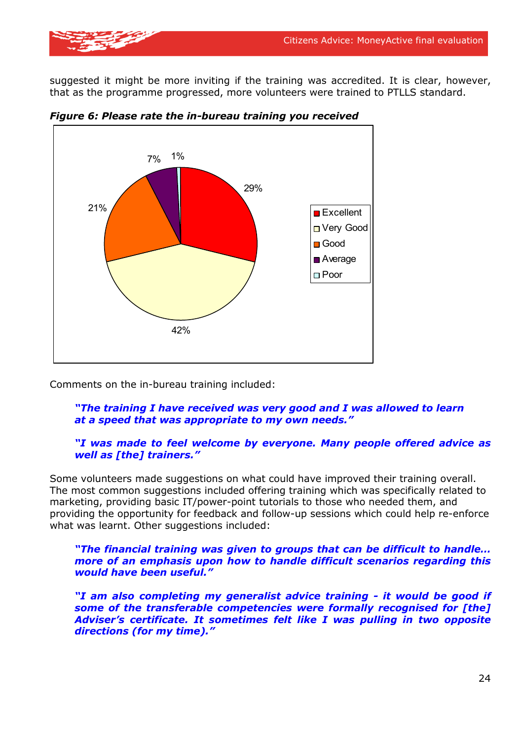suggested it might be more inviting if the training was accredited. It is clear, however, that as the programme progressed, more volunteers were trained to PTLLS standard.

***Figure 6: Please rate the in-bureau training you received***

| Rating | Percentage |
|---|---|
| Excellent | 29% |
| Very Good | 42% |
| Good | 21% |
| Average | 7% |
| Poor | 1% |

Comments on the in-bureau training included:

> ***"The training I have received was very good and I was allowed to learn at a speed that was appropriate to my own needs."***

> ***"I was made to feel welcome by everyone. Many people offered advice as well as [the] trainers."***

Some volunteers made suggestions on what could have improved their training overall. The most common suggestions included offering training which was specifically related to marketing, providing basic IT/power-point tutorials to those who needed them, and providing the opportunity for feedback and follow-up sessions which could help re-enforce what was learnt. Other suggestions included:

> ***"The financial training was given to groups that can be difficult to handle… more of an emphasis upon how to handle difficult scenarios regarding this would have been useful."***

> ***"I am also completing my generalist advice training - it would be good if some of the transferable competencies were formally recognised for [the] Adviser's certificate. It sometimes felt like I was pulling in two opposite directions (for my time)."***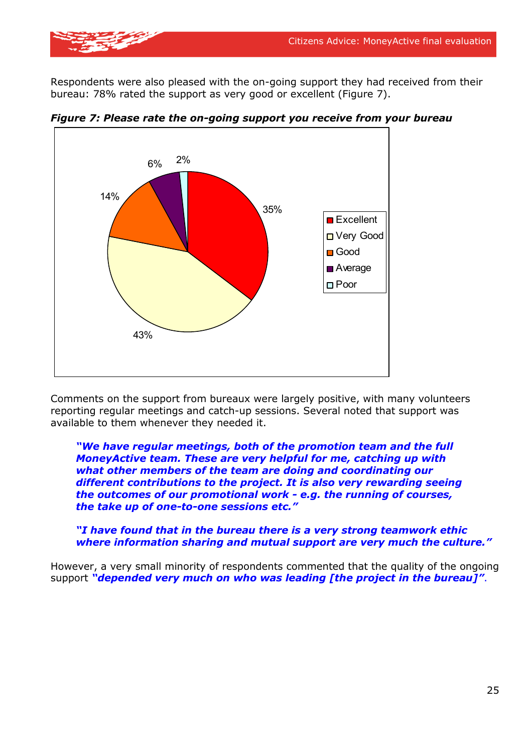Respondents were also pleased with the on-going support they had received from their bureau: 78% rated the support as very good or excellent (Figure 7).

***Figure 7: Please rate the on-going support you receive from your bureau***

| Rating | % |
| --- | --- |
| Excellent | 35% |
| Very Good | 43% |
| Good | 14% |
| Average | 6% |
| Poor | 2% |

Comments on the support from bureaux were largely positive, with many volunteers reporting regular meetings and catch-up sessions. Several noted that support was available to them whenever they needed it.

> ***"We have regular meetings, both of the promotion team and the full MoneyActive team. These are very helpful for me, catching up with what other members of the team are doing and coordinating our different contributions to the project. It is also very rewarding seeing the outcomes of our promotional work - e.g. the running of courses, the take up of one-to-one sessions etc."***

> ***"I have found that in the bureau there is a very strong teamwork ethic where information sharing and mutual support are very much the culture."***

However, a very small minority of respondents commented that the quality of the ongoing support ***"depended very much on who was leading [the project in the bureau]"***.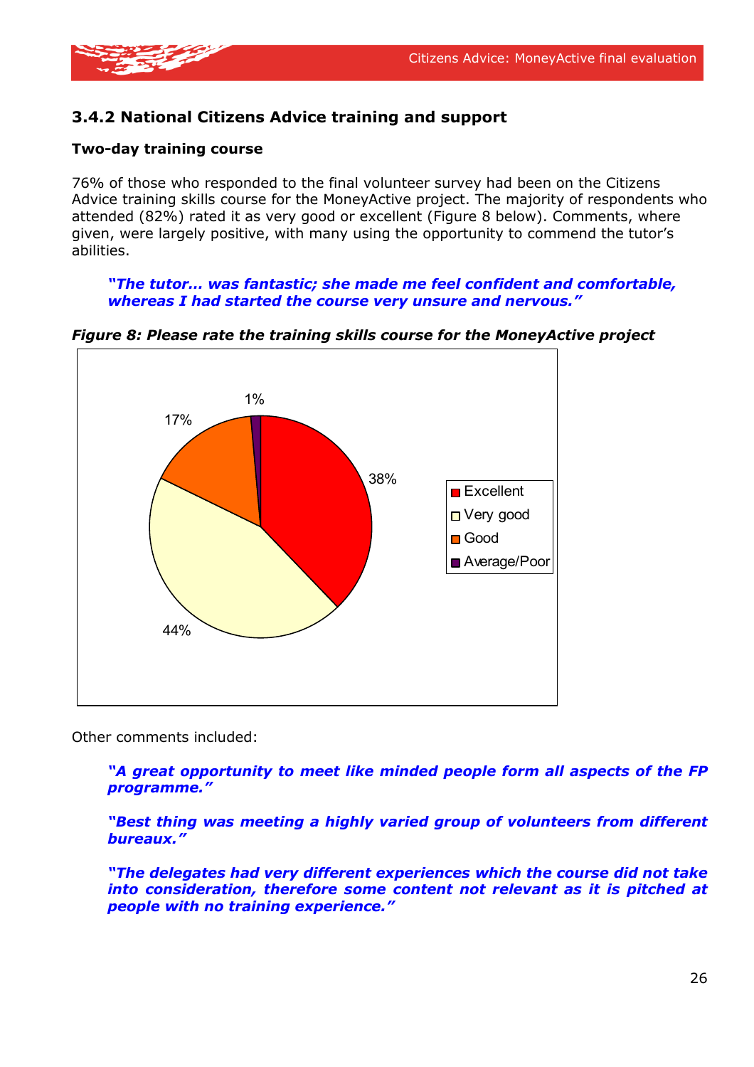### 3.4.2 National Citizens Advice training and support

**Two-day training course**

76% of those who responded to the final volunteer survey had been on the Citizens Advice training skills course for the MoneyActive project. The majority of respondents who attended (82%) rated it as very good or excellent (Figure 8 below). Comments, where given, were largely positive, with many using the opportunity to commend the tutor's abilities.

> ***"The tutor… was fantastic; she made me feel confident and comfortable, whereas I had started the course very unsure and nervous."***

***Figure 8: Please rate the training skills course for the MoneyActive project***

| Rating | Percentage |
|---|---|
| Excellent | 38% |
| Very good | 44% |
| Good | 17% |
| Average/Poor | 1% |

Other comments included:

> ***"A great opportunity to meet like minded people form all aspects of the FP programme."***

> ***"Best thing was meeting a highly varied group of volunteers from different bureaux."***

> ***"The delegates had very different experiences which the course did not take into consideration, therefore some content not relevant as it is pitched at people with no training experience."***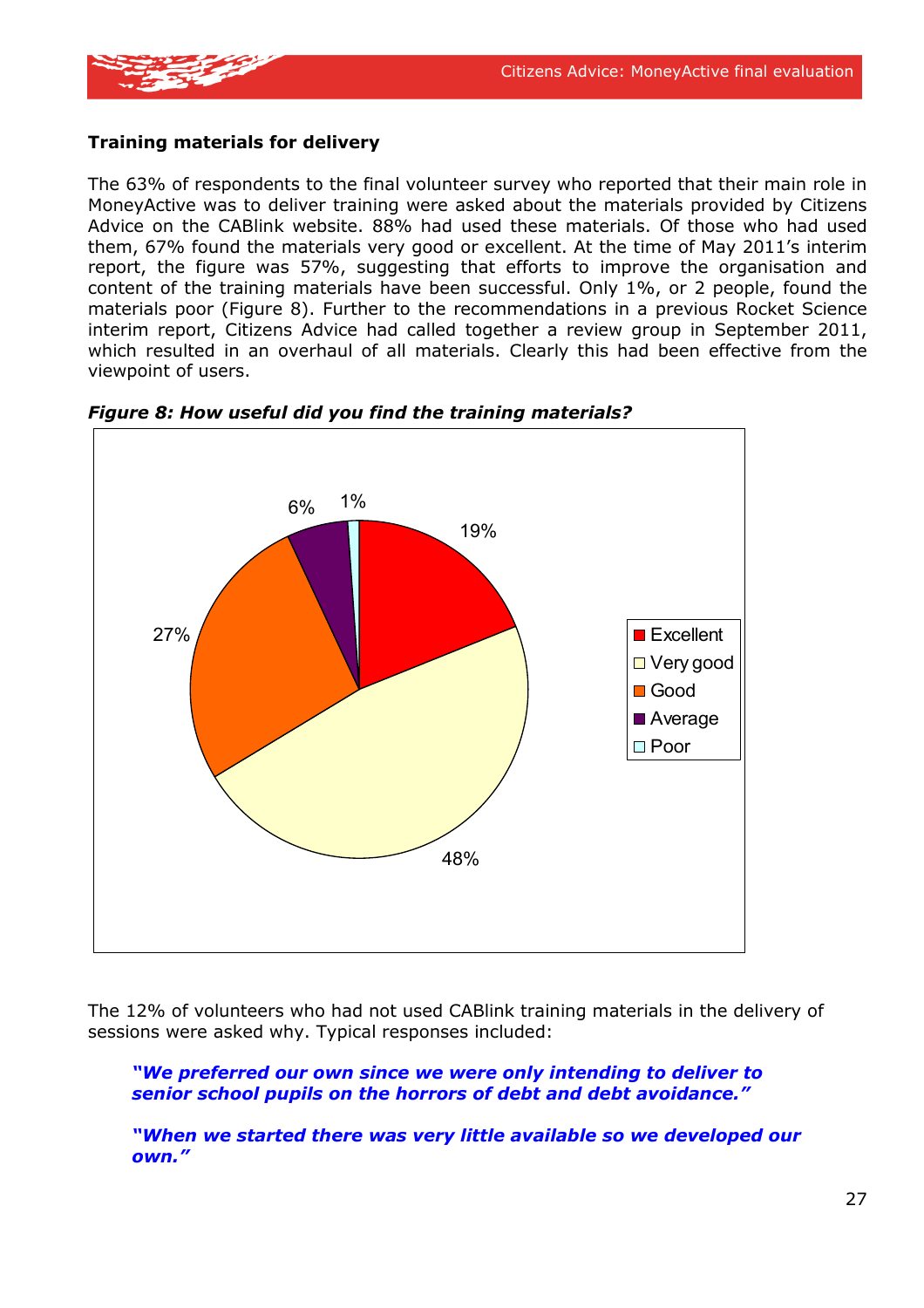### Training materials for delivery

The 63% of respondents to the final volunteer survey who reported that their main role in MoneyActive was to deliver training were asked about the materials provided by Citizens Advice on the CABlink website. 88% had used these materials. Of those who had used them, 67% found the materials very good or excellent. At the time of May 2011's interim report, the figure was 57%, suggesting that efforts to improve the organisation and content of the training materials have been successful. Only 1%, or 2 people, found the materials poor (Figure 8). Further to the recommendations in a previous Rocket Science interim report, Citizens Advice had called together a review group in September 2011, which resulted in an overhaul of all materials. Clearly this had been effective from the viewpoint of users.

***Figure 8: How useful did you find the training materials?***

| Rating | Percentage |
|---|---|
| Excellent | 19% |
| Very good | 48% |
| Good | 27% |
| Average | 6% |
| Poor | 1% |

The 12% of volunteers who had not used CABlink training materials in the delivery of sessions were asked why. Typical responses included:

> ***"We preferred our own since we were only intending to deliver to senior school pupils on the horrors of debt and debt avoidance."***

> ***"When we started there was very little available so we developed our own."***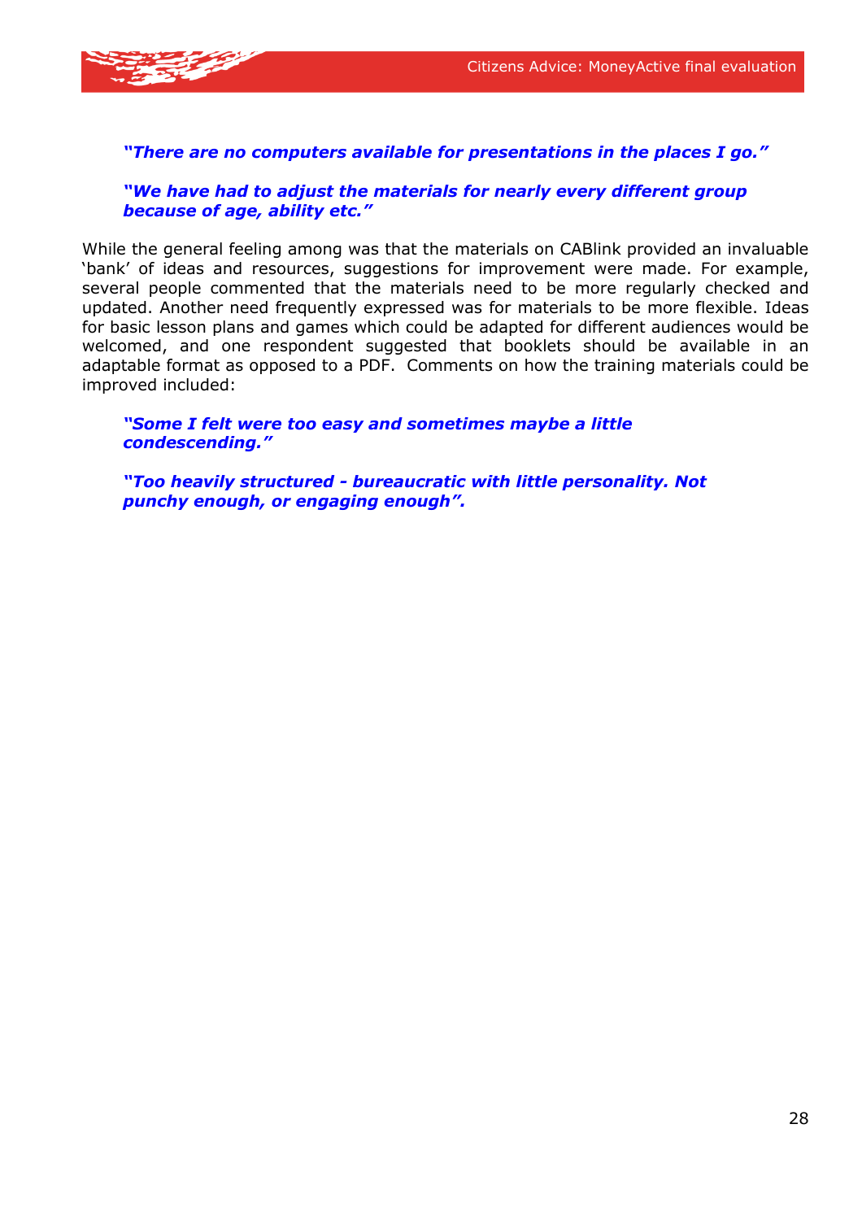> ***"There are no computers available for presentations in the places I go."***

> ***"We have had to adjust the materials for nearly every different group because of age, ability etc."***

While the general feeling among was that the materials on CABlink provided an invaluable 'bank' of ideas and resources, suggestions for improvement were made. For example, several people commented that the materials need to be more regularly checked and updated. Another need frequently expressed was for materials to be more flexible. Ideas for basic lesson plans and games which could be adapted for different audiences would be welcomed, and one respondent suggested that booklets should be available in an adaptable format as opposed to a PDF. Comments on how the training materials could be improved included:

> ***"Some I felt were too easy and sometimes maybe a little condescending."***

> ***"Too heavily structured - bureaucratic with little personality. Not punchy enough, or engaging enough".***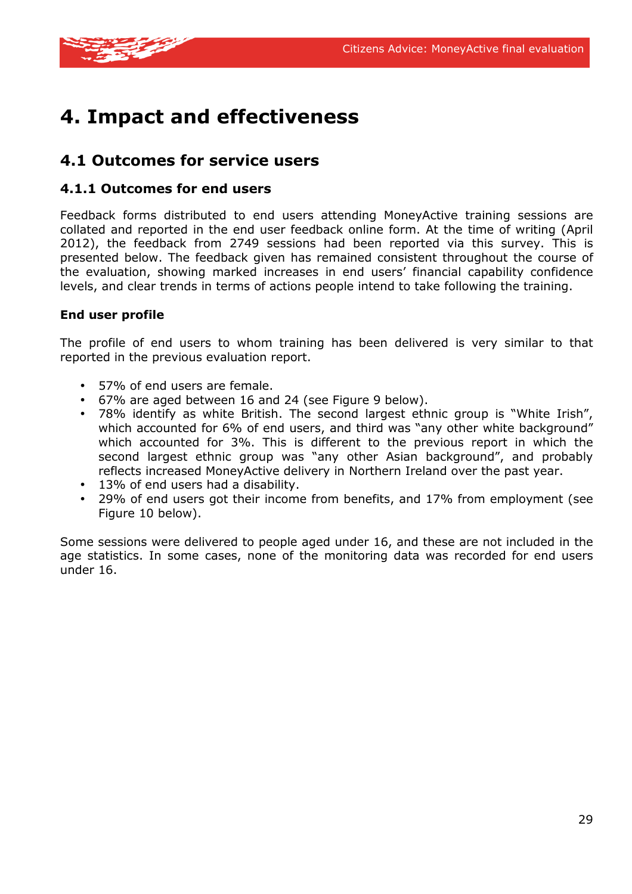# 4. Impact and effectiveness

## 4.1 Outcomes for service users

### 4.1.1 Outcomes for end users

Feedback forms distributed to end users attending MoneyActive training sessions are collated and reported in the end user feedback online form. At the time of writing (April 2012), the feedback from 2749 sessions had been reported via this survey. This is presented below. The feedback given has remained consistent throughout the course of the evaluation, showing marked increases in end users' financial capability confidence levels, and clear trends in terms of actions people intend to take following the training.

**End user profile**

The profile of end users to whom training has been delivered is very similar to that reported in the previous evaluation report.

- 57% of end users are female.
- 67% are aged between 16 and 24 (see Figure 9 below).
- 78% identify as white British. The second largest ethnic group is "White Irish", which accounted for 6% of end users, and third was "any other white background" which accounted for 3%. This is different to the previous report in which the second largest ethnic group was "any other Asian background", and probably reflects increased MoneyActive delivery in Northern Ireland over the past year.
- 13% of end users had a disability.
- 29% of end users got their income from benefits, and 17% from employment (see Figure 10 below).

Some sessions were delivered to people aged under 16, and these are not included in the age statistics. In some cases, none of the monitoring data was recorded for end users under 16.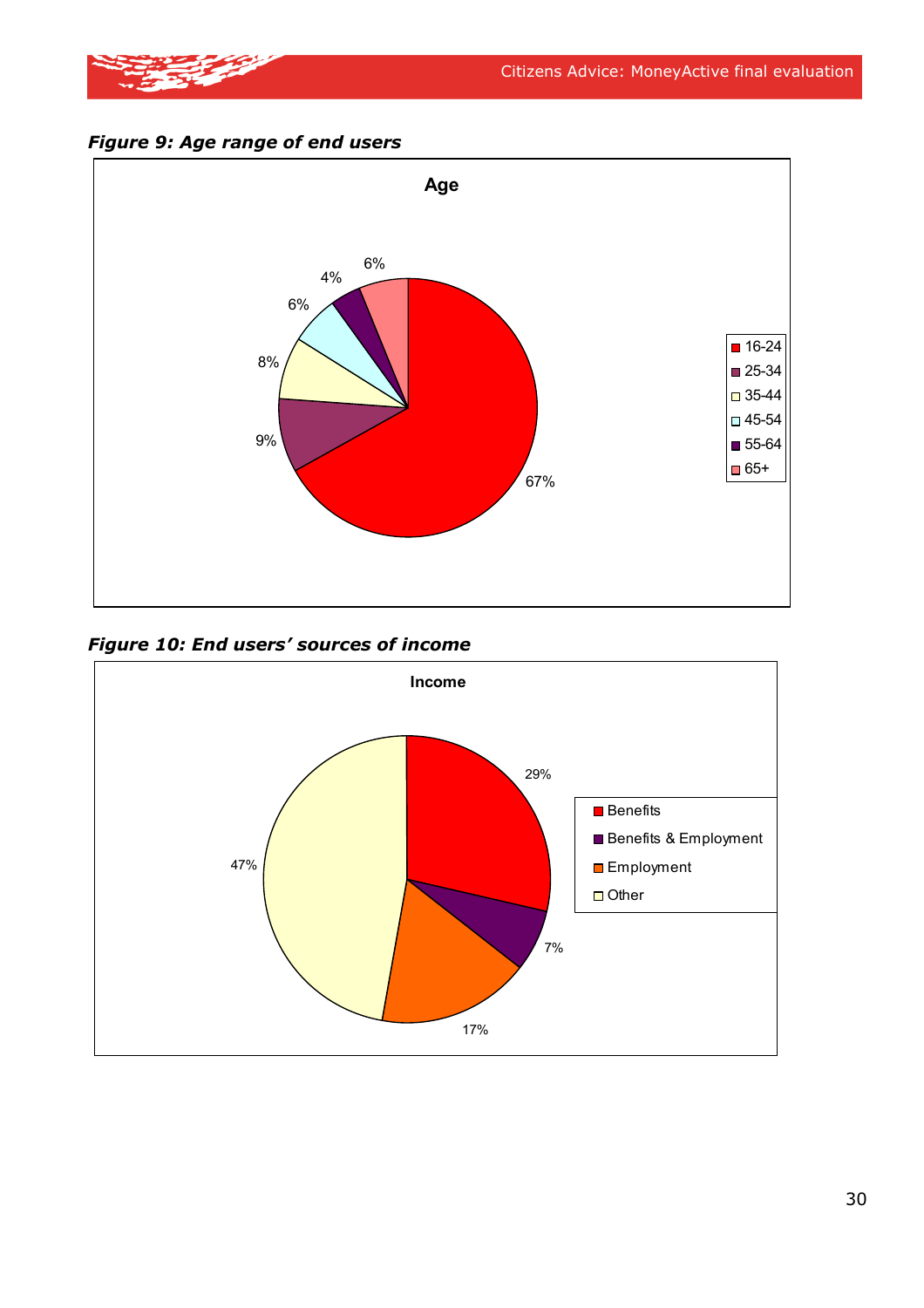*Figure 9: Age range of end users*

**Age**

| Age | % |
|---|---|
| 16-24 | 67% |
| 25-34 | 9% |
| 35-44 | 8% |
| 45-54 | 6% |
| 55-64 | 4% |
| 65+ | 6% |

*Figure 10: End users' sources of income*

**Income**

| Income | % |
|---|---|
| Benefits | 29% |
| Benefits & Employment | 7% |
| Employment | 17% |
| Other | 47% |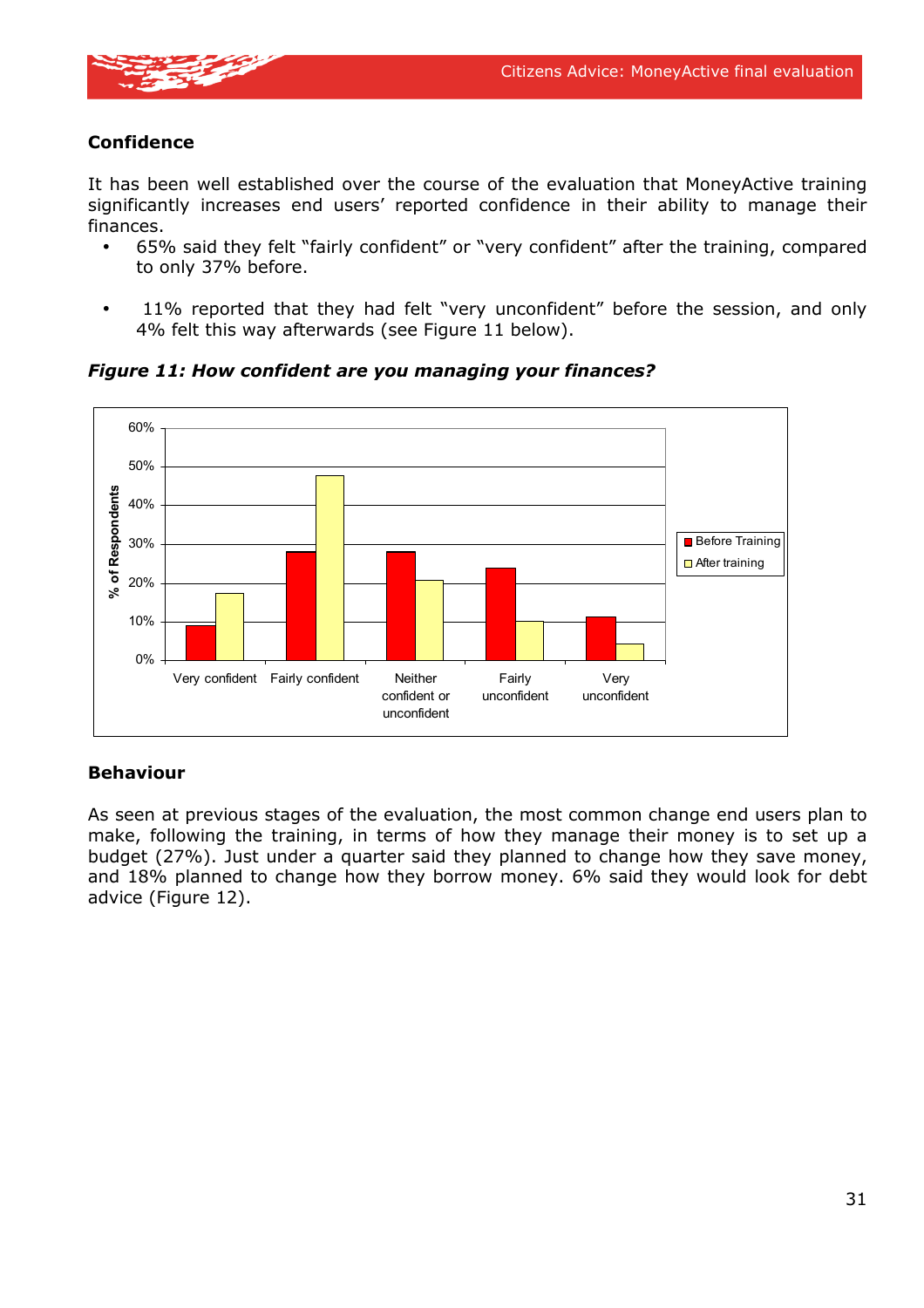## Confidence

It has been well established over the course of the evaluation that MoneyActive training significantly increases end users' reported confidence in their ability to manage their finances.

- 65% said they felt "fairly confident" or "very confident" after the training, compared to only 37% before.
- 11% reported that they had felt "very unconfident" before the session, and only 4% felt this way afterwards (see Figure 11 below).

***Figure 11: How confident are you managing your finances?***

## Behaviour

As seen at previous stages of the evaluation, the most common change end users plan to make, following the training, in terms of how they manage their money is to set up a budget (27%). Just under a quarter said they planned to change how they save money, and 18% planned to change how they borrow money. 6% said they would look for debt advice (Figure 12).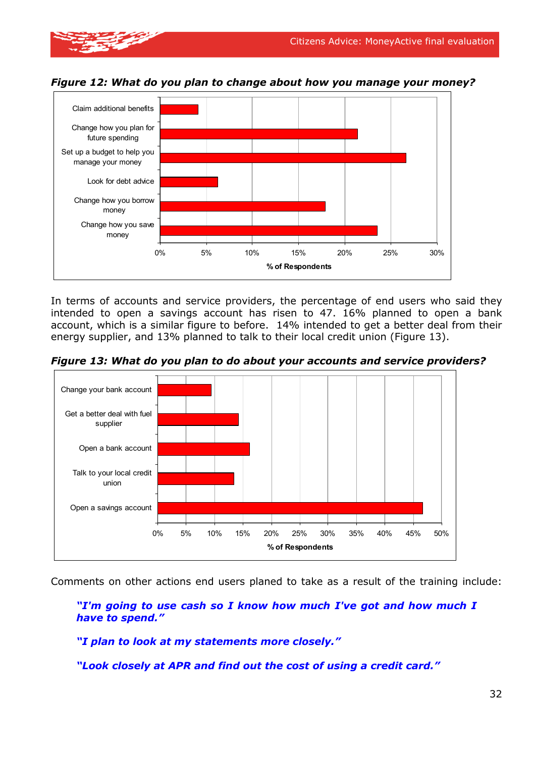***Figure 12: What do you plan to change about how you manage your money?***

In terms of accounts and service providers, the percentage of end users who said they intended to open a savings account has risen to 47. 16% planned to open a bank account, which is a similar figure to before. 14% intended to get a better deal from their energy supplier, and 13% planned to talk to their local credit union (Figure 13).

***Figure 13: What do you plan to do about your accounts and service providers?***

Comments on other actions end users planed to take as a result of the training include:

> ***"I'm going to use cash so I know how much I've got and how much I have to spend."***
>
> ***"I plan to look at my statements more closely."***
>
> ***"Look closely at APR and find out the cost of using a credit card."***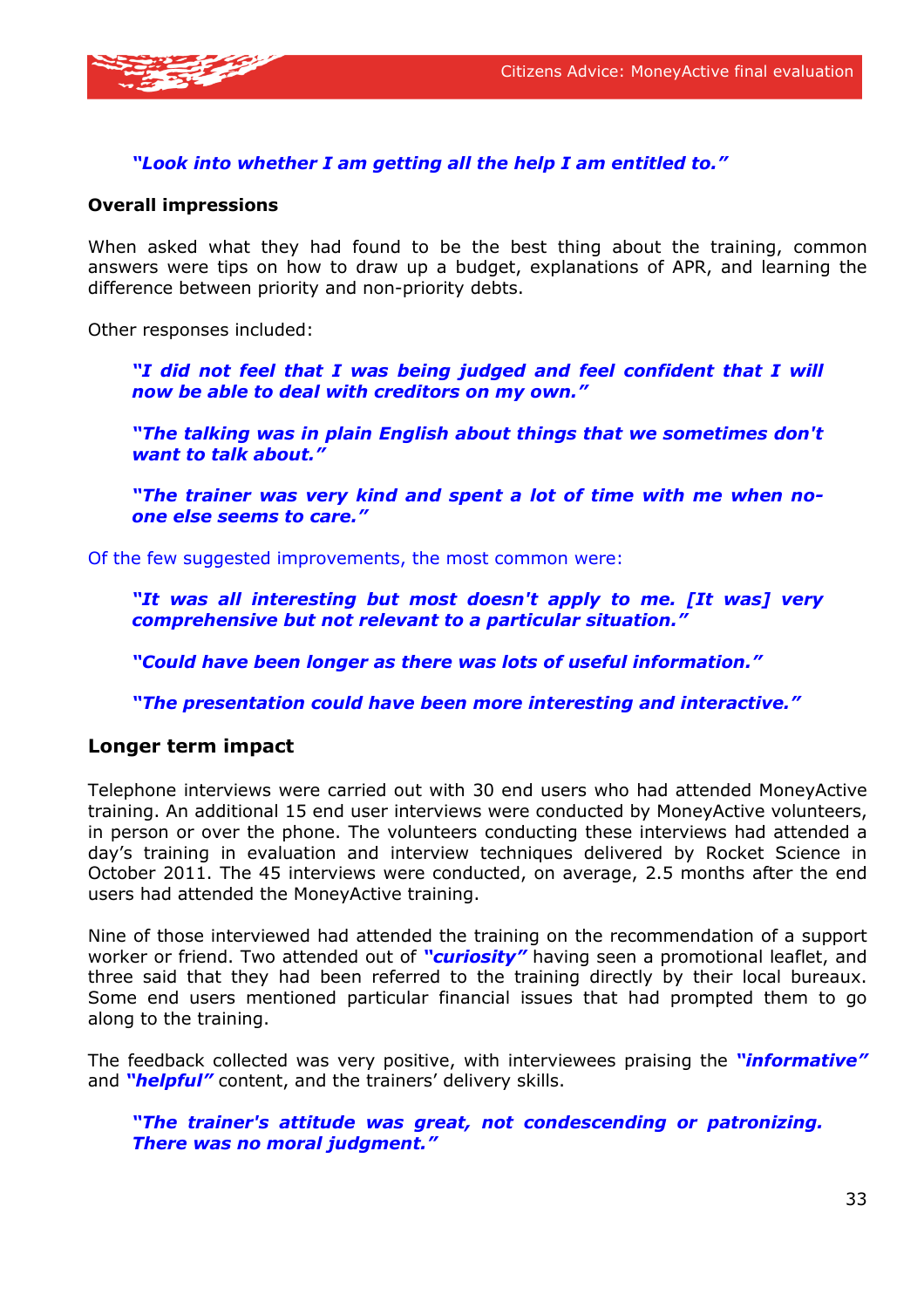> ***"Look into whether I am getting all the help I am entitled to."***

### Overall impressions

When asked what they had found to be the best thing about the training, common answers were tips on how to draw up a budget, explanations of APR, and learning the difference between priority and non-priority debts.

Other responses included:

> ***"I did not feel that I was being judged and feel confident that I will now be able to deal with creditors on my own."***

> ***"The talking was in plain English about things that we sometimes don't want to talk about."***

> ***"The trainer was very kind and spent a lot of time with me when no-one else seems to care."***

Of the few suggested improvements, the most common were:

> ***"It was all interesting but most doesn't apply to me. [It was] very comprehensive but not relevant to a particular situation."***

> ***"Could have been longer as there was lots of useful information."***

> ***"The presentation could have been more interesting and interactive."***

## Longer term impact

Telephone interviews were carried out with 30 end users who had attended MoneyActive training. An additional 15 end user interviews were conducted by MoneyActive volunteers, in person or over the phone. The volunteers conducting these interviews had attended a day's training in evaluation and interview techniques delivered by Rocket Science in October 2011. The 45 interviews were conducted, on average, 2.5 months after the end users had attended the MoneyActive training.

Nine of those interviewed had attended the training on the recommendation of a support worker or friend. Two attended out of ***"curiosity"*** having seen a promotional leaflet, and three said that they had been referred to the training directly by their local bureaux. Some end users mentioned particular financial issues that had prompted them to go along to the training.

The feedback collected was very positive, with interviewees praising the ***"informative"*** and ***"helpful"*** content, and the trainers' delivery skills.

> ***"The trainer's attitude was great, not condescending or patronizing. There was no moral judgment."***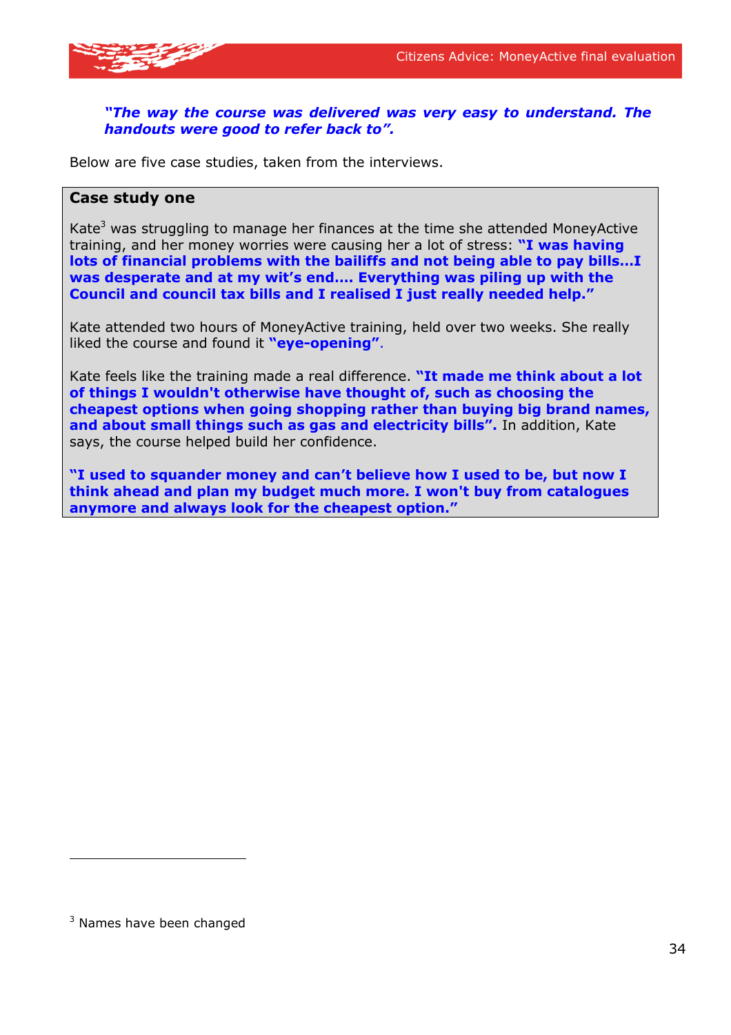***"The way the course was delivered was very easy to understand. The handouts were good to refer back to".***

Below are five case studies, taken from the interviews.

**Case study one**

Kate[3] was struggling to manage her finances at the time she attended MoneyActive training, and her money worries were causing her a lot of stress: **"I was having lots of financial problems with the bailiffs and not being able to pay bills…I was desperate and at my wit's end…. Everything was piling up with the Council and council tax bills and I realised I just really needed help."**

Kate attended two hours of MoneyActive training, held over two weeks. She really liked the course and found it **"eye-opening"**.

Kate feels like the training made a real difference. **"It made me think about a lot of things I wouldn't otherwise have thought of, such as choosing the cheapest options when going shopping rather than buying big brand names, and about small things such as gas and electricity bills".** In addition, Kate says, the course helped build her confidence.

**"I used to squander money and can't believe how I used to be, but now I think ahead and plan my budget much more. I won't buy from catalogues anymore and always look for the cheapest option."**

[3] Names have been changed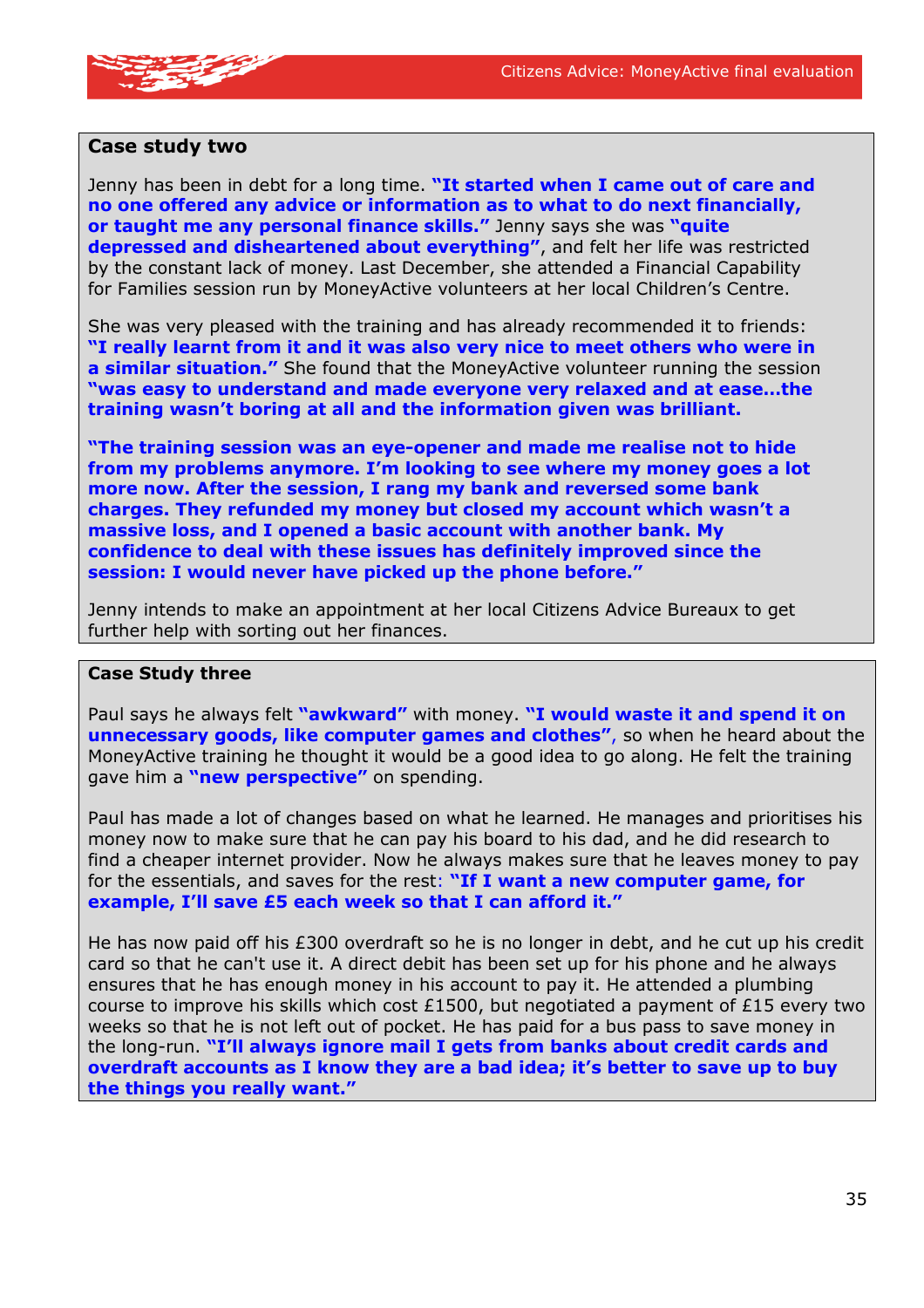### Case study two

Jenny has been in debt for a long time. **"It started when I came out of care and no one offered any advice or information as to what to do next financially, or taught me any personal finance skills."** Jenny says she was **"quite depressed and disheartened about everything"**, and felt her life was restricted by the constant lack of money. Last December, she attended a Financial Capability for Families session run by MoneyActive volunteers at her local Children's Centre.

She was very pleased with the training and has already recommended it to friends: **"I really learnt from it and it was also very nice to meet others who were in a similar situation."** She found that the MoneyActive volunteer running the session **"was easy to understand and made everyone very relaxed and at ease…the training wasn't boring at all and the information given was brilliant.**

**"The training session was an eye-opener and made me realise not to hide from my problems anymore. I'm looking to see where my money goes a lot more now. After the session, I rang my bank and reversed some bank charges. They refunded my money but closed my account which wasn't a massive loss, and I opened a basic account with another bank. My confidence to deal with these issues has definitely improved since the session: I would never have picked up the phone before."**

Jenny intends to make an appointment at her local Citizens Advice Bureaux to get further help with sorting out her finances.

### Case Study three

Paul says he always felt **"awkward"** with money. **"I would waste it and spend it on unnecessary goods, like computer games and clothes"**, so when he heard about the MoneyActive training he thought it would be a good idea to go along. He felt the training gave him a **"new perspective"** on spending.

Paul has made a lot of changes based on what he learned. He manages and prioritises his money now to make sure that he can pay his board to his dad, and he did research to find a cheaper internet provider. Now he always makes sure that he leaves money to pay for the essentials, and saves for the rest: **"If I want a new computer game, for example, I'll save £5 each week so that I can afford it."**

He has now paid off his £300 overdraft so he is no longer in debt, and he cut up his credit card so that he can't use it. A direct debit has been set up for his phone and he always ensures that he has enough money in his account to pay it. He attended a plumbing course to improve his skills which cost £1500, but negotiated a payment of £15 every two weeks so that he is not left out of pocket. He has paid for a bus pass to save money in the long-run. **"I'll always ignore mail I gets from banks about credit cards and overdraft accounts as I know they are a bad idea; it's better to save up to buy the things you really want."**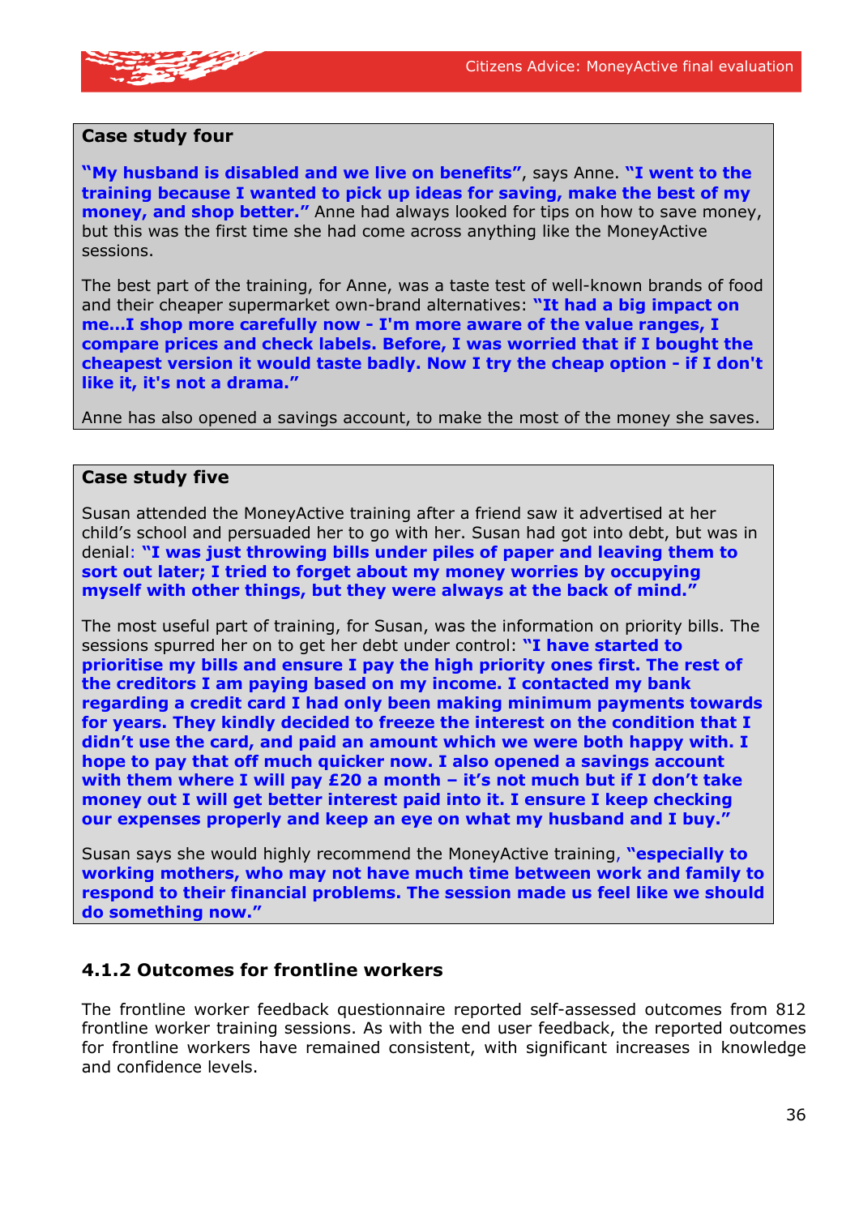**Case study four**

**"My husband is disabled and we live on benefits"**, says Anne. **"I went to the training because I wanted to pick up ideas for saving, make the best of my money, and shop better."** Anne had always looked for tips on how to save money, but this was the first time she had come across anything like the MoneyActive sessions.

The best part of the training, for Anne, was a taste test of well-known brands of food and their cheaper supermarket own-brand alternatives: **"It had a big impact on me…I shop more carefully now - I'm more aware of the value ranges, I compare prices and check labels. Before, I was worried that if I bought the cheapest version it would taste badly. Now I try the cheap option - if I don't like it, it's not a drama."**

Anne has also opened a savings account, to make the most of the money she saves.

**Case study five**

Susan attended the MoneyActive training after a friend saw it advertised at her child's school and persuaded her to go with her. Susan had got into debt, but was in denial: **"I was just throwing bills under piles of paper and leaving them to sort out later; I tried to forget about my money worries by occupying myself with other things, but they were always at the back of mind."**

The most useful part of training, for Susan, was the information on priority bills. The sessions spurred her on to get her debt under control: **"I have started to prioritise my bills and ensure I pay the high priority ones first. The rest of the creditors I am paying based on my income. I contacted my bank regarding a credit card I had only been making minimum payments towards for years. They kindly decided to freeze the interest on the condition that I didn't use the card, and paid an amount which we were both happy with. I hope to pay that off much quicker now. I also opened a savings account with them where I will pay £20 a month – it's not much but if I don't take money out I will get better interest paid into it. I ensure I keep checking our expenses properly and keep an eye on what my husband and I buy."**

Susan says she would highly recommend the MoneyActive training, **"especially to working mothers, who may not have much time between work and family to respond to their financial problems. The session made us feel like we should do something now."**

### 4.1.2 Outcomes for frontline workers

The frontline worker feedback questionnaire reported self-assessed outcomes from 812 frontline worker training sessions. As with the end user feedback, the reported outcomes for frontline workers have remained consistent, with significant increases in knowledge and confidence levels.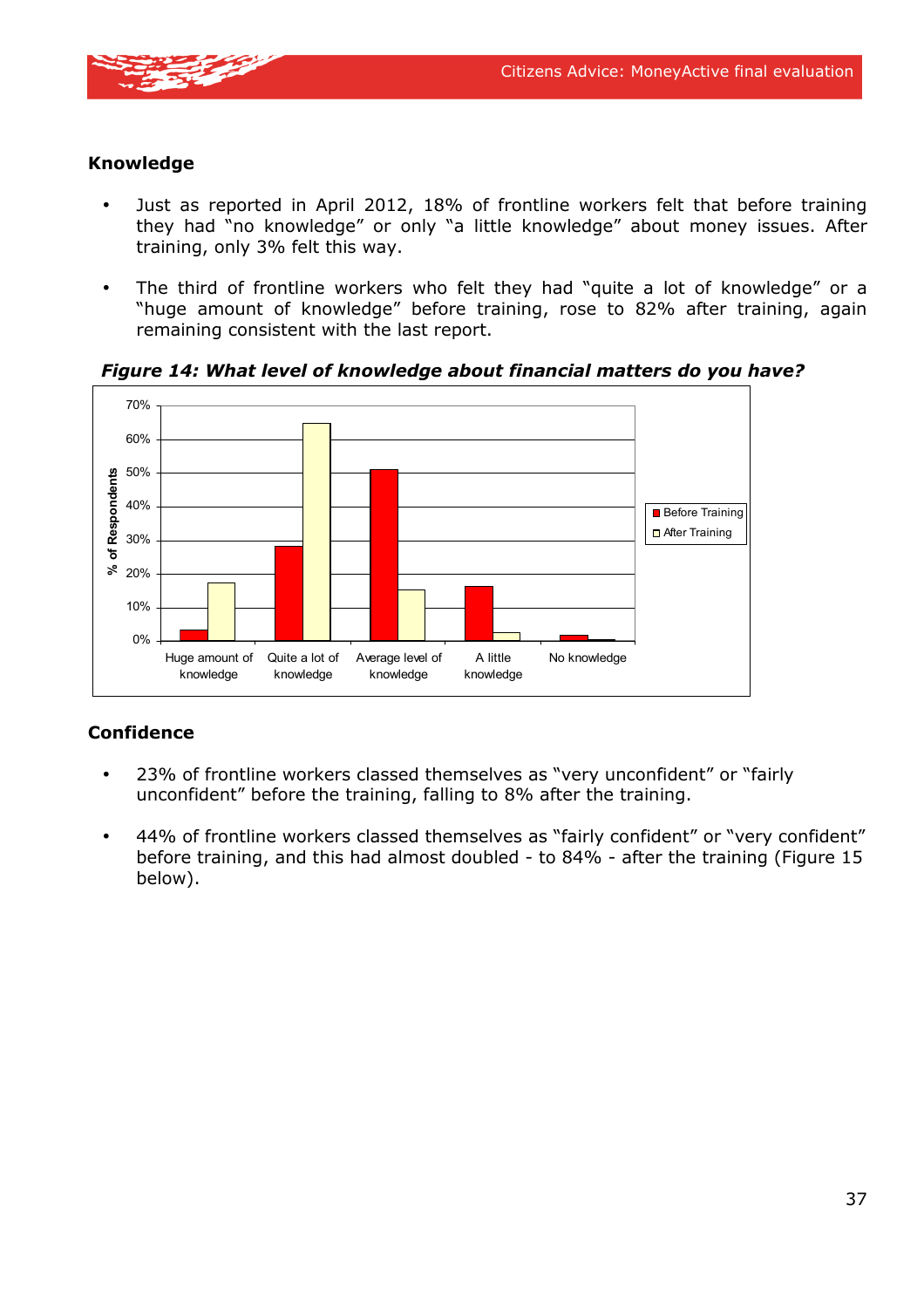## Knowledge

- Just as reported in April 2012, 18% of frontline workers felt that before training they had "no knowledge" or only "a little knowledge" about money issues. After training, only 3% felt this way.
- The third of frontline workers who felt they had "quite a lot of knowledge" or a "huge amount of knowledge" before training, rose to 82% after training, again remaining consistent with the last report.

***Figure 14: What level of knowledge about financial matters do you have?***

## Confidence

- 23% of frontline workers classed themselves as "very unconfident" or "fairly unconfident" before the training, falling to 8% after the training.
- 44% of frontline workers classed themselves as "fairly confident" or "very confident" before training, and this had almost doubled - to 84% - after the training (Figure 15 below).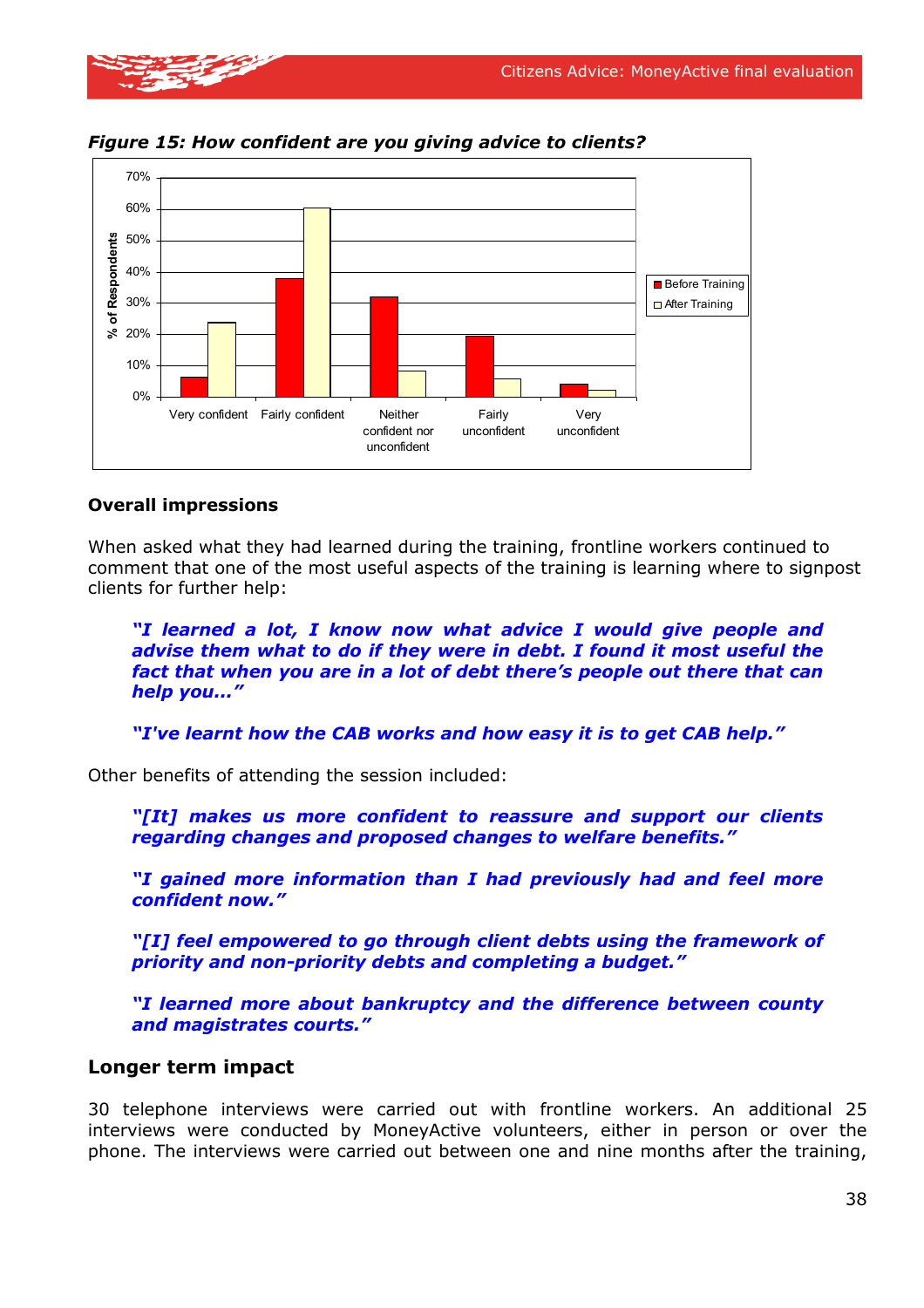*Figure 15: How confident are you giving advice to clients?*

## Overall impressions

When asked what they had learned during the training, frontline workers continued to comment that one of the most useful aspects of the training is learning where to signpost clients for further help:

> ***"I learned a lot, I know now what advice I would give people and advise them what to do if they were in debt. I found it most useful the fact that when you are in a lot of debt there's people out there that can help you…"***

> ***"I've learnt how the CAB works and how easy it is to get CAB help."***

Other benefits of attending the session included:

> ***"[It] makes us more confident to reassure and support our clients regarding changes and proposed changes to welfare benefits."***

> ***"I gained more information than I had previously had and feel more confident now."***

> ***"[I] feel empowered to go through client debts using the framework of priority and non-priority debts and completing a budget."***

> ***"I learned more about bankruptcy and the difference between county and magistrates courts."***

## Longer term impact

30 telephone interviews were carried out with frontline workers. An additional 25 interviews were conducted by MoneyActive volunteers, either in person or over the phone. The interviews were carried out between one and nine months after the training,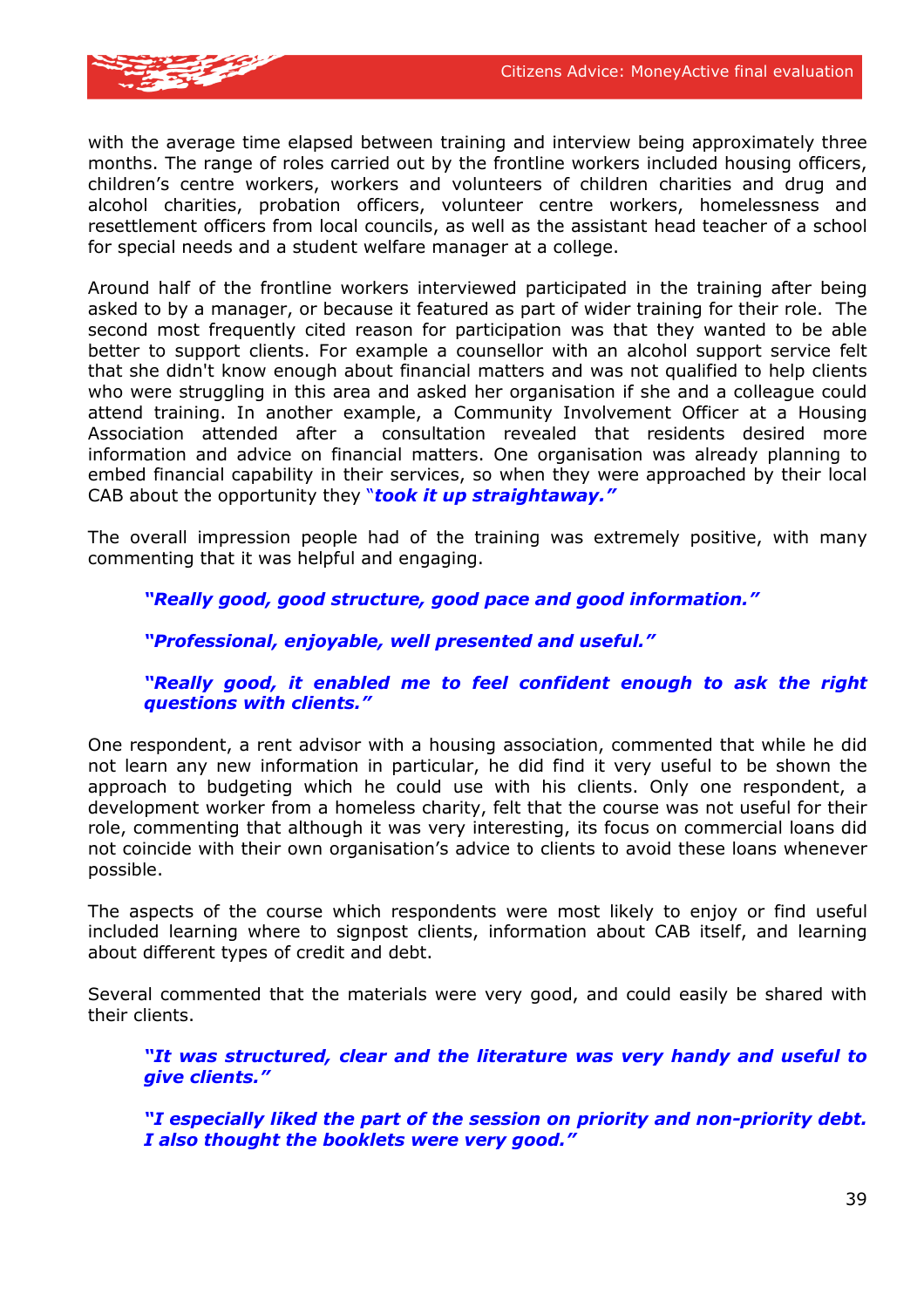with the average time elapsed between training and interview being approximately three months. The range of roles carried out by the frontline workers included housing officers, children's centre workers, workers and volunteers of children charities and drug and alcohol charities, probation officers, volunteer centre workers, homelessness and resettlement officers from local councils, as well as the assistant head teacher of a school for special needs and a student welfare manager at a college.

Around half of the frontline workers interviewed participated in the training after being asked to by a manager, or because it featured as part of wider training for their role. The second most frequently cited reason for participation was that they wanted to be able better to support clients. For example a counsellor with an alcohol support service felt that she didn't know enough about financial matters and was not qualified to help clients who were struggling in this area and asked her organisation if she and a colleague could attend training. In another example, a Community Involvement Officer at a Housing Association attended after a consultation revealed that residents desired more information and advice on financial matters. One organisation was already planning to embed financial capability in their services, so when they were approached by their local CAB about the opportunity they ***"took it up straightaway."***

The overall impression people had of the training was extremely positive, with many commenting that it was helpful and engaging.

> ***"Really good, good structure, good pace and good information."***
>
> ***"Professional, enjoyable, well presented and useful."***
>
> ***"Really good, it enabled me to feel confident enough to ask the right questions with clients."***

One respondent, a rent advisor with a housing association, commented that while he did not learn any new information in particular, he did find it very useful to be shown the approach to budgeting which he could use with his clients. Only one respondent, a development worker from a homeless charity, felt that the course was not useful for their role, commenting that although it was very interesting, its focus on commercial loans did not coincide with their own organisation's advice to clients to avoid these loans whenever possible.

The aspects of the course which respondents were most likely to enjoy or find useful included learning where to signpost clients, information about CAB itself, and learning about different types of credit and debt.

Several commented that the materials were very good, and could easily be shared with their clients.

> ***"It was structured, clear and the literature was very handy and useful to give clients."***
>
> ***"I especially liked the part of the session on priority and non-priority debt. I also thought the booklets were very good."***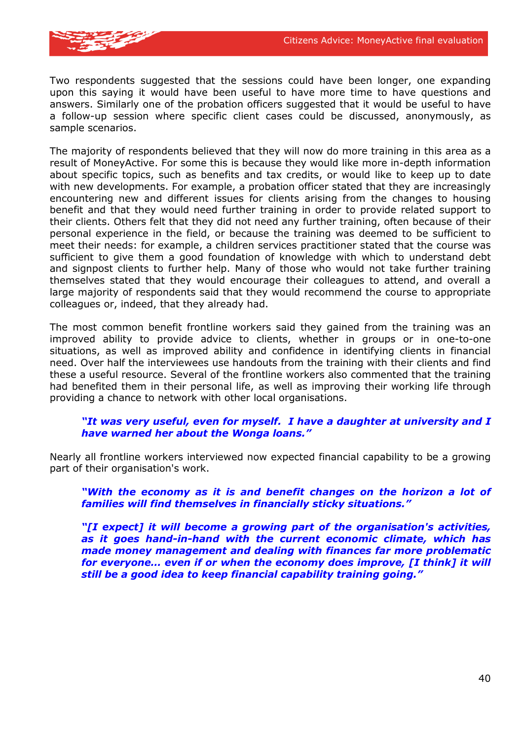Two respondents suggested that the sessions could have been longer, one expanding upon this saying it would have been useful to have more time to have questions and answers. Similarly one of the probation officers suggested that it would be useful to have a follow-up session where specific client cases could be discussed, anonymously, as sample scenarios.

The majority of respondents believed that they will now do more training in this area as a result of MoneyActive. For some this is because they would like more in-depth information about specific topics, such as benefits and tax credits, or would like to keep up to date with new developments. For example, a probation officer stated that they are increasingly encountering new and different issues for clients arising from the changes to housing benefit and that they would need further training in order to provide related support to their clients. Others felt that they did not need any further training, often because of their personal experience in the field, or because the training was deemed to be sufficient to meet their needs: for example, a children services practitioner stated that the course was sufficient to give them a good foundation of knowledge with which to understand debt and signpost clients to further help. Many of those who would not take further training themselves stated that they would encourage their colleagues to attend, and overall a large majority of respondents said that they would recommend the course to appropriate colleagues or, indeed, that they already had.

The most common benefit frontline workers said they gained from the training was an improved ability to provide advice to clients, whether in groups or in one-to-one situations, as well as improved ability and confidence in identifying clients in financial need. Over half the interviewees use handouts from the training with their clients and find these a useful resource. Several of the frontline workers also commented that the training had benefited them in their personal life, as well as improving their working life through providing a chance to network with other local organisations.

> ***"It was very useful, even for myself. I have a daughter at university and I have warned her about the Wonga loans."***

Nearly all frontline workers interviewed now expected financial capability to be a growing part of their organisation's work.

> ***"With the economy as it is and benefit changes on the horizon a lot of families will find themselves in financially sticky situations."***
>
> ***"[I expect] it will become a growing part of the organisation's activities, as it goes hand-in-hand with the current economic climate, which has made money management and dealing with finances far more problematic for everyone… even if or when the economy does improve, [I think] it will still be a good idea to keep financial capability training going."***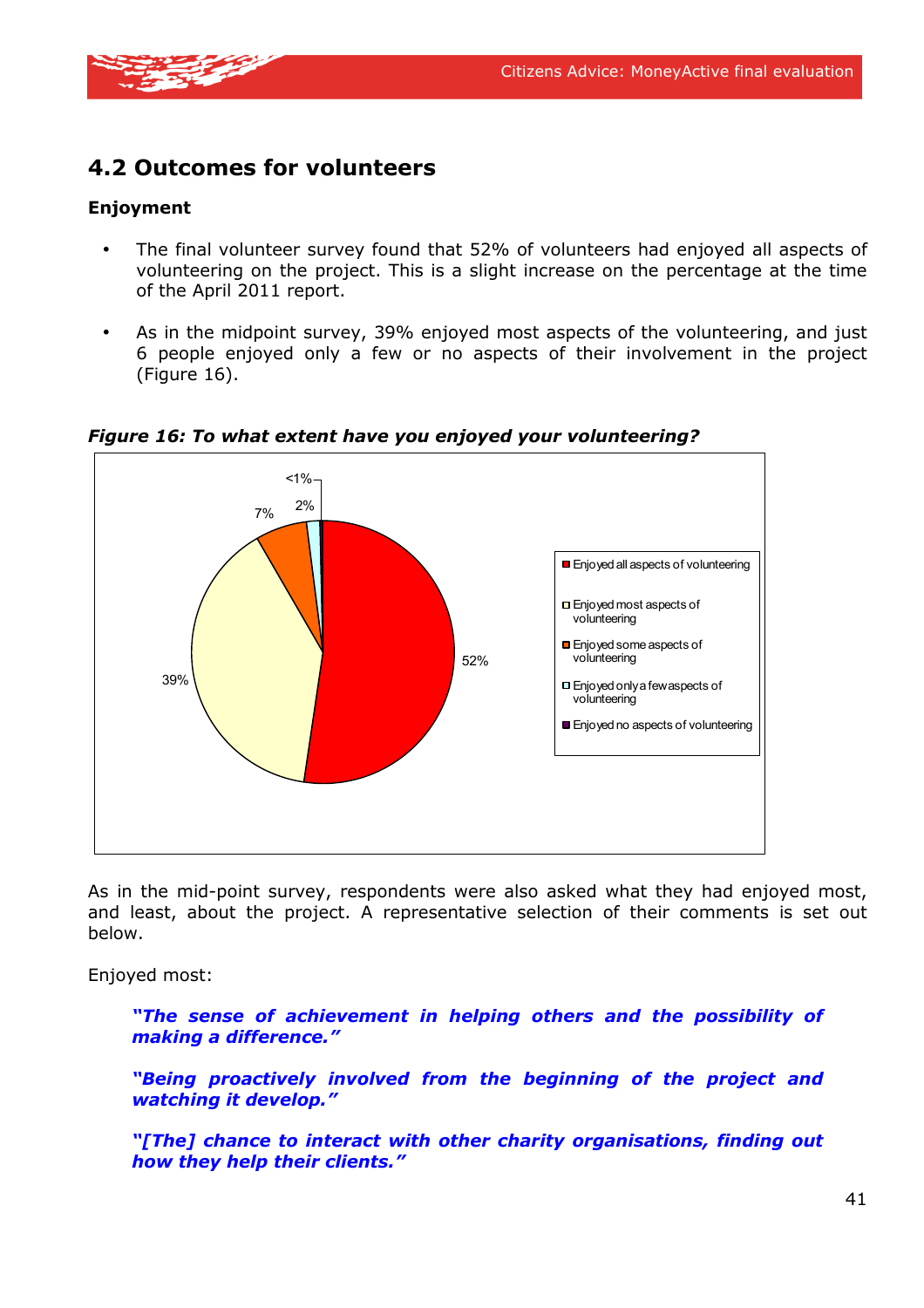## 4.2 Outcomes for volunteers

**Enjoyment**

- The final volunteer survey found that 52% of volunteers had enjoyed all aspects of volunteering on the project. This is a slight increase on the percentage at the time of the April 2011 report.
- As in the midpoint survey, 39% enjoyed most aspects of the volunteering, and just 6 people enjoyed only a few or no aspects of their involvement in the project (Figure 16).

***Figure 16: To what extent have you enjoyed your volunteering?***

| Response | Percentage |
|---|---|
| Enjoyed all aspects of volunteering | 52% |
| Enjoyed most aspects of volunteering | 39% |
| Enjoyed some aspects of volunteering | 7% |
| Enjoyed only a few aspects of volunteering | 2% |
| Enjoyed no aspects of volunteering | <1% |

As in the mid-point survey, respondents were also asked what they had enjoyed most, and least, about the project. A representative selection of their comments is set out below.

Enjoyed most:

> ***"The sense of achievement in helping others and the possibility of making a difference."***

> ***"Being proactively involved from the beginning of the project and watching it develop."***

> ***"[The] chance to interact with other charity organisations, finding out how they help their clients."***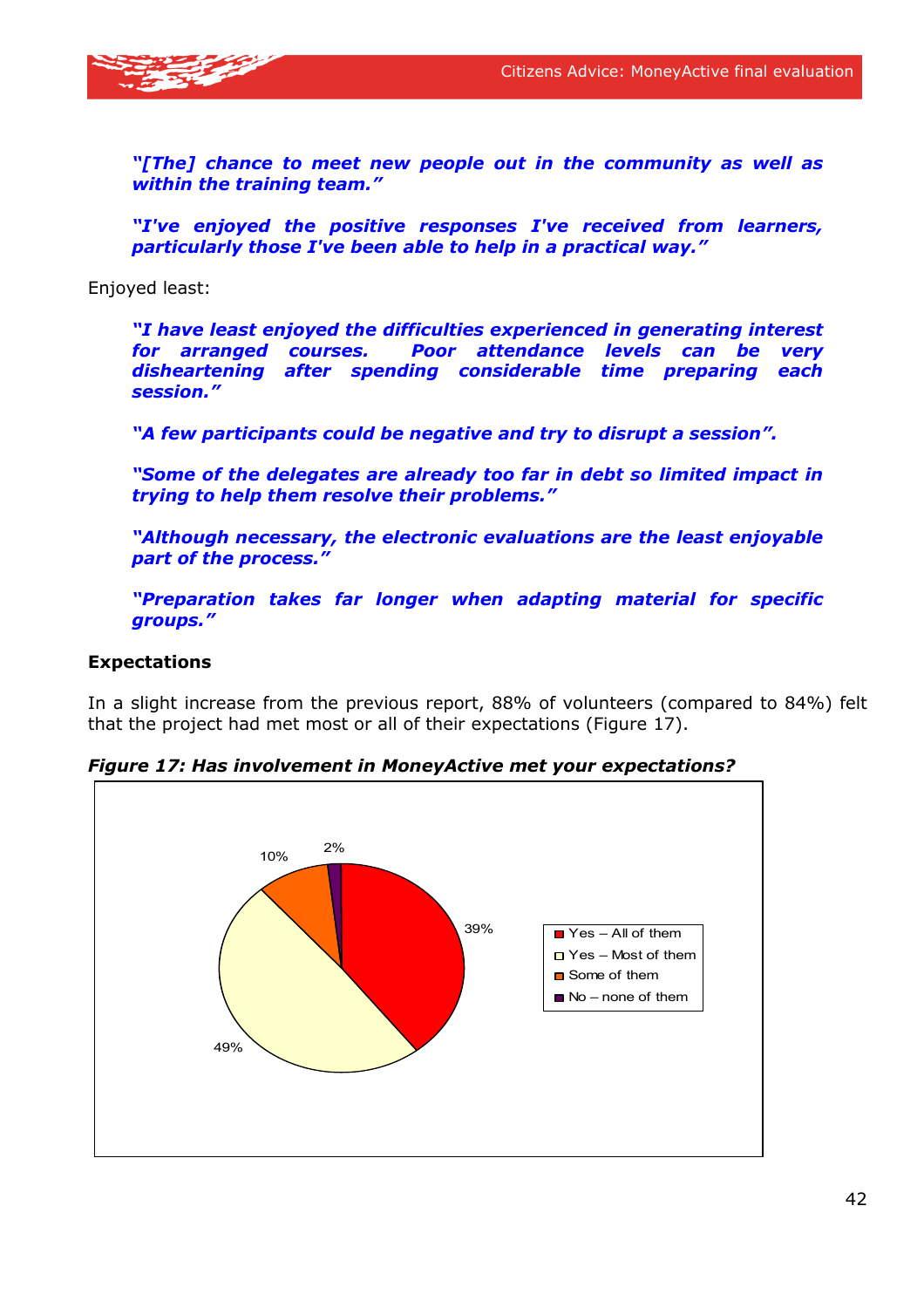*"[The] chance to meet new people out in the community as well as within the training team."*

*"I've enjoyed the positive responses I've received from learners, particularly those I've been able to help in a practical way."*

Enjoyed least:

*"I have least enjoyed the difficulties experienced in generating interest for arranged courses. Poor attendance levels can be very disheartening after spending considerable time preparing each session."*

*"A few participants could be negative and try to disrupt a session".*

*"Some of the delegates are already too far in debt so limited impact in trying to help them resolve their problems."*

*"Although necessary, the electronic evaluations are the least enjoyable part of the process."*

*"Preparation takes far longer when adapting material for specific groups."*

**Expectations**

In a slight increase from the previous report, 88% of volunteers (compared to 84%) felt that the project had met most or all of their expectations (Figure 17).

***Figure 17: Has involvement in MoneyActive met your expectations?***

| Response | % |
|---|---|
| Yes – All of them | 39% |
| Yes – Most of them | 49% |
| Some of them | 10% |
| No – none of them | 2% |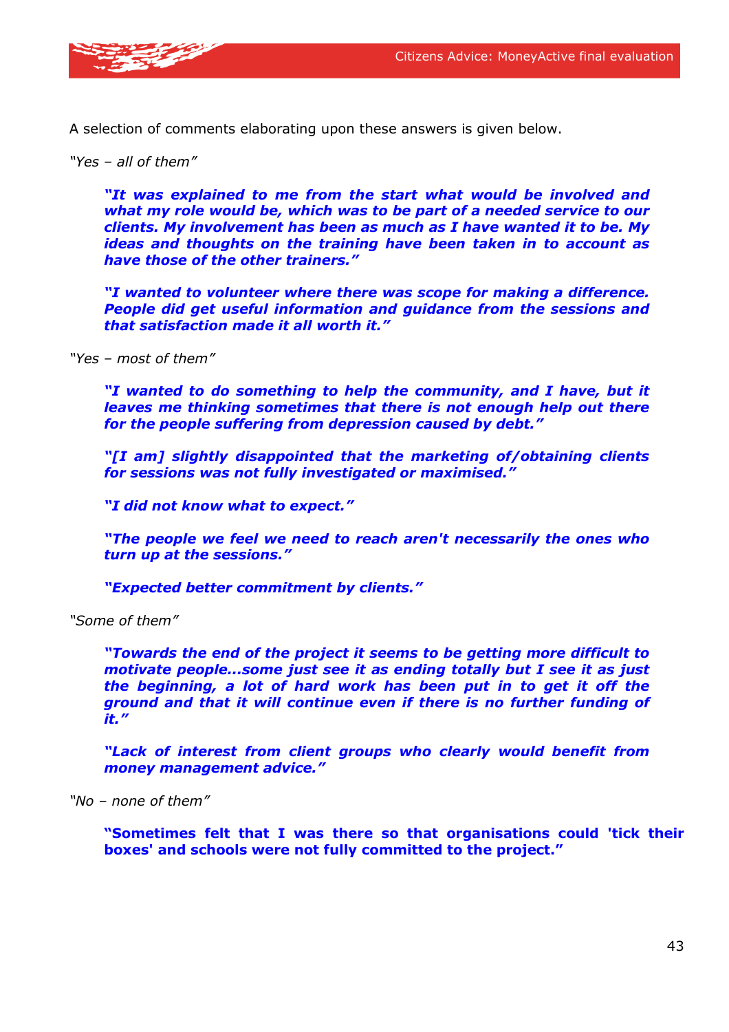A selection of comments elaborating upon these answers is given below.

*"Yes – all of them"*

> ***"It was explained to me from the start what would be involved and what my role would be, which was to be part of a needed service to our clients. My involvement has been as much as I have wanted it to be. My ideas and thoughts on the training have been taken in to account as have those of the other trainers."***
>
> ***"I wanted to volunteer where there was scope for making a difference. People did get useful information and guidance from the sessions and that satisfaction made it all worth it."***

*"Yes – most of them"*

> ***"I wanted to do something to help the community, and I have, but it leaves me thinking sometimes that there is not enough help out there for the people suffering from depression caused by debt."***
>
> ***"[I am] slightly disappointed that the marketing of/obtaining clients for sessions was not fully investigated or maximised."***
>
> ***"I did not know what to expect."***
>
> ***"The people we feel we need to reach aren't necessarily the ones who turn up at the sessions."***
>
> ***"Expected better commitment by clients."***

*"Some of them"*

> ***"Towards the end of the project it seems to be getting more difficult to motivate people...some just see it as ending totally but I see it as just the beginning, a lot of hard work has been put in to get it off the ground and that it will continue even if there is no further funding of it."***
>
> ***"Lack of interest from client groups who clearly would benefit from money management advice."***

*"No – none of them"*

> **"Sometimes felt that I was there so that organisations could 'tick their boxes' and schools were not fully committed to the project."**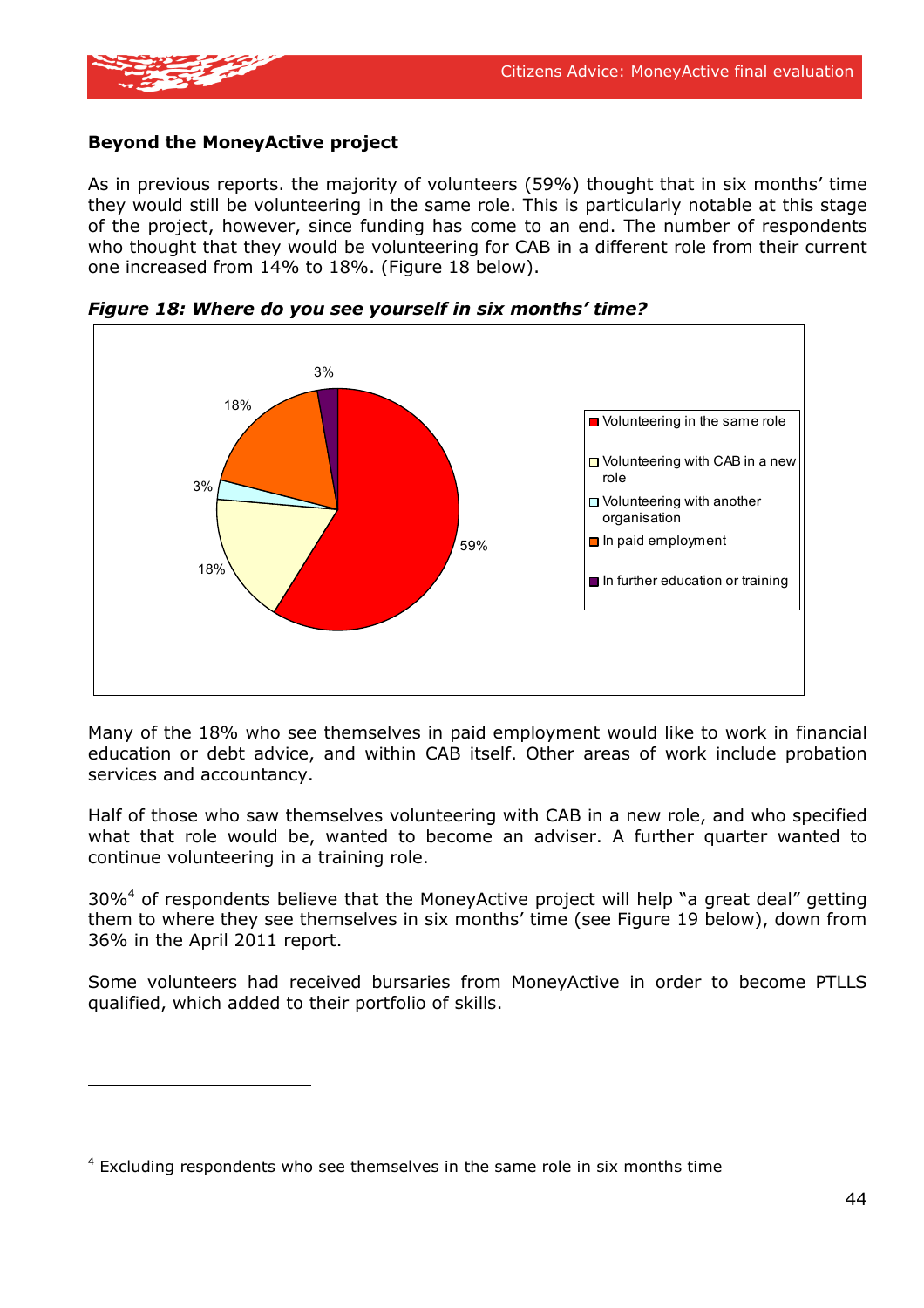**Beyond the MoneyActive project**

As in previous reports. the majority of volunteers (59%) thought that in six months' time they would still be volunteering in the same role. This is particularly notable at this stage of the project, however, since funding has come to an end. The number of respondents who thought that they would be volunteering for CAB in a different role from their current one increased from 14% to 18%. (Figure 18 below).

***Figure 18: Where do you see yourself in six months' time?***

| Response | % |
|---|---|
| Volunteering in the same role | 59% |
| Volunteering with CAB in a new role | 18% |
| Volunteering with another organisation | 3% |
| In paid employment | 18% |
| In further education or training | 3% |

Many of the 18% who see themselves in paid employment would like to work in financial education or debt advice, and within CAB itself. Other areas of work include probation services and accountancy.

Half of those who saw themselves volunteering with CAB in a new role, and who specified what that role would be, wanted to become an adviser. A further quarter wanted to continue volunteering in a training role.

30%[4] of respondents believe that the MoneyActive project will help "a great deal" getting them to where they see themselves in six months' time (see Figure 19 below), down from 36% in the April 2011 report.

Some volunteers had received bursaries from MoneyActive in order to become PTLLS qualified, which added to their portfolio of skills.

---

[4] Excluding respondents who see themselves in the same role in six months time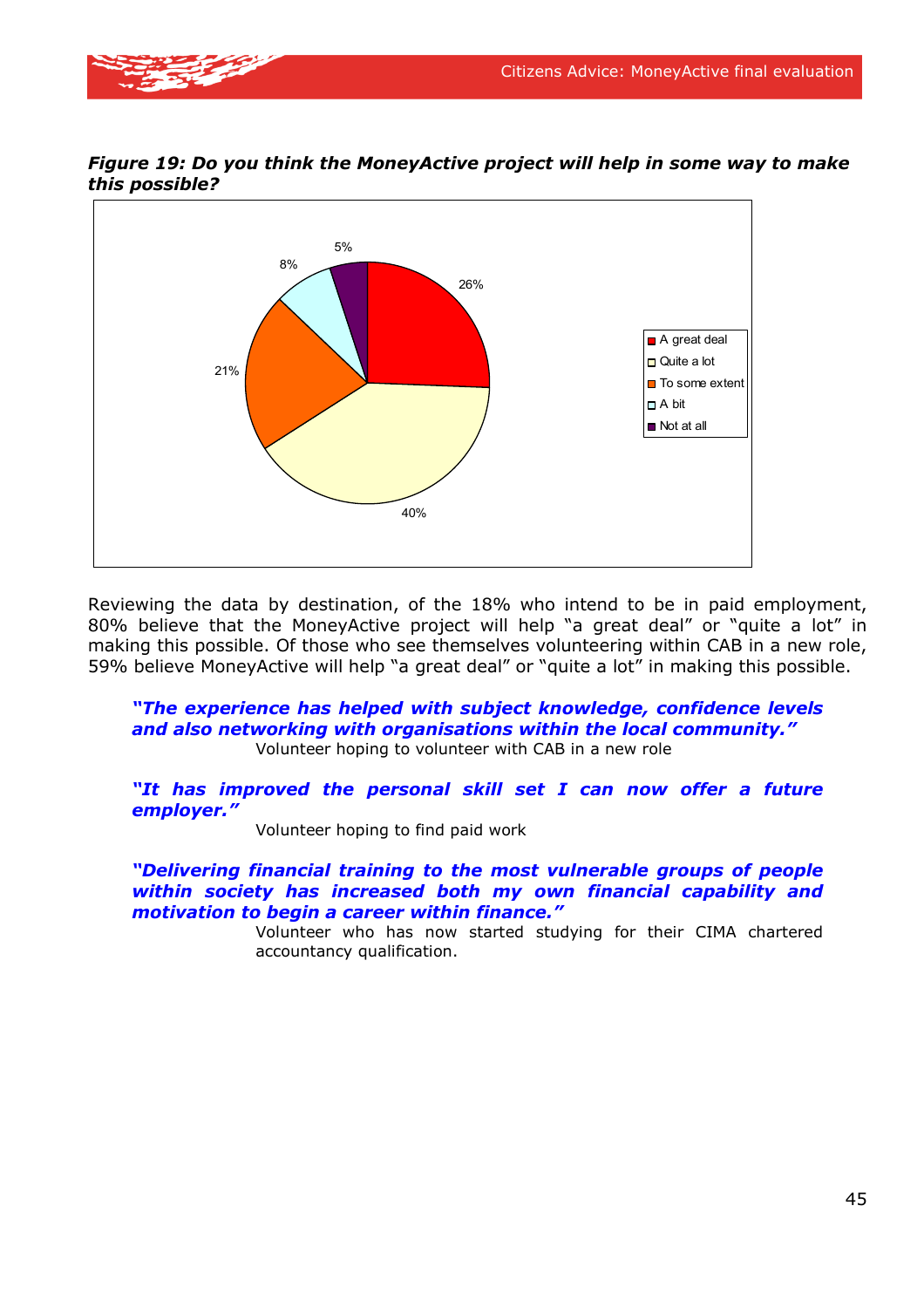***Figure 19: Do you think the MoneyActive project will help in some way to make this possible?***

| Response | % |
|---|---|
| A great deal | 26% |
| Quite a lot | 40% |
| To some extent | 21% |
| A bit | 8% |
| Not at all | 5% |

Reviewing the data by destination, of the 18% who intend to be in paid employment, 80% believe that the MoneyActive project will help "a great deal" or "quite a lot" in making this possible. Of those who see themselves volunteering within CAB in a new role, 59% believe MoneyActive will help "a great deal" or "quite a lot" in making this possible.

> ***"The experience has helped with subject knowledge, confidence levels and also networking with organisations within the local community."***
>
> Volunteer hoping to volunteer with CAB in a new role

> ***"It has improved the personal skill set I can now offer a future employer."***
>
> Volunteer hoping to find paid work

> ***"Delivering financial training to the most vulnerable groups of people within society has increased both my own financial capability and motivation to begin a career within finance."***
>
> Volunteer who has now started studying for their CIMA chartered accountancy qualification.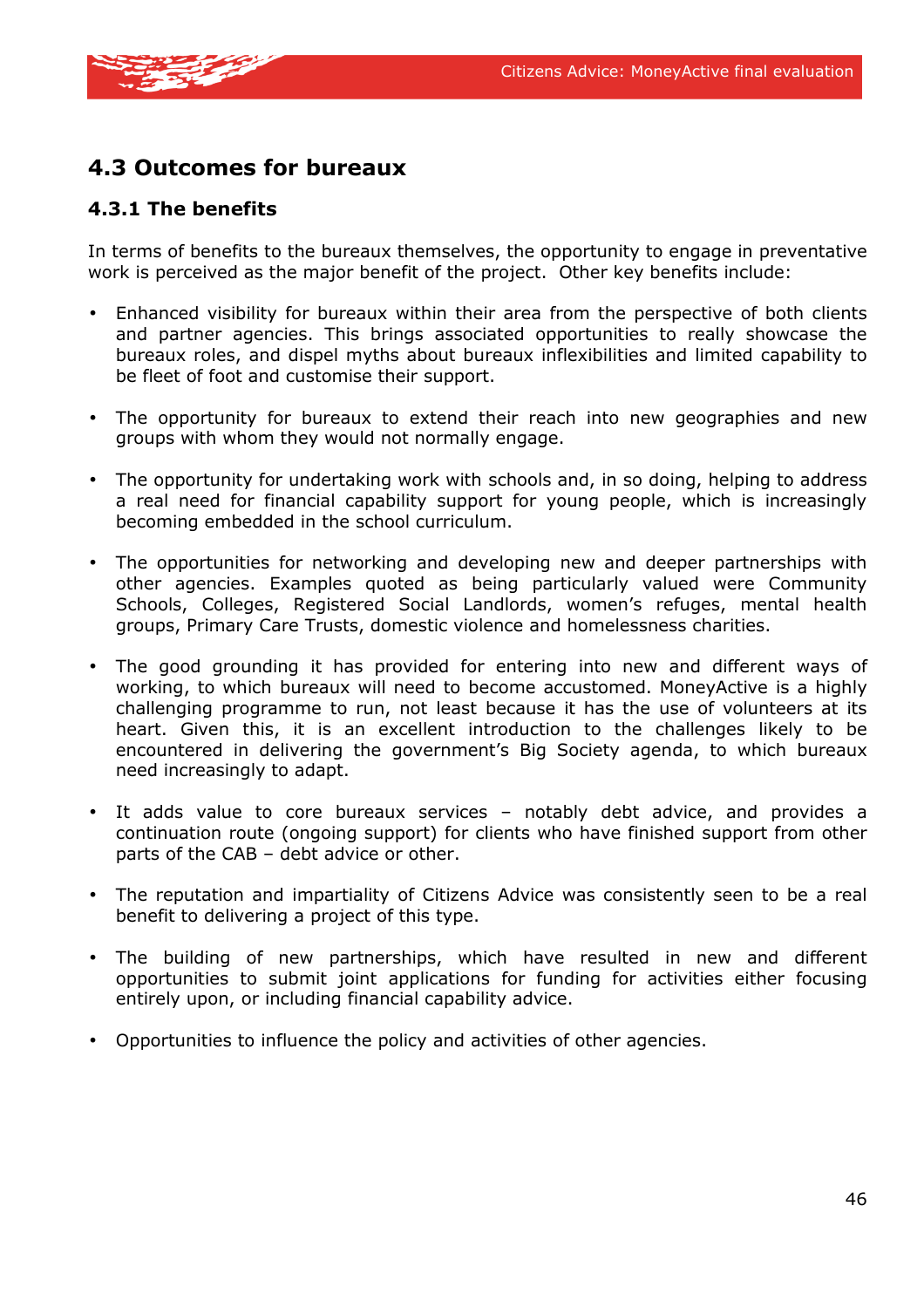## 4.3 Outcomes for bureaux

### 4.3.1 The benefits

In terms of benefits to the bureaux themselves, the opportunity to engage in preventative work is perceived as the major benefit of the project. Other key benefits include:

- Enhanced visibility for bureaux within their area from the perspective of both clients and partner agencies. This brings associated opportunities to really showcase the bureaux roles, and dispel myths about bureaux inflexibilities and limited capability to be fleet of foot and customise their support.
- The opportunity for bureaux to extend their reach into new geographies and new groups with whom they would not normally engage.
- The opportunity for undertaking work with schools and, in so doing, helping to address a real need for financial capability support for young people, which is increasingly becoming embedded in the school curriculum.
- The opportunities for networking and developing new and deeper partnerships with other agencies. Examples quoted as being particularly valued were Community Schools, Colleges, Registered Social Landlords, women's refuges, mental health groups, Primary Care Trusts, domestic violence and homelessness charities.
- The good grounding it has provided for entering into new and different ways of working, to which bureaux will need to become accustomed. MoneyActive is a highly challenging programme to run, not least because it has the use of volunteers at its heart. Given this, it is an excellent introduction to the challenges likely to be encountered in delivering the government's Big Society agenda, to which bureaux need increasingly to adapt.
- It adds value to core bureaux services – notably debt advice, and provides a continuation route (ongoing support) for clients who have finished support from other parts of the CAB – debt advice or other.
- The reputation and impartiality of Citizens Advice was consistently seen to be a real benefit to delivering a project of this type.
- The building of new partnerships, which have resulted in new and different opportunities to submit joint applications for funding for activities either focusing entirely upon, or including financial capability advice.
- Opportunities to influence the policy and activities of other agencies.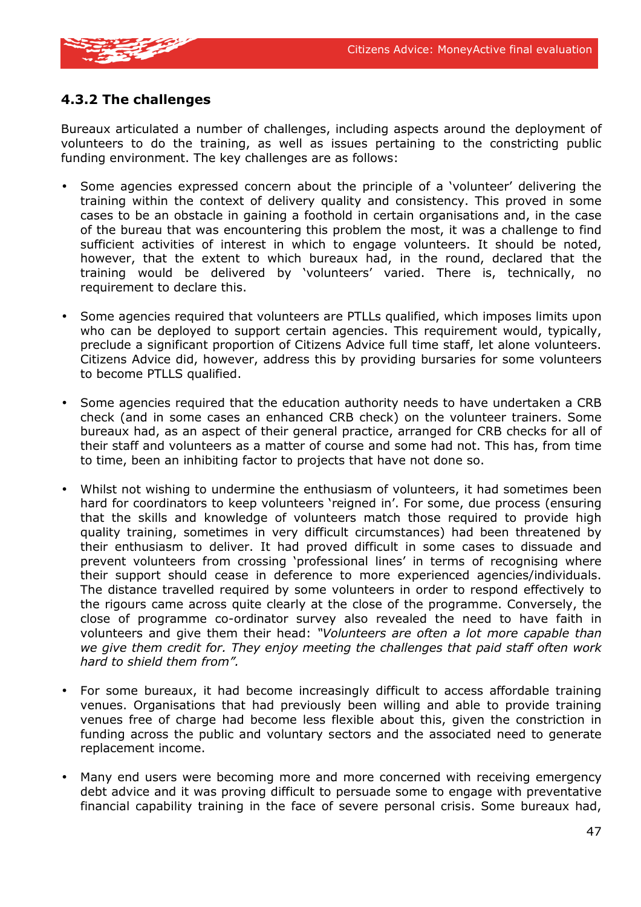### 4.3.2 The challenges

Bureaux articulated a number of challenges, including aspects around the deployment of volunteers to do the training, as well as issues pertaining to the constricting public funding environment. The key challenges are as follows:

- Some agencies expressed concern about the principle of a 'volunteer' delivering the training within the context of delivery quality and consistency. This proved in some cases to be an obstacle in gaining a foothold in certain organisations and, in the case of the bureau that was encountering this problem the most, it was a challenge to find sufficient activities of interest in which to engage volunteers. It should be noted, however, that the extent to which bureaux had, in the round, declared that the training would be delivered by 'volunteers' varied. There is, technically, no requirement to declare this.

- Some agencies required that volunteers are PTLLs qualified, which imposes limits upon who can be deployed to support certain agencies. This requirement would, typically, preclude a significant proportion of Citizens Advice full time staff, let alone volunteers. Citizens Advice did, however, address this by providing bursaries for some volunteers to become PTLLS qualified.

- Some agencies required that the education authority needs to have undertaken a CRB check (and in some cases an enhanced CRB check) on the volunteer trainers. Some bureaux had, as an aspect of their general practice, arranged for CRB checks for all of their staff and volunteers as a matter of course and some had not. This has, from time to time, been an inhibiting factor to projects that have not done so.

- Whilst not wishing to undermine the enthusiasm of volunteers, it had sometimes been hard for coordinators to keep volunteers 'reigned in'. For some, due process (ensuring that the skills and knowledge of volunteers match those required to provide high quality training, sometimes in very difficult circumstances) had been threatened by their enthusiasm to deliver. It had proved difficult in some cases to dissuade and prevent volunteers from crossing 'professional lines' in terms of recognising where their support should cease in deference to more experienced agencies/individuals. The distance travelled required by some volunteers in order to respond effectively to the rigours came across quite clearly at the close of the programme. Conversely, the close of programme co-ordinator survey also revealed the need to have faith in volunteers and give them their head: *"Volunteers are often a lot more capable than we give them credit for. They enjoy meeting the challenges that paid staff often work hard to shield them from".*

- For some bureaux, it had become increasingly difficult to access affordable training venues. Organisations that had previously been willing and able to provide training venues free of charge had become less flexible about this, given the constriction in funding across the public and voluntary sectors and the associated need to generate replacement income.

- Many end users were becoming more and more concerned with receiving emergency debt advice and it was proving difficult to persuade some to engage with preventative financial capability training in the face of severe personal crisis. Some bureaux had,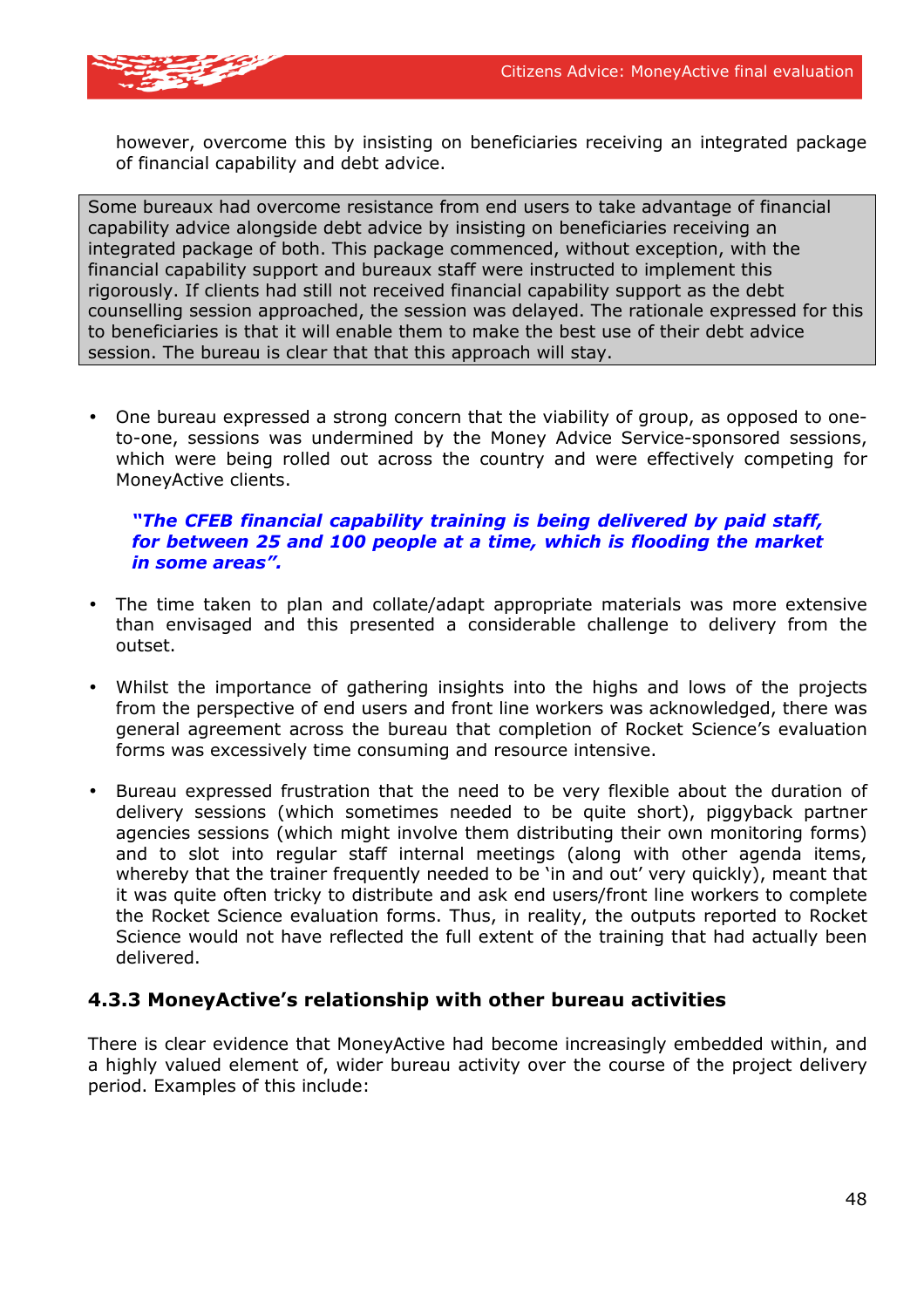however, overcome this by insisting on beneficiaries receiving an integrated package of financial capability and debt advice.

> Some bureaux had overcome resistance from end users to take advantage of financial capability advice alongside debt advice by insisting on beneficiaries receiving an integrated package of both. This package commenced, without exception, with the financial capability support and bureaux staff were instructed to implement this rigorously. If clients had still not received financial capability support as the debt counselling session approached, the session was delayed. The rationale expressed for this to beneficiaries is that it will enable them to make the best use of their debt advice session. The bureau is clear that that this approach will stay.

- One bureau expressed a strong concern that the viability of group, as opposed to one-to-one, sessions was undermined by the Money Advice Service-sponsored sessions, which were being rolled out across the country and were effectively competing for MoneyActive clients.

  ***"The CFEB financial capability training is being delivered by paid staff, for between 25 and 100 people at a time, which is flooding the market in some areas".***

- The time taken to plan and collate/adapt appropriate materials was more extensive than envisaged and this presented a considerable challenge to delivery from the outset.

- Whilst the importance of gathering insights into the highs and lows of the projects from the perspective of end users and front line workers was acknowledged, there was general agreement across the bureau that completion of Rocket Science's evaluation forms was excessively time consuming and resource intensive.

- Bureau expressed frustration that the need to be very flexible about the duration of delivery sessions (which sometimes needed to be quite short), piggyback partner agencies sessions (which might involve them distributing their own monitoring forms) and to slot into regular staff internal meetings (along with other agenda items, whereby that the trainer frequently needed to be 'in and out' very quickly), meant that it was quite often tricky to distribute and ask end users/front line workers to complete the Rocket Science evaluation forms. Thus, in reality, the outputs reported to Rocket Science would not have reflected the full extent of the training that had actually been delivered.

### 4.3.3 MoneyActive's relationship with other bureau activities

There is clear evidence that MoneyActive had become increasingly embedded within, and a highly valued element of, wider bureau activity over the course of the project delivery period. Examples of this include: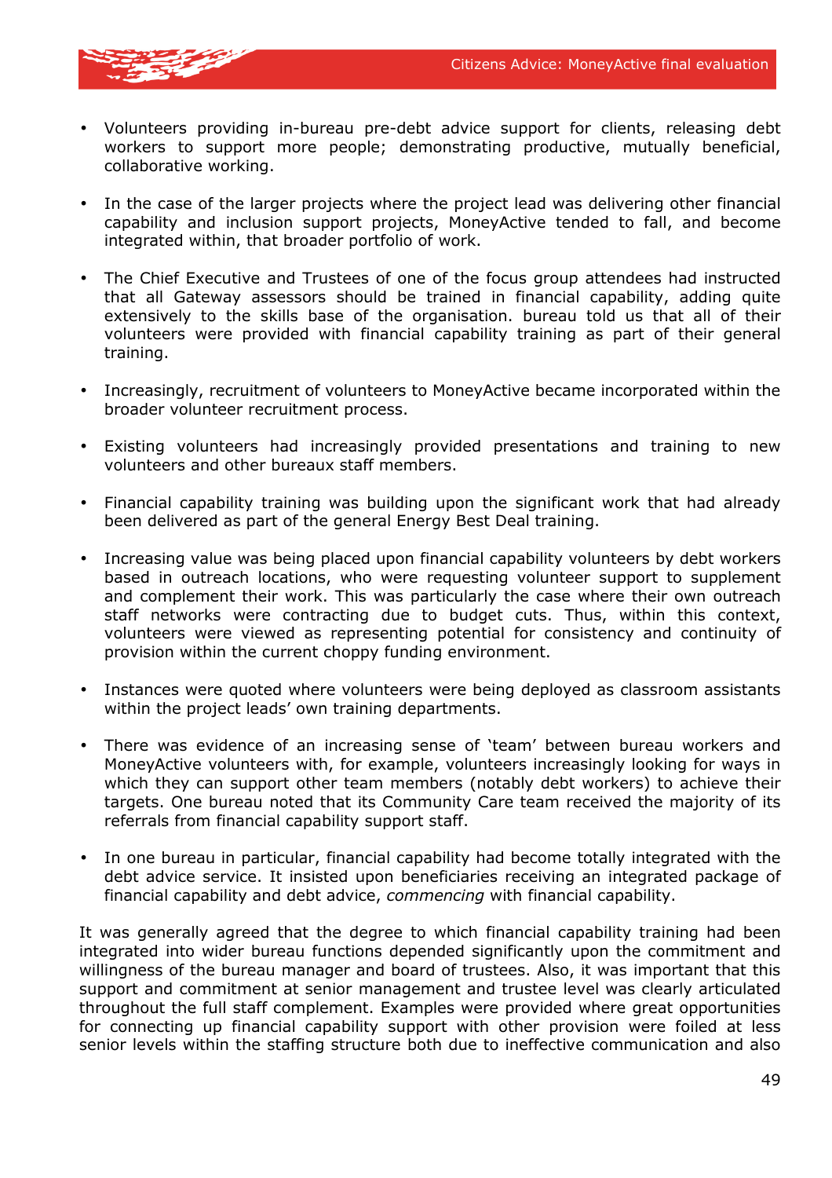- Volunteers providing in-bureau pre-debt advice support for clients, releasing debt workers to support more people; demonstrating productive, mutually beneficial, collaborative working.

- In the case of the larger projects where the project lead was delivering other financial capability and inclusion support projects, MoneyActive tended to fall, and become integrated within, that broader portfolio of work.

- The Chief Executive and Trustees of one of the focus group attendees had instructed that all Gateway assessors should be trained in financial capability, adding quite extensively to the skills base of the organisation. bureau told us that all of their volunteers were provided with financial capability training as part of their general training.

- Increasingly, recruitment of volunteers to MoneyActive became incorporated within the broader volunteer recruitment process.

- Existing volunteers had increasingly provided presentations and training to new volunteers and other bureaux staff members.

- Financial capability training was building upon the significant work that had already been delivered as part of the general Energy Best Deal training.

- Increasing value was being placed upon financial capability volunteers by debt workers based in outreach locations, who were requesting volunteer support to supplement and complement their work. This was particularly the case where their own outreach staff networks were contracting due to budget cuts. Thus, within this context, volunteers were viewed as representing potential for consistency and continuity of provision within the current choppy funding environment.

- Instances were quoted where volunteers were being deployed as classroom assistants within the project leads' own training departments.

- There was evidence of an increasing sense of 'team' between bureau workers and MoneyActive volunteers with, for example, volunteers increasingly looking for ways in which they can support other team members (notably debt workers) to achieve their targets. One bureau noted that its Community Care team received the majority of its referrals from financial capability support staff.

- In one bureau in particular, financial capability had become totally integrated with the debt advice service. It insisted upon beneficiaries receiving an integrated package of financial capability and debt advice, *commencing* with financial capability.

It was generally agreed that the degree to which financial capability training had been integrated into wider bureau functions depended significantly upon the commitment and willingness of the bureau manager and board of trustees. Also, it was important that this support and commitment at senior management and trustee level was clearly articulated throughout the full staff complement. Examples were provided where great opportunities for connecting up financial capability support with other provision were foiled at less senior levels within the staffing structure both due to ineffective communication and also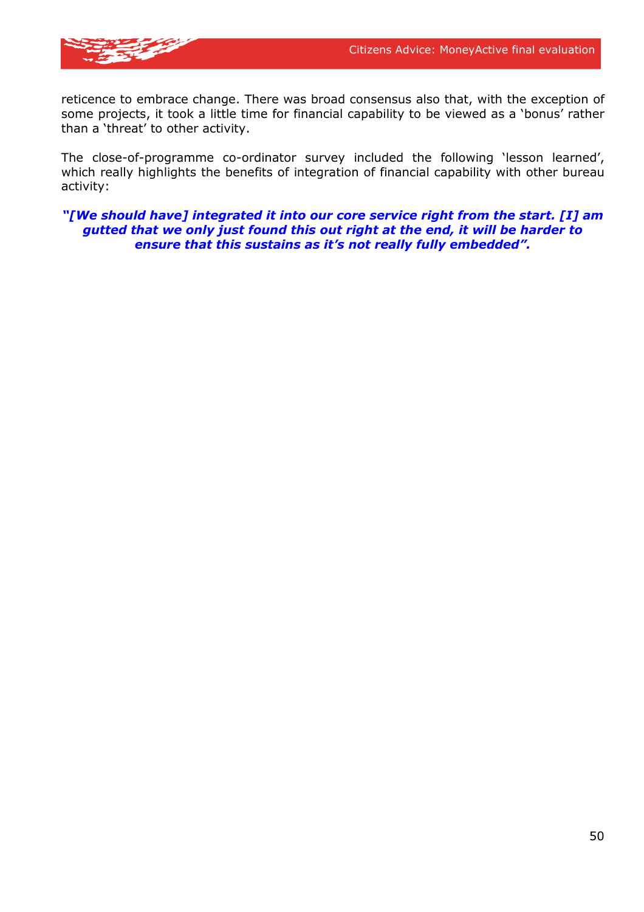reticence to embrace change. There was broad consensus also that, with the exception of some projects, it took a little time for financial capability to be viewed as a 'bonus' rather than a 'threat' to other activity.

The close-of-programme co-ordinator survey included the following 'lesson learned', which really highlights the benefits of integration of financial capability with other bureau activity:

***"[We should have] integrated it into our core service right from the start. [I] am gutted that we only just found this out right at the end, it will be harder to ensure that this sustains as it's not really fully embedded".***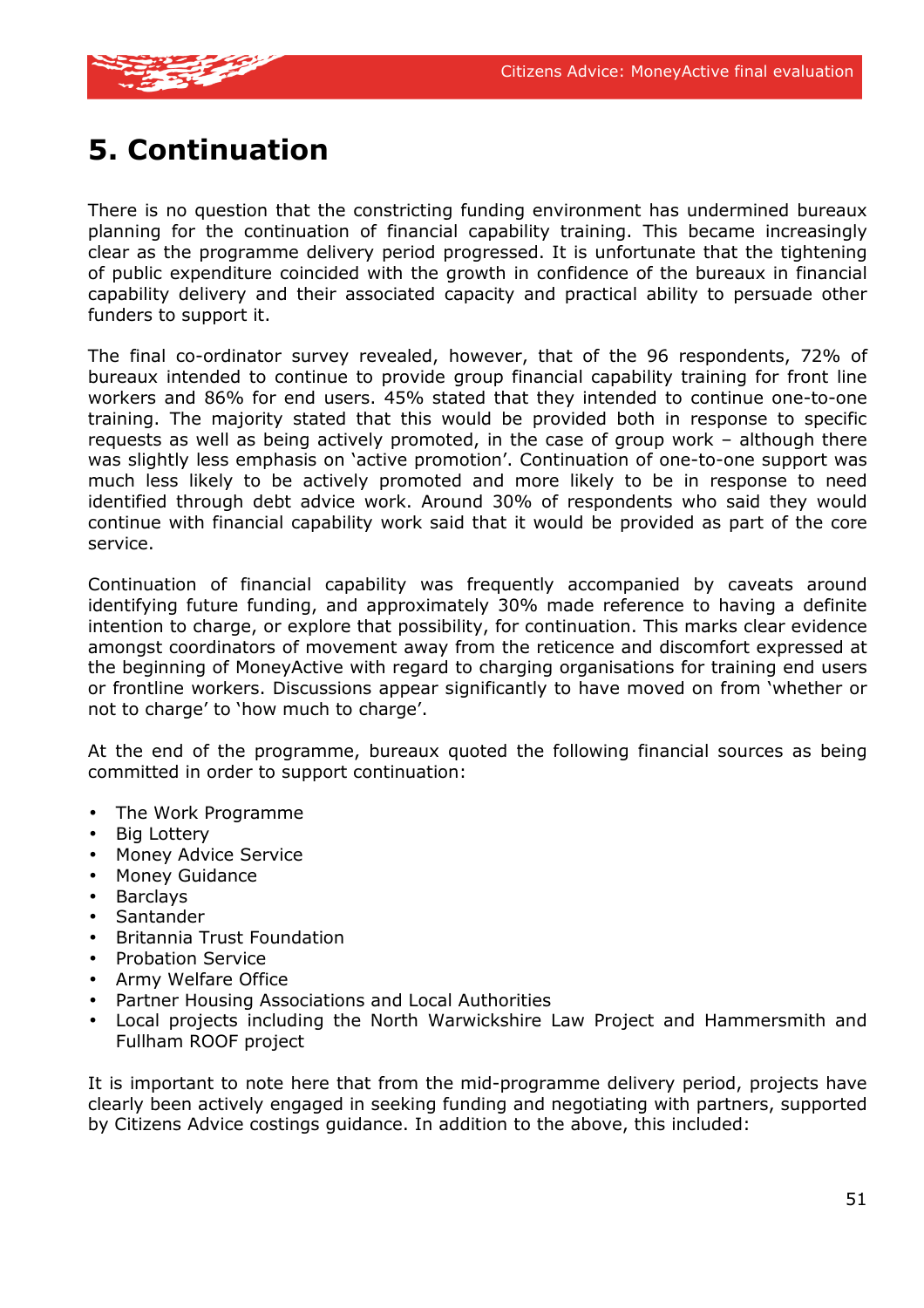# 5. Continuation

There is no question that the constricting funding environment has undermined bureaux planning for the continuation of financial capability training. This became increasingly clear as the programme delivery period progressed. It is unfortunate that the tightening of public expenditure coincided with the growth in confidence of the bureaux in financial capability delivery and their associated capacity and practical ability to persuade other funders to support it.

The final co-ordinator survey revealed, however, that of the 96 respondents, 72% of bureaux intended to continue to provide group financial capability training for front line workers and 86% for end users. 45% stated that they intended to continue one-to-one training. The majority stated that this would be provided both in response to specific requests as well as being actively promoted, in the case of group work – although there was slightly less emphasis on 'active promotion'. Continuation of one-to-one support was much less likely to be actively promoted and more likely to be in response to need identified through debt advice work. Around 30% of respondents who said they would continue with financial capability work said that it would be provided as part of the core service.

Continuation of financial capability was frequently accompanied by caveats around identifying future funding, and approximately 30% made reference to having a definite intention to charge, or explore that possibility, for continuation. This marks clear evidence amongst coordinators of movement away from the reticence and discomfort expressed at the beginning of MoneyActive with regard to charging organisations for training end users or frontline workers. Discussions appear significantly to have moved on from 'whether or not to charge' to 'how much to charge'.

At the end of the programme, bureaux quoted the following financial sources as being committed in order to support continuation:

- The Work Programme
- Big Lottery
- Money Advice Service
- Money Guidance
- Barclays
- Santander
- Britannia Trust Foundation
- Probation Service
- Army Welfare Office
- Partner Housing Associations and Local Authorities
- Local projects including the North Warwickshire Law Project and Hammersmith and Fullham ROOF project

It is important to note here that from the mid-programme delivery period, projects have clearly been actively engaged in seeking funding and negotiating with partners, supported by Citizens Advice costings guidance. In addition to the above, this included: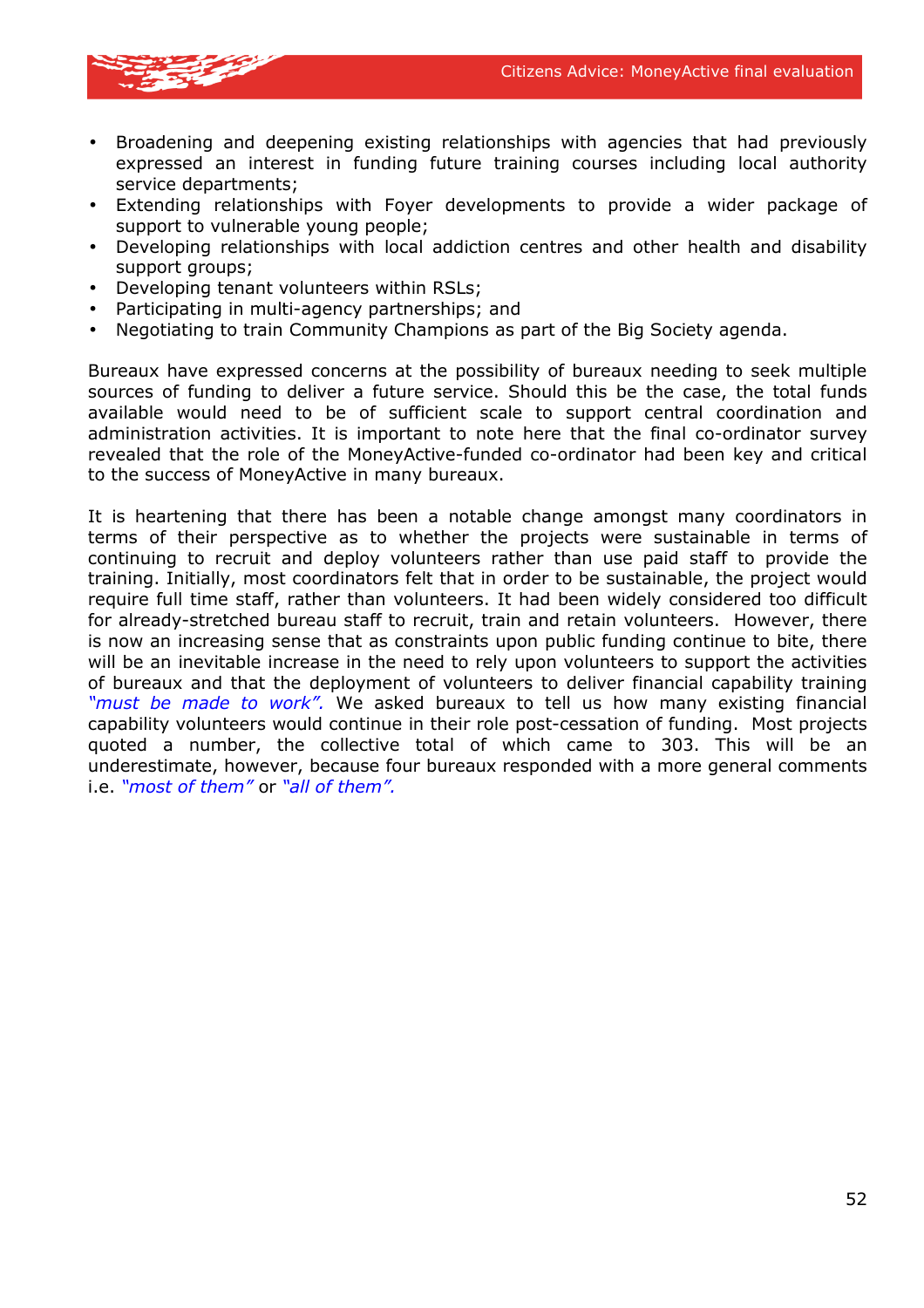- Broadening and deepening existing relationships with agencies that had previously expressed an interest in funding future training courses including local authority service departments;
- Extending relationships with Foyer developments to provide a wider package of support to vulnerable young people;
- Developing relationships with local addiction centres and other health and disability support groups;
- Developing tenant volunteers within RSLs;
- Participating in multi-agency partnerships; and
- Negotiating to train Community Champions as part of the Big Society agenda.

Bureaux have expressed concerns at the possibility of bureaux needing to seek multiple sources of funding to deliver a future service. Should this be the case, the total funds available would need to be of sufficient scale to support central coordination and administration activities. It is important to note here that the final co-ordinator survey revealed that the role of the MoneyActive-funded co-ordinator had been key and critical to the success of MoneyActive in many bureaux.

It is heartening that there has been a notable change amongst many coordinators in terms of their perspective as to whether the projects were sustainable in terms of continuing to recruit and deploy volunteers rather than use paid staff to provide the training. Initially, most coordinators felt that in order to be sustainable, the project would require full time staff, rather than volunteers. It had been widely considered too difficult for already-stretched bureau staff to recruit, train and retain volunteers. However, there is now an increasing sense that as constraints upon public funding continue to bite, there will be an inevitable increase in the need to rely upon volunteers to support the activities of bureaux and that the deployment of volunteers to deliver financial capability training *"must be made to work".* We asked bureaux to tell us how many existing financial capability volunteers would continue in their role post-cessation of funding. Most projects quoted a number, the collective total of which came to 303. This will be an underestimate, however, because four bureaux responded with a more general comments i.e. *"most of them"* or *"all of them".*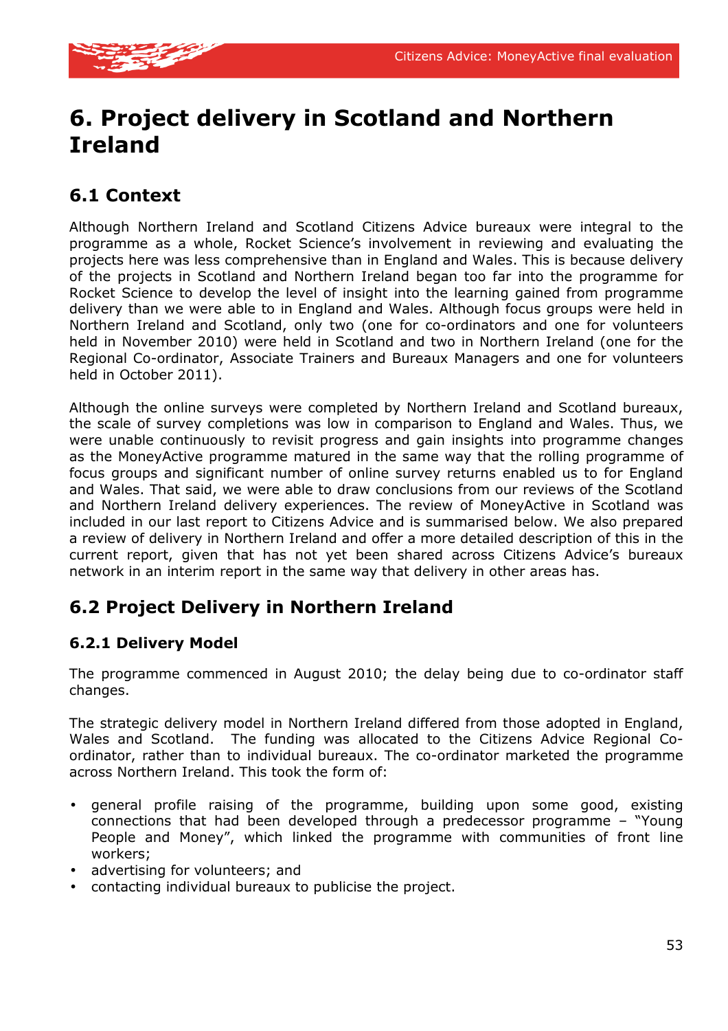# 6. Project delivery in Scotland and Northern Ireland

## 6.1 Context

Although Northern Ireland and Scotland Citizens Advice bureaux were integral to the programme as a whole, Rocket Science's involvement in reviewing and evaluating the projects here was less comprehensive than in England and Wales. This is because delivery of the projects in Scotland and Northern Ireland began too far into the programme for Rocket Science to develop the level of insight into the learning gained from programme delivery than we were able to in England and Wales. Although focus groups were held in Northern Ireland and Scotland, only two (one for co-ordinators and one for volunteers held in November 2010) were held in Scotland and two in Northern Ireland (one for the Regional Co-ordinator, Associate Trainers and Bureaux Managers and one for volunteers held in October 2011).

Although the online surveys were completed by Northern Ireland and Scotland bureaux, the scale of survey completions was low in comparison to England and Wales. Thus, we were unable continuously to revisit progress and gain insights into programme changes as the MoneyActive programme matured in the same way that the rolling programme of focus groups and significant number of online survey returns enabled us to for England and Wales. That said, we were able to draw conclusions from our reviews of the Scotland and Northern Ireland delivery experiences. The review of MoneyActive in Scotland was included in our last report to Citizens Advice and is summarised below. We also prepared a review of delivery in Northern Ireland and offer a more detailed description of this in the current report, given that has not yet been shared across Citizens Advice's bureaux network in an interim report in the same way that delivery in other areas has.

## 6.2 Project Delivery in Northern Ireland

### 6.2.1 Delivery Model

The programme commenced in August 2010; the delay being due to co-ordinator staff changes.

The strategic delivery model in Northern Ireland differed from those adopted in England, Wales and Scotland. The funding was allocated to the Citizens Advice Regional Co-ordinator, rather than to individual bureaux. The co-ordinator marketed the programme across Northern Ireland. This took the form of:

- general profile raising of the programme, building upon some good, existing connections that had been developed through a predecessor programme – "Young People and Money", which linked the programme with communities of front line workers;
- advertising for volunteers; and
- contacting individual bureaux to publicise the project.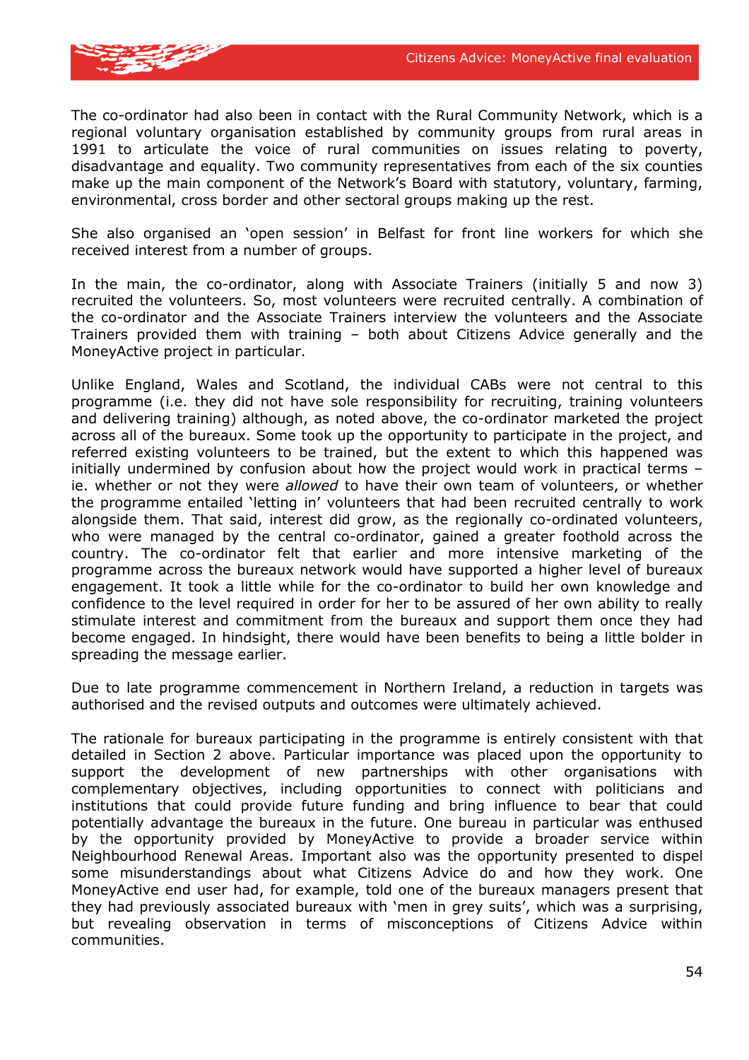The co-ordinator had also been in contact with the Rural Community Network, which is a regional voluntary organisation established by community groups from rural areas in 1991 to articulate the voice of rural communities on issues relating to poverty, disadvantage and equality. Two community representatives from each of the six counties make up the main component of the Network's Board with statutory, voluntary, farming, environmental, cross border and other sectoral groups making up the rest.

She also organised an 'open session' in Belfast for front line workers for which she received interest from a number of groups.

In the main, the co-ordinator, along with Associate Trainers (initially 5 and now 3) recruited the volunteers. So, most volunteers were recruited centrally. A combination of the co-ordinator and the Associate Trainers interview the volunteers and the Associate Trainers provided them with training – both about Citizens Advice generally and the MoneyActive project in particular.

Unlike England, Wales and Scotland, the individual CABs were not central to this programme (i.e. they did not have sole responsibility for recruiting, training volunteers and delivering training) although, as noted above, the co-ordinator marketed the project across all of the bureaux. Some took up the opportunity to participate in the project, and referred existing volunteers to be trained, but the extent to which this happened was initially undermined by confusion about how the project would work in practical terms – ie. whether or not they were *allowed* to have their own team of volunteers, or whether the programme entailed 'letting in' volunteers that had been recruited centrally to work alongside them. That said, interest did grow, as the regionally co-ordinated volunteers, who were managed by the central co-ordinator, gained a greater foothold across the country. The co-ordinator felt that earlier and more intensive marketing of the programme across the bureaux network would have supported a higher level of bureaux engagement. It took a little while for the co-ordinator to build her own knowledge and confidence to the level required in order for her to be assured of her own ability to really stimulate interest and commitment from the bureaux and support them once they had become engaged. In hindsight, there would have been benefits to being a little bolder in spreading the message earlier.

Due to late programme commencement in Northern Ireland, a reduction in targets was authorised and the revised outputs and outcomes were ultimately achieved.

The rationale for bureaux participating in the programme is entirely consistent with that detailed in Section 2 above. Particular importance was placed upon the opportunity to support the development of new partnerships with other organisations with complementary objectives, including opportunities to connect with politicians and institutions that could provide future funding and bring influence to bear that could potentially advantage the bureaux in the future. One bureau in particular was enthused by the opportunity provided by MoneyActive to provide a broader service within Neighbourhood Renewal Areas. Important also was the opportunity presented to dispel some misunderstandings about what Citizens Advice do and how they work. One MoneyActive end user had, for example, told one of the bureaux managers present that they had previously associated bureaux with 'men in grey suits', which was a surprising, but revealing observation in terms of misconceptions of Citizens Advice within communities.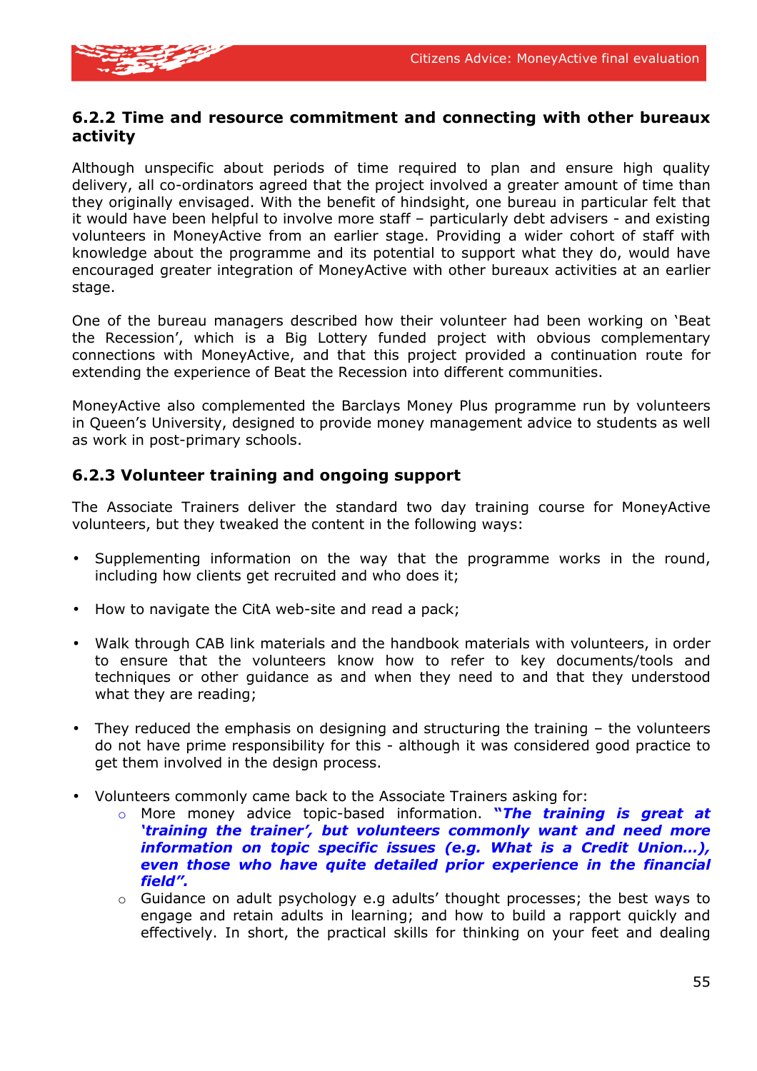### 6.2.2 Time and resource commitment and connecting with other bureaux activity

Although unspecific about periods of time required to plan and ensure high quality delivery, all co-ordinators agreed that the project involved a greater amount of time than they originally envisaged. With the benefit of hindsight, one bureau in particular felt that it would have been helpful to involve more staff – particularly debt advisers - and existing volunteers in MoneyActive from an earlier stage. Providing a wider cohort of staff with knowledge about the programme and its potential to support what they do, would have encouraged greater integration of MoneyActive with other bureaux activities at an earlier stage.

One of the bureau managers described how their volunteer had been working on 'Beat the Recession', which is a Big Lottery funded project with obvious complementary connections with MoneyActive, and that this project provided a continuation route for extending the experience of Beat the Recession into different communities.

MoneyActive also complemented the Barclays Money Plus programme run by volunteers in Queen's University, designed to provide money management advice to students as well as work in post-primary schools.

### 6.2.3 Volunteer training and ongoing support

The Associate Trainers deliver the standard two day training course for MoneyActive volunteers, but they tweaked the content in the following ways:

- Supplementing information on the way that the programme works in the round, including how clients get recruited and who does it;
- How to navigate the CitA web-site and read a pack;
- Walk through CAB link materials and the handbook materials with volunteers, in order to ensure that the volunteers know how to refer to key documents/tools and techniques or other guidance as and when they need to and that they understood what they are reading;
- They reduced the emphasis on designing and structuring the training – the volunteers do not have prime responsibility for this - although it was considered good practice to get them involved in the design process.
- Volunteers commonly came back to the Associate Trainers asking for:
  - More money advice topic-based information. ***"The training is great at 'training the trainer', but volunteers commonly want and need more information on topic specific issues (e.g. What is a Credit Union…), even those who have quite detailed prior experience in the financial field".***
  - Guidance on adult psychology e.g adults' thought processes; the best ways to engage and retain adults in learning; and how to build a rapport quickly and effectively. In short, the practical skills for thinking on your feet and dealing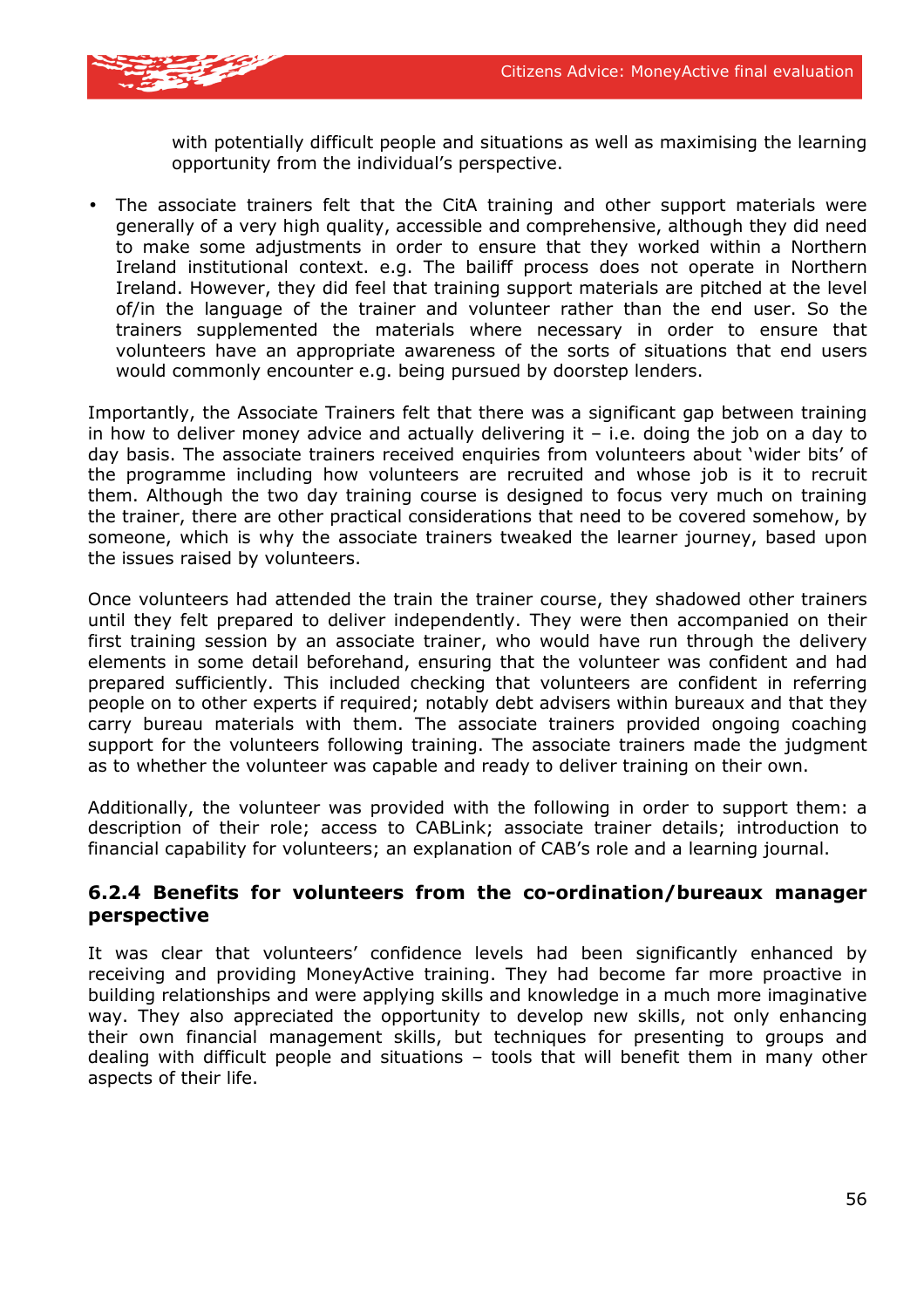with potentially difficult people and situations as well as maximising the learning opportunity from the individual's perspective.

- The associate trainers felt that the CitA training and other support materials were generally of a very high quality, accessible and comprehensive, although they did need to make some adjustments in order to ensure that they worked within a Northern Ireland institutional context. e.g. The bailiff process does not operate in Northern Ireland. However, they did feel that training support materials are pitched at the level of/in the language of the trainer and volunteer rather than the end user. So the trainers supplemented the materials where necessary in order to ensure that volunteers have an appropriate awareness of the sorts of situations that end users would commonly encounter e.g. being pursued by doorstep lenders.

Importantly, the Associate Trainers felt that there was a significant gap between training in how to deliver money advice and actually delivering it – i.e. doing the job on a day to day basis. The associate trainers received enquiries from volunteers about 'wider bits' of the programme including how volunteers are recruited and whose job is it to recruit them. Although the two day training course is designed to focus very much on training the trainer, there are other practical considerations that need to be covered somehow, by someone, which is why the associate trainers tweaked the learner journey, based upon the issues raised by volunteers.

Once volunteers had attended the train the trainer course, they shadowed other trainers until they felt prepared to deliver independently. They were then accompanied on their first training session by an associate trainer, who would have run through the delivery elements in some detail beforehand, ensuring that the volunteer was confident and had prepared sufficiently. This included checking that volunteers are confident in referring people on to other experts if required; notably debt advisers within bureaux and that they carry bureau materials with them. The associate trainers provided ongoing coaching support for the volunteers following training. The associate trainers made the judgment as to whether the volunteer was capable and ready to deliver training on their own.

Additionally, the volunteer was provided with the following in order to support them: a description of their role; access to CABLink; associate trainer details; introduction to financial capability for volunteers; an explanation of CAB's role and a learning journal.

### 6.2.4 Benefits for volunteers from the co-ordination/bureaux manager perspective

It was clear that volunteers' confidence levels had been significantly enhanced by receiving and providing MoneyActive training. They had become far more proactive in building relationships and were applying skills and knowledge in a much more imaginative way. They also appreciated the opportunity to develop new skills, not only enhancing their own financial management skills, but techniques for presenting to groups and dealing with difficult people and situations – tools that will benefit them in many other aspects of their life.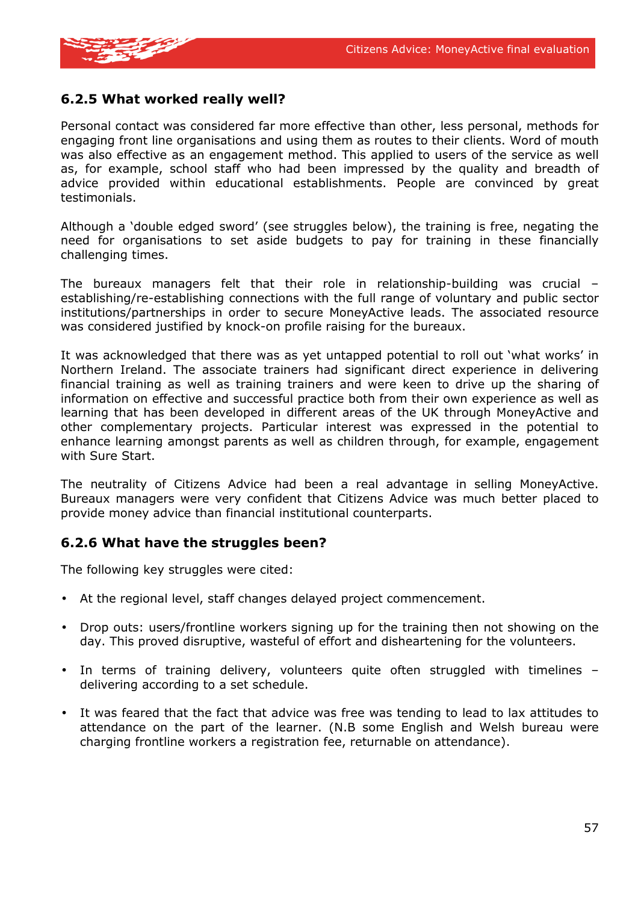### 6.2.5 What worked really well?

Personal contact was considered far more effective than other, less personal, methods for engaging front line organisations and using them as routes to their clients. Word of mouth was also effective as an engagement method. This applied to users of the service as well as, for example, school staff who had been impressed by the quality and breadth of advice provided within educational establishments. People are convinced by great testimonials.

Although a 'double edged sword' (see struggles below), the training is free, negating the need for organisations to set aside budgets to pay for training in these financially challenging times.

The bureaux managers felt that their role in relationship-building was crucial – establishing/re-establishing connections with the full range of voluntary and public sector institutions/partnerships in order to secure MoneyActive leads. The associated resource was considered justified by knock-on profile raising for the bureaux.

It was acknowledged that there was as yet untapped potential to roll out 'what works' in Northern Ireland. The associate trainers had significant direct experience in delivering financial training as well as training trainers and were keen to drive up the sharing of information on effective and successful practice both from their own experience as well as learning that has been developed in different areas of the UK through MoneyActive and other complementary projects. Particular interest was expressed in the potential to enhance learning amongst parents as well as children through, for example, engagement with Sure Start.

The neutrality of Citizens Advice had been a real advantage in selling MoneyActive. Bureaux managers were very confident that Citizens Advice was much better placed to provide money advice than financial institutional counterparts.

### 6.2.6 What have the struggles been?

The following key struggles were cited:

- At the regional level, staff changes delayed project commencement.
- Drop outs: users/frontline workers signing up for the training then not showing on the day. This proved disruptive, wasteful of effort and disheartening for the volunteers.
- In terms of training delivery, volunteers quite often struggled with timelines – delivering according to a set schedule.
- It was feared that the fact that advice was free was tending to lead to lax attitudes to attendance on the part of the learner. (N.B some English and Welsh bureau were charging frontline workers a registration fee, returnable on attendance).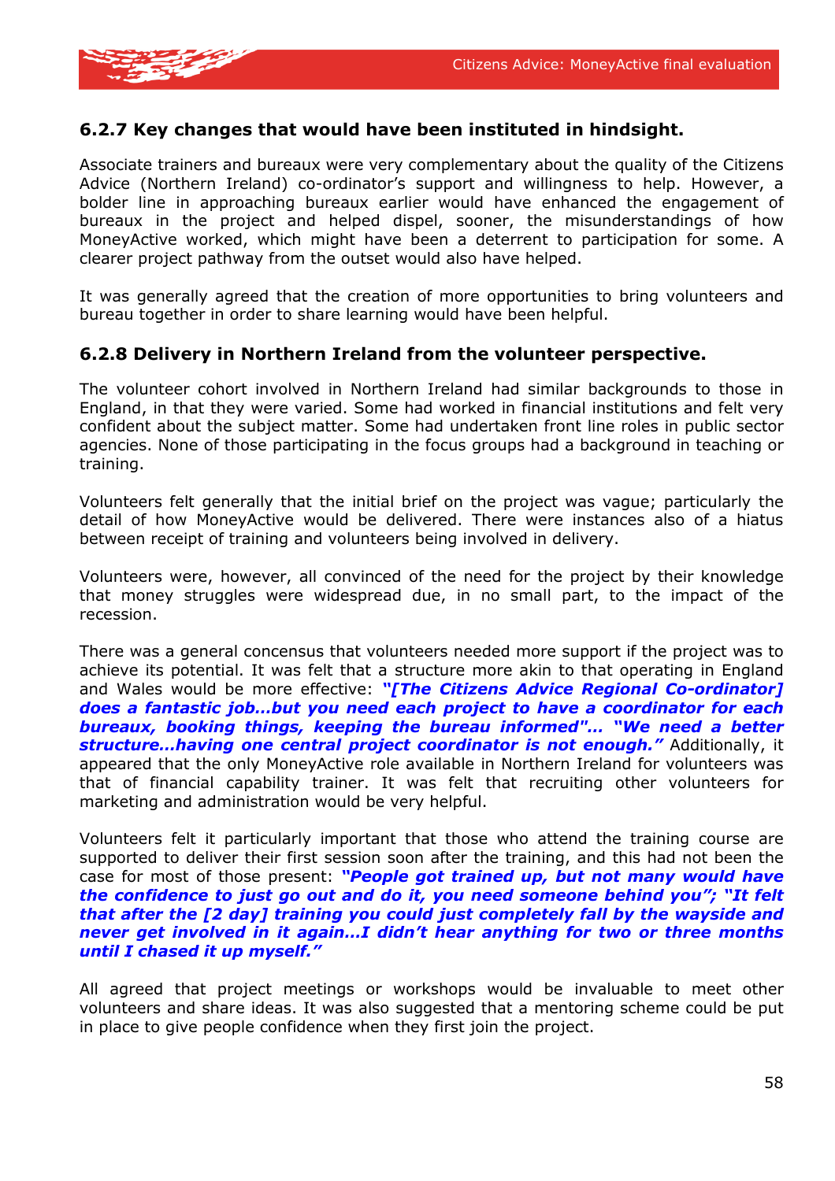### 6.2.7 Key changes that would have been instituted in hindsight.

Associate trainers and bureaux were very complementary about the quality of the Citizens Advice (Northern Ireland) co-ordinator's support and willingness to help. However, a bolder line in approaching bureaux earlier would have enhanced the engagement of bureaux in the project and helped dispel, sooner, the misunderstandings of how MoneyActive worked, which might have been a deterrent to participation for some. A clearer project pathway from the outset would also have helped.

It was generally agreed that the creation of more opportunities to bring volunteers and bureau together in order to share learning would have been helpful.

### 6.2.8 Delivery in Northern Ireland from the volunteer perspective.

The volunteer cohort involved in Northern Ireland had similar backgrounds to those in England, in that they were varied. Some had worked in financial institutions and felt very confident about the subject matter. Some had undertaken front line roles in public sector agencies. None of those participating in the focus groups had a background in teaching or training.

Volunteers felt generally that the initial brief on the project was vague; particularly the detail of how MoneyActive would be delivered. There were instances also of a hiatus between receipt of training and volunteers being involved in delivery.

Volunteers were, however, all convinced of the need for the project by their knowledge that money struggles were widespread due, in no small part, to the impact of the recession.

There was a general concensus that volunteers needed more support if the project was to achieve its potential. It was felt that a structure more akin to that operating in England and Wales would be more effective: ***"[The Citizens Advice Regional Co-ordinator] does a fantastic job…but you need each project to have a coordinator for each bureaux, booking things, keeping the bureau informed"… "We need a better structure…having one central project coordinator is not enough."*** Additionally, it appeared that the only MoneyActive role available in Northern Ireland for volunteers was that of financial capability trainer. It was felt that recruiting other volunteers for marketing and administration would be very helpful.

Volunteers felt it particularly important that those who attend the training course are supported to deliver their first session soon after the training, and this had not been the case for most of those present: ***"People got trained up, but not many would have the confidence to just go out and do it, you need someone behind you"; "It felt that after the [2 day] training you could just completely fall by the wayside and never get involved in it again…I didn't hear anything for two or three months until I chased it up myself."***

All agreed that project meetings or workshops would be invaluable to meet other volunteers and share ideas. It was also suggested that a mentoring scheme could be put in place to give people confidence when they first join the project.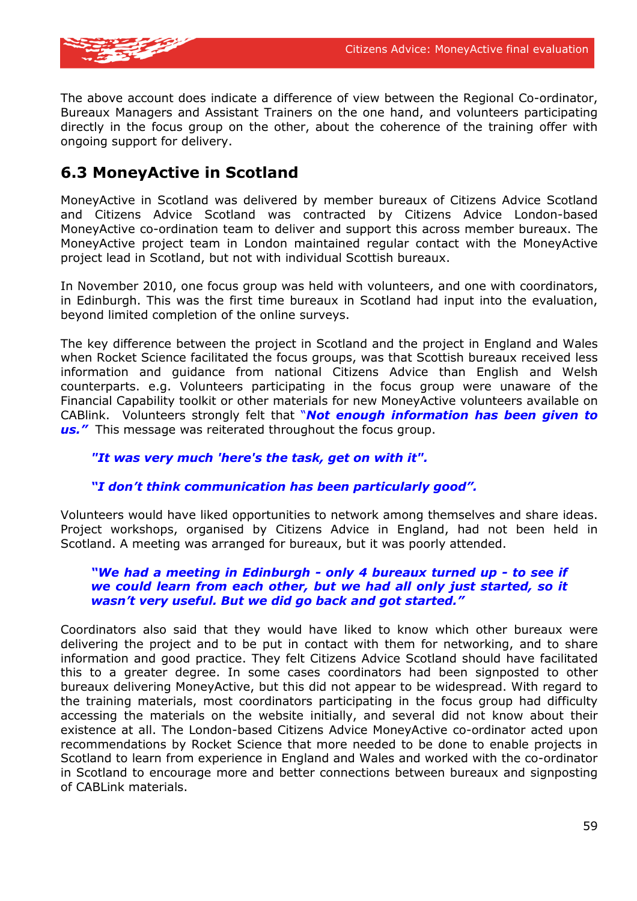The above account does indicate a difference of view between the Regional Co-ordinator, Bureaux Managers and Assistant Trainers on the one hand, and volunteers participating directly in the focus group on the other, about the coherence of the training offer with ongoing support for delivery.

## 6.3 MoneyActive in Scotland

MoneyActive in Scotland was delivered by member bureaux of Citizens Advice Scotland and Citizens Advice Scotland was contracted by Citizens Advice London-based MoneyActive co-ordination team to deliver and support this across member bureaux. The MoneyActive project team in London maintained regular contact with the MoneyActive project lead in Scotland, but not with individual Scottish bureaux.

In November 2010, one focus group was held with volunteers, and one with coordinators, in Edinburgh. This was the first time bureaux in Scotland had input into the evaluation, beyond limited completion of the online surveys.

The key difference between the project in Scotland and the project in England and Wales when Rocket Science facilitated the focus groups, was that Scottish bureaux received less information and guidance from national Citizens Advice than English and Welsh counterparts. e.g. Volunteers participating in the focus group were unaware of the Financial Capability toolkit or other materials for new MoneyActive volunteers available on CABlink. Volunteers strongly felt that ***"Not enough information has been given to us."*** This message was reiterated throughout the focus group.

> ***"It was very much 'here's the task, get on with it".***

> ***"I don't think communication has been particularly good".***

Volunteers would have liked opportunities to network among themselves and share ideas. Project workshops, organised by Citizens Advice in England, had not been held in Scotland. A meeting was arranged for bureaux, but it was poorly attended.

> ***"We had a meeting in Edinburgh - only 4 bureaux turned up - to see if we could learn from each other, but we had all only just started, so it wasn't very useful. But we did go back and got started."***

Coordinators also said that they would have liked to know which other bureaux were delivering the project and to be put in contact with them for networking, and to share information and good practice. They felt Citizens Advice Scotland should have facilitated this to a greater degree. In some cases coordinators had been signposted to other bureaux delivering MoneyActive, but this did not appear to be widespread. With regard to the training materials, most coordinators participating in the focus group had difficulty accessing the materials on the website initially, and several did not know about their existence at all. The London-based Citizens Advice MoneyActive co-ordinator acted upon recommendations by Rocket Science that more needed to be done to enable projects in Scotland to learn from experience in England and Wales and worked with the co-ordinator in Scotland to encourage more and better connections between bureaux and signposting of CABLink materials.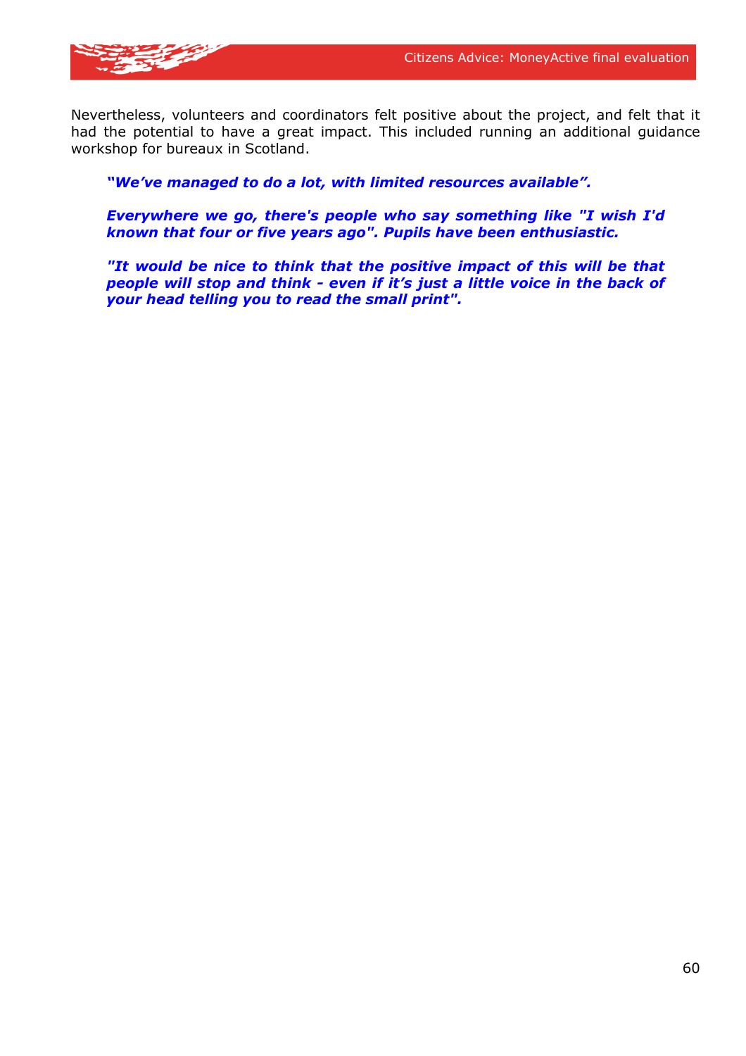Nevertheless, volunteers and coordinators felt positive about the project, and felt that it had the potential to have a great impact. This included running an additional guidance workshop for bureaux in Scotland.

> ***"We've managed to do a lot, with limited resources available".***
>
> ***Everywhere we go, there's people who say something like "I wish I'd known that four or five years ago". Pupils have been enthusiastic.***
>
> ***"It would be nice to think that the positive impact of this will be that people will stop and think - even if it's just a little voice in the back of your head telling you to read the small print".***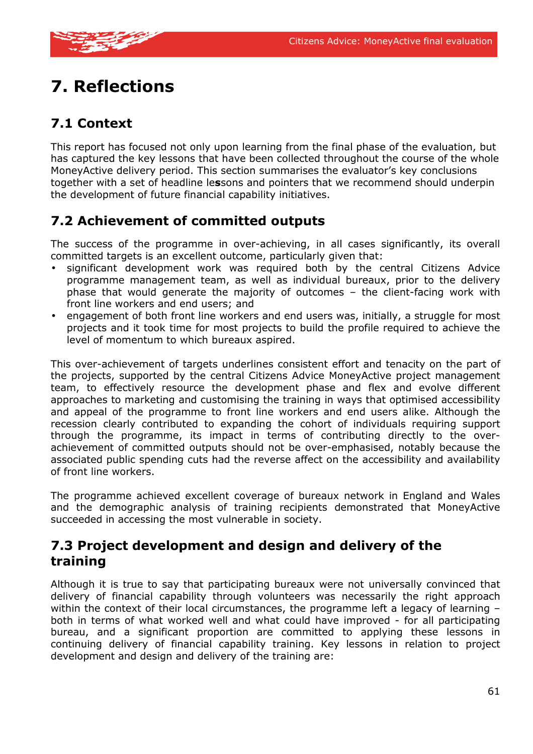# 7. Reflections

## 7.1 Context

This report has focused not only upon learning from the final phase of the evaluation, but has captured the key lessons that have been collected throughout the course of the whole MoneyActive delivery period. This section summarises the evaluator's key conclusions together with a set of headline lessons and pointers that we recommend should underpin the development of future financial capability initiatives.

## 7.2 Achievement of committed outputs

The success of the programme in over-achieving, in all cases significantly, its overall committed targets is an excellent outcome, particularly given that:

- significant development work was required both by the central Citizens Advice programme management team, as well as individual bureaux, prior to the delivery phase that would generate the majority of outcomes – the client-facing work with front line workers and end users; and
- engagement of both front line workers and end users was, initially, a struggle for most projects and it took time for most projects to build the profile required to achieve the level of momentum to which bureaux aspired.

This over-achievement of targets underlines consistent effort and tenacity on the part of the projects, supported by the central Citizens Advice MoneyActive project management team, to effectively resource the development phase and flex and evolve different approaches to marketing and customising the training in ways that optimised accessibility and appeal of the programme to front line workers and end users alike. Although the recession clearly contributed to expanding the cohort of individuals requiring support through the programme, its impact in terms of contributing directly to the over-achievement of committed outputs should not be over-emphasised, notably because the associated public spending cuts had the reverse affect on the accessibility and availability of front line workers.

The programme achieved excellent coverage of bureaux network in England and Wales and the demographic analysis of training recipients demonstrated that MoneyActive succeeded in accessing the most vulnerable in society.

## 7.3 Project development and design and delivery of the training

Although it is true to say that participating bureaux were not universally convinced that delivery of financial capability through volunteers was necessarily the right approach within the context of their local circumstances, the programme left a legacy of learning – both in terms of what worked well and what could have improved - for all participating bureau, and a significant proportion are committed to applying these lessons in continuing delivery of financial capability training. Key lessons in relation to project development and design and delivery of the training are: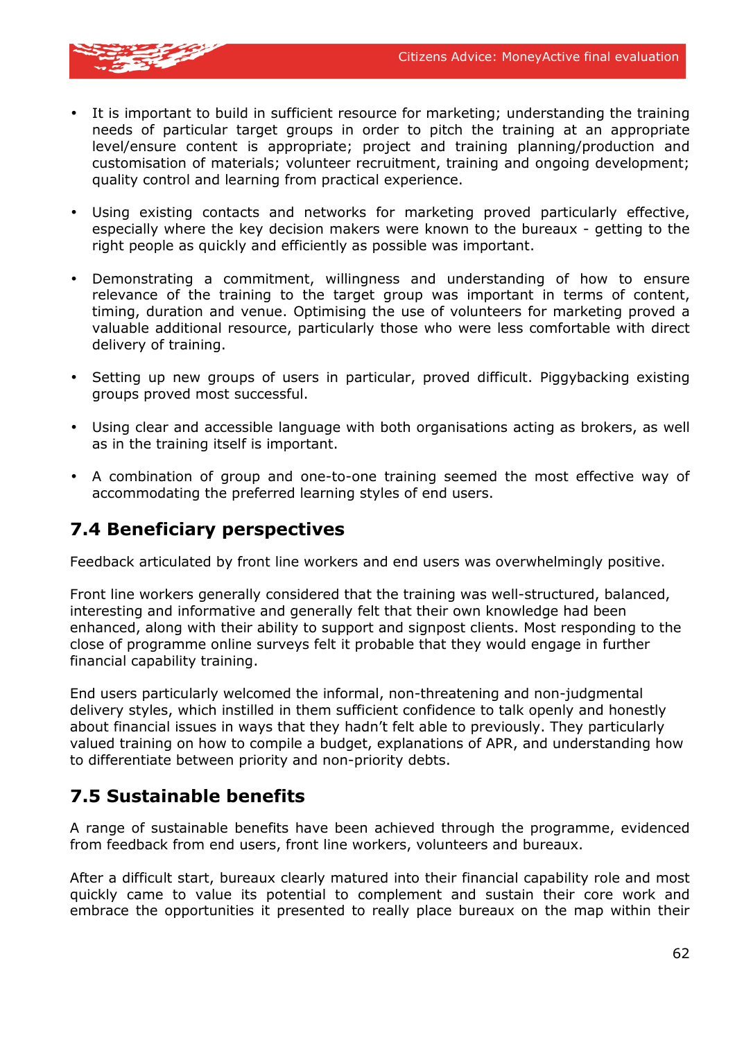- It is important to build in sufficient resource for marketing; understanding the training needs of particular target groups in order to pitch the training at an appropriate level/ensure content is appropriate; project and training planning/production and customisation of materials; volunteer recruitment, training and ongoing development; quality control and learning from practical experience.

- Using existing contacts and networks for marketing proved particularly effective, especially where the key decision makers were known to the bureaux - getting to the right people as quickly and efficiently as possible was important.

- Demonstrating a commitment, willingness and understanding of how to ensure relevance of the training to the target group was important in terms of content, timing, duration and venue. Optimising the use of volunteers for marketing proved a valuable additional resource, particularly those who were less comfortable with direct delivery of training.

- Setting up new groups of users in particular, proved difficult. Piggybacking existing groups proved most successful.

- Using clear and accessible language with both organisations acting as brokers, as well as in the training itself is important.

- A combination of group and one-to-one training seemed the most effective way of accommodating the preferred learning styles of end users.

## 7.4 Beneficiary perspectives

Feedback articulated by front line workers and end users was overwhelmingly positive.

Front line workers generally considered that the training was well-structured, balanced, interesting and informative and generally felt that their own knowledge had been enhanced, along with their ability to support and signpost clients. Most responding to the close of programme online surveys felt it probable that they would engage in further financial capability training.

End users particularly welcomed the informal, non-threatening and non-judgmental delivery styles, which instilled in them sufficient confidence to talk openly and honestly about financial issues in ways that they hadn't felt able to previously. They particularly valued training on how to compile a budget, explanations of APR, and understanding how to differentiate between priority and non-priority debts.

## 7.5 Sustainable benefits

A range of sustainable benefits have been achieved through the programme, evidenced from feedback from end users, front line workers, volunteers and bureaux.

After a difficult start, bureaux clearly matured into their financial capability role and most quickly came to value its potential to complement and sustain their core work and embrace the opportunities it presented to really place bureaux on the map within their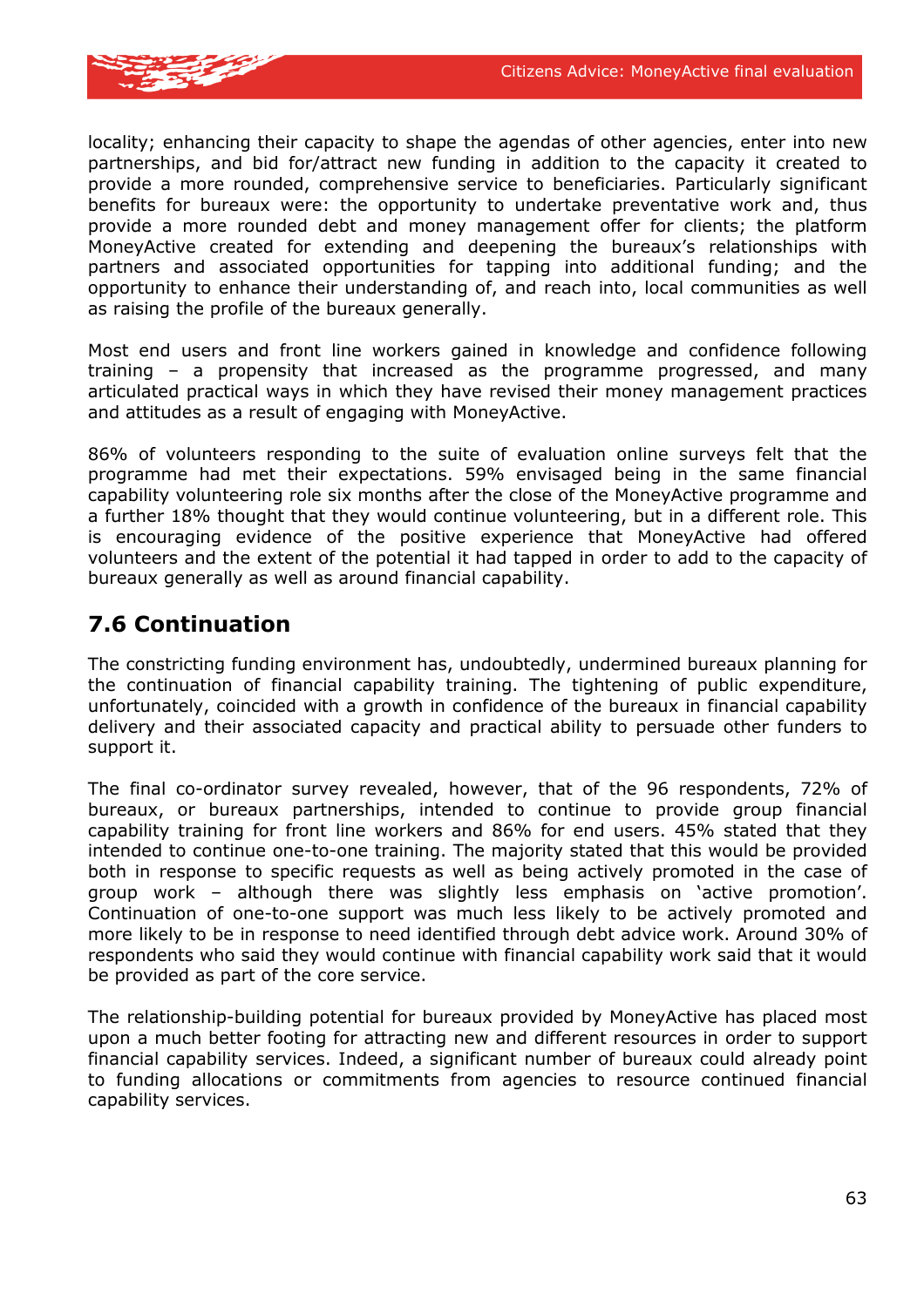locality; enhancing their capacity to shape the agendas of other agencies, enter into new partnerships, and bid for/attract new funding in addition to the capacity it created to provide a more rounded, comprehensive service to beneficiaries. Particularly significant benefits for bureaux were: the opportunity to undertake preventative work and, thus provide a more rounded debt and money management offer for clients; the platform MoneyActive created for extending and deepening the bureaux's relationships with partners and associated opportunities for tapping into additional funding; and the opportunity to enhance their understanding of, and reach into, local communities as well as raising the profile of the bureaux generally.

Most end users and front line workers gained in knowledge and confidence following training – a propensity that increased as the programme progressed, and many articulated practical ways in which they have revised their money management practices and attitudes as a result of engaging with MoneyActive.

86% of volunteers responding to the suite of evaluation online surveys felt that the programme had met their expectations. 59% envisaged being in the same financial capability volunteering role six months after the close of the MoneyActive programme and a further 18% thought that they would continue volunteering, but in a different role. This is encouraging evidence of the positive experience that MoneyActive had offered volunteers and the extent of the potential it had tapped in order to add to the capacity of bureaux generally as well as around financial capability.

## 7.6 Continuation

The constricting funding environment has, undoubtedly, undermined bureaux planning for the continuation of financial capability training. The tightening of public expenditure, unfortunately, coincided with a growth in confidence of the bureaux in financial capability delivery and their associated capacity and practical ability to persuade other funders to support it.

The final co-ordinator survey revealed, however, that of the 96 respondents, 72% of bureaux, or bureaux partnerships, intended to continue to provide group financial capability training for front line workers and 86% for end users. 45% stated that they intended to continue one-to-one training. The majority stated that this would be provided both in response to specific requests as well as being actively promoted in the case of group work – although there was slightly less emphasis on 'active promotion'. Continuation of one-to-one support was much less likely to be actively promoted and more likely to be in response to need identified through debt advice work. Around 30% of respondents who said they would continue with financial capability work said that it would be provided as part of the core service.

The relationship-building potential for bureaux provided by MoneyActive has placed most upon a much better footing for attracting new and different resources in order to support financial capability services. Indeed, a significant number of bureaux could already point to funding allocations or commitments from agencies to resource continued financial capability services.